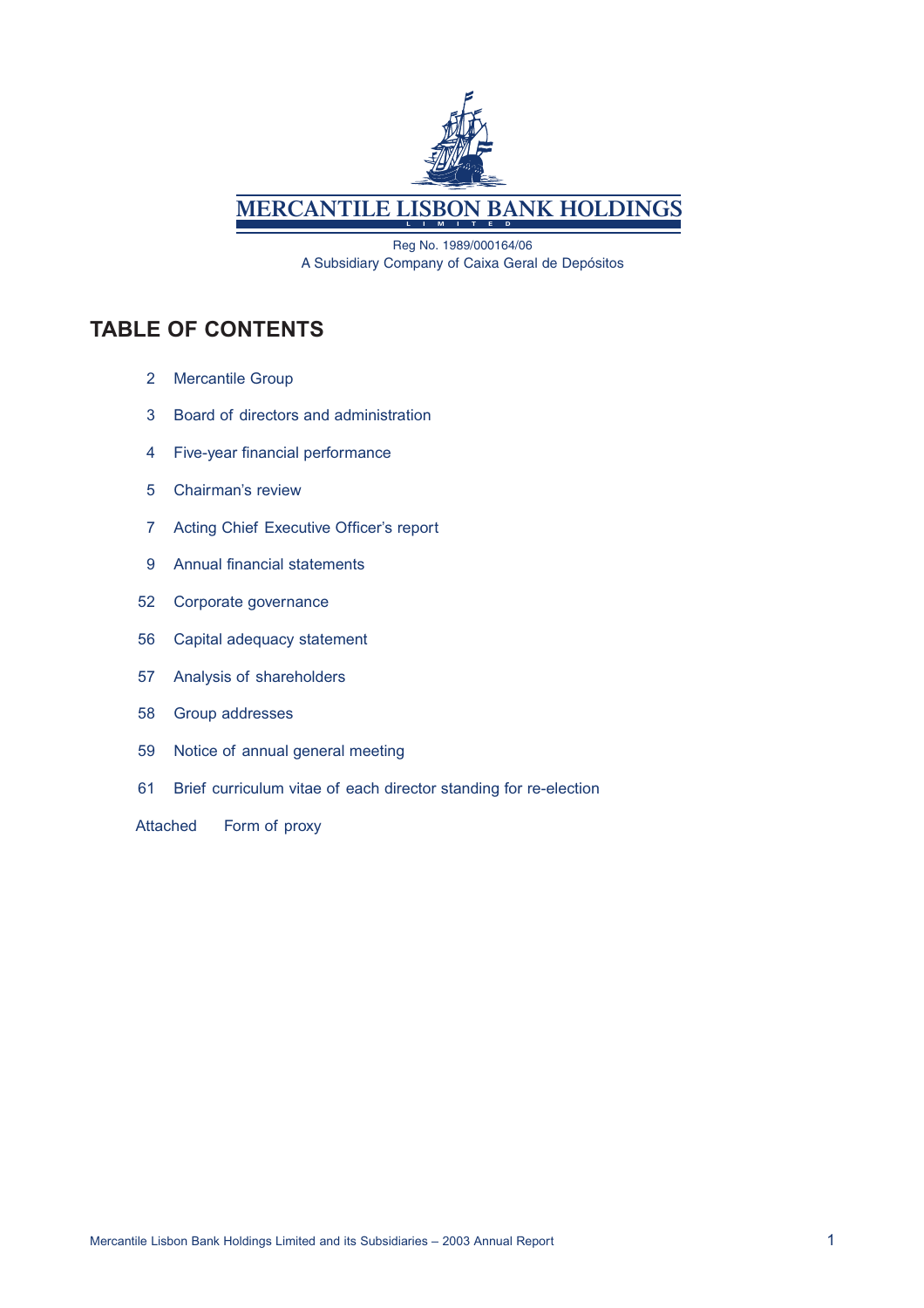# MERCANTILE LISBON BANK HOLDINGS

LIMITED

Reg No. 1989/000164/06

A Subsidiary Company of Caixa Geral de Depósitos

## TABLE OF CONTENTS

| | |
|---|---|
| 2 | Mercantile Group |
| 3 | Board of directors and administration |
| 4 | Five-year financial performance |
| 5 | Chairman's review |
| 7 | Acting Chief Executive Officer's report |
| 9 | Annual financial statements |
| 52 | Corporate governance |
| 56 | Capital adequacy statement |
| 57 | Analysis of shareholders |
| 58 | Group addresses |
| 59 | Notice of annual general meeting |
| 61 | Brief curriculum vitae of each director standing for re-election |
| Attached | Form of proxy |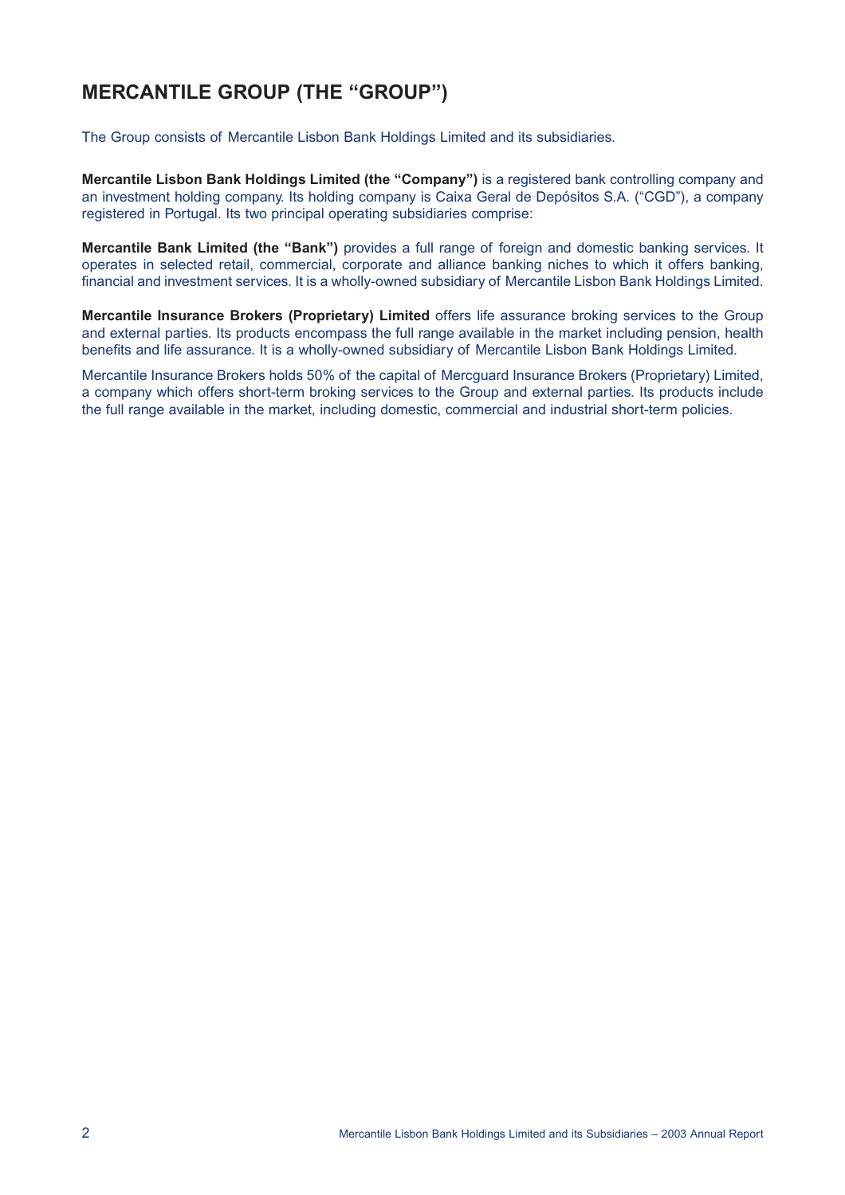# MERCANTILE GROUP (THE "GROUP")

The Group consists of Mercantile Lisbon Bank Holdings Limited and its subsidiaries.

**Mercantile Lisbon Bank Holdings Limited (the "Company")** is a registered bank controlling company and an investment holding company. Its holding company is Caixa Geral de Depósitos S.A. ("CGD"), a company registered in Portugal. Its two principal operating subsidiaries comprise:

**Mercantile Bank Limited (the "Bank")** provides a full range of foreign and domestic banking services. It operates in selected retail, commercial, corporate and alliance banking niches to which it offers banking, financial and investment services. It is a wholly-owned subsidiary of Mercantile Lisbon Bank Holdings Limited.

**Mercantile Insurance Brokers (Proprietary) Limited** offers life assurance broking services to the Group and external parties. Its products encompass the full range available in the market including pension, health benefits and life assurance. It is a wholly-owned subsidiary of Mercantile Lisbon Bank Holdings Limited.

Mercantile Insurance Brokers holds 50% of the capital of Mercguard Insurance Brokers (Proprietary) Limited, a company which offers short-term broking services to the Group and external parties. Its products include the full range available in the market, including domestic, commercial and industrial short-term policies.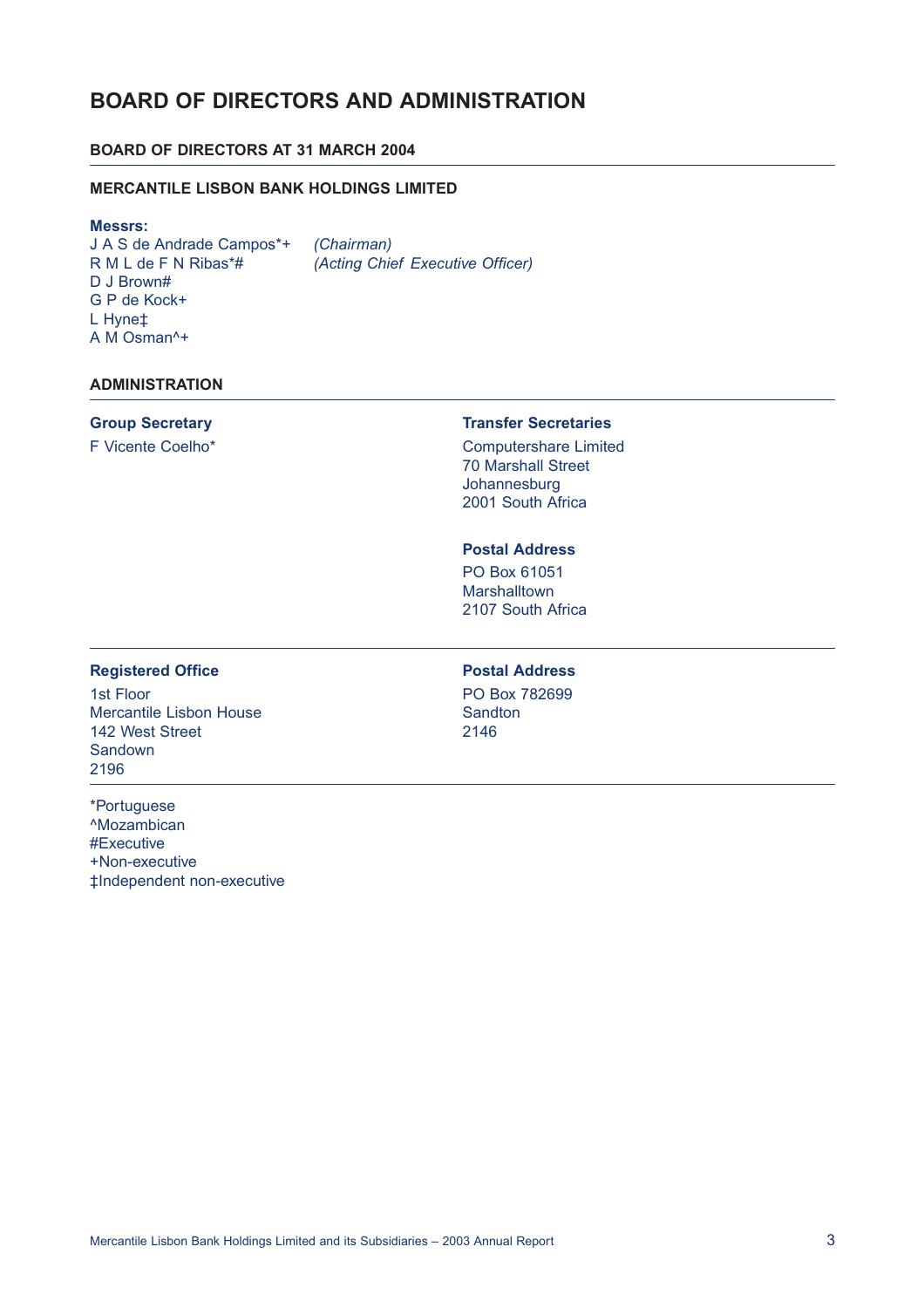# BOARD OF DIRECTORS AND ADMINISTRATION

## BOARD OF DIRECTORS AT 31 MARCH 2004

### MERCANTILE LISBON BANK HOLDINGS LIMITED

**Messrs:**

J A S de Andrade Campos*+ *(Chairman)*
R M L de F N Ribas*# *(Acting Chief Executive Officer)*
D J Brown#
G P de Kock+
L Hyne‡
A M Osman^+

## ADMINISTRATION

**Group Secretary**

F Vicente Coelho*

**Transfer Secretaries**

Computershare Limited
70 Marshall Street
Johannesburg
2001 South Africa

**Postal Address**

PO Box 61051
Marshalltown
2107 South Africa

**Registered Office**

1st Floor
Mercantile Lisbon House
142 West Street
Sandown
2196

**Postal Address**

PO Box 782699
Sandton
2146

*Portuguese
^Mozambican
#Executive
+Non-executive
‡Independent non-executive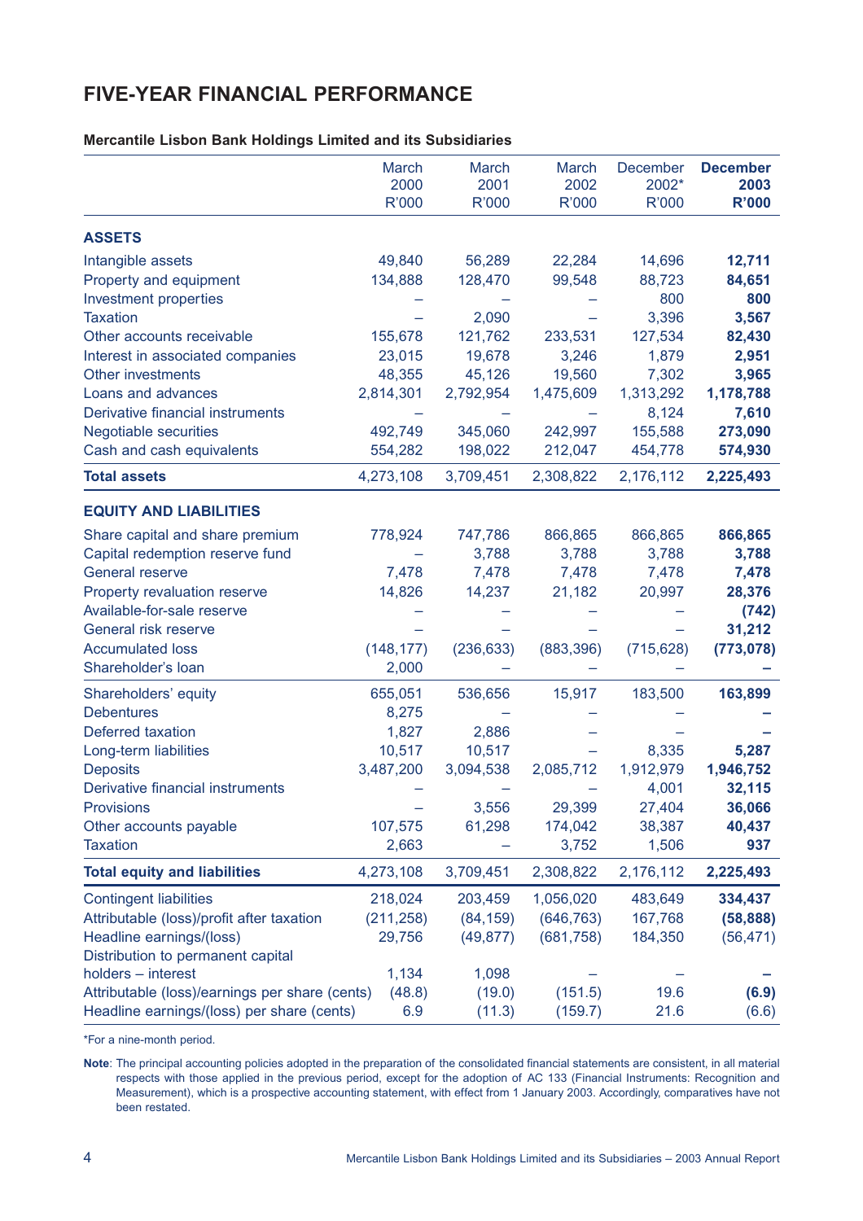# FIVE-YEAR FINANCIAL PERFORMANCE

**Mercantile Lisbon Bank Holdings Limited and its Subsidiaries**

| | March 2000 R'000 | March 2001 R'000 | March 2002 R'000 | December 2002* R'000 | **December 2003 R'000** |
|---|---|---|---|---|---|
| **ASSETS** | | | | | |
| Intangible assets | 49,840 | 56,289 | 22,284 | 14,696 | **12,711** |
| Property and equipment | 134,888 | 128,470 | 99,548 | 88,723 | **84,651** |
| Investment properties | – | – | – | 800 | **800** |
| Taxation | – | 2,090 | – | 3,396 | **3,567** |
| Other accounts receivable | 155,678 | 121,762 | 233,531 | 127,534 | **82,430** |
| Interest in associated companies | 23,015 | 19,678 | 3,246 | 1,879 | **2,951** |
| Other investments | 48,355 | 45,126 | 19,560 | 7,302 | **3,965** |
| Loans and advances | 2,814,301 | 2,792,954 | 1,475,609 | 1,313,292 | **1,178,788** |
| Derivative financial instruments | – | – | – | 8,124 | **7,610** |
| Negotiable securities | 492,749 | 345,060 | 242,997 | 155,588 | **273,090** |
| Cash and cash equivalents | 554,282 | 198,022 | 212,047 | 454,778 | **574,930** |
| **Total assets** | 4,273,108 | 3,709,451 | 2,308,822 | 2,176,112 | **2,225,493** |
| **EQUITY AND LIABILITIES** | | | | | |
| Share capital and share premium | 778,924 | 747,786 | 866,865 | 866,865 | **866,865** |
| Capital redemption reserve fund | – | 3,788 | 3,788 | 3,788 | **3,788** |
| General reserve | 7,478 | 7,478 | 7,478 | 7,478 | **7,478** |
| Property revaluation reserve | 14,826 | 14,237 | 21,182 | 20,997 | **28,376** |
| Available-for-sale reserve | – | – | – | – | **(742)** |
| General risk reserve | – | – | – | – | **31,212** |
| Accumulated loss | (148,177) | (236,633) | (883,396) | (715,628) | **(773,078)** |
| Shareholder's loan | 2,000 | – | – | – | **–** |
| Shareholders' equity | 655,051 | 536,656 | 15,917 | 183,500 | **163,899** |
| Debentures | 8,275 | – | – | – | **–** |
| Deferred taxation | 1,827 | 2,886 | – | – | **–** |
| Long-term liabilities | 10,517 | 10,517 | – | 8,335 | **5,287** |
| Deposits | 3,487,200 | 3,094,538 | 2,085,712 | 1,912,979 | **1,946,752** |
| Derivative financial instruments | – | – | – | 4,001 | **32,115** |
| Provisions | – | 3,556 | 29,399 | 27,404 | **36,066** |
| Other accounts payable | 107,575 | 61,298 | 174,042 | 38,387 | **40,437** |
| Taxation | 2,663 | – | 3,752 | 1,506 | **937** |
| **Total equity and liabilities** | 4,273,108 | 3,709,451 | 2,308,822 | 2,176,112 | **2,225,493** |
| Contingent liabilities | 218,024 | 203,459 | 1,056,020 | 483,649 | **334,437** |
| Attributable (loss)/profit after taxation | (211,258) | (84,159) | (646,763) | 167,768 | **(58,888)** |
| Headline earnings/(loss) | 29,756 | (49,877) | (681,758) | 184,350 | (56,471) |
| Distribution to permanent capital holders – interest | 1,134 | 1,098 | – | – | **–** |
| Attributable (loss)/earnings per share (cents) | (48.8) | (19.0) | (151.5) | 19.6 | **(6.9)** |
| Headline earnings/(loss) per share (cents) | 6.9 | (11.3) | (159.7) | 21.6 | (6.6) |

*For a nine-month period.

**Note**: The principal accounting policies adopted in the preparation of the consolidated financial statements are consistent, in all material respects with those applied in the previous period, except for the adoption of AC 133 (Financial Instruments: Recognition and Measurement), which is a prospective accounting statement, with effect from 1 January 2003. Accordingly, comparatives have not been restated.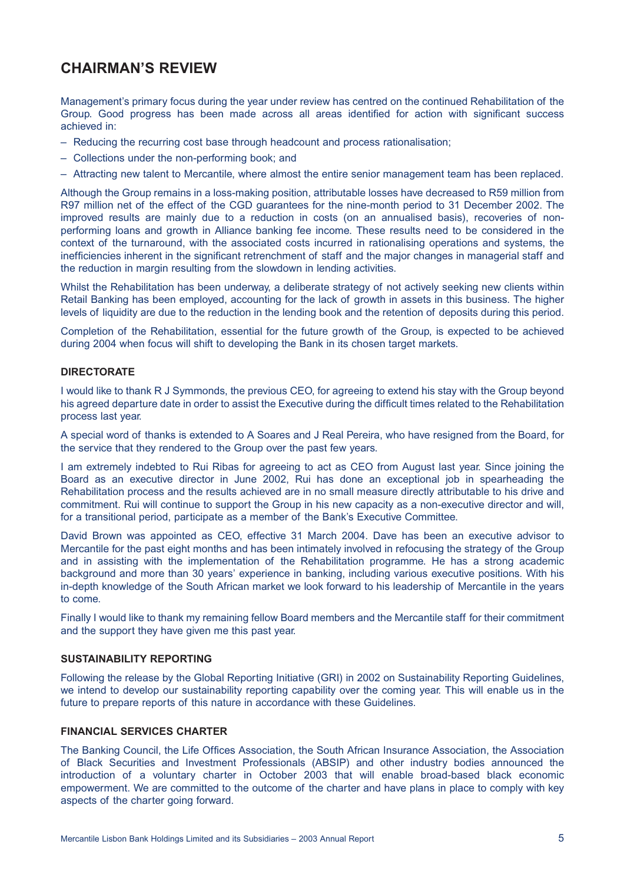# CHAIRMAN'S REVIEW

Management's primary focus during the year under review has centred on the continued Rehabilitation of the Group. Good progress has been made across all areas identified for action with significant success achieved in:

- Reducing the recurring cost base through headcount and process rationalisation;
- Collections under the non-performing book; and
- Attracting new talent to Mercantile, where almost the entire senior management team has been replaced.

Although the Group remains in a loss-making position, attributable losses have decreased to R59 million from R97 million net of the effect of the CGD guarantees for the nine-month period to 31 December 2002. The improved results are mainly due to a reduction in costs (on an annualised basis), recoveries of non-performing loans and growth in Alliance banking fee income. These results need to be considered in the context of the turnaround, with the associated costs incurred in rationalising operations and systems, the inefficiencies inherent in the significant retrenchment of staff and the major changes in managerial staff and the reduction in margin resulting from the slowdown in lending activities.

Whilst the Rehabilitation has been underway, a deliberate strategy of not actively seeking new clients within Retail Banking has been employed, accounting for the lack of growth in assets in this business. The higher levels of liquidity are due to the reduction in the lending book and the retention of deposits during this period.

Completion of the Rehabilitation, essential for the future growth of the Group, is expected to be achieved during 2004 when focus will shift to developing the Bank in its chosen target markets.

### DIRECTORATE

I would like to thank R J Symmonds, the previous CEO, for agreeing to extend his stay with the Group beyond his agreed departure date in order to assist the Executive during the difficult times related to the Rehabilitation process last year.

A special word of thanks is extended to A Soares and J Real Pereira, who have resigned from the Board, for the service that they rendered to the Group over the past few years.

I am extremely indebted to Rui Ribas for agreeing to act as CEO from August last year. Since joining the Board as an executive director in June 2002, Rui has done an exceptional job in spearheading the Rehabilitation process and the results achieved are in no small measure directly attributable to his drive and commitment. Rui will continue to support the Group in his new capacity as a non-executive director and will, for a transitional period, participate as a member of the Bank's Executive Committee.

David Brown was appointed as CEO, effective 31 March 2004. Dave has been an executive advisor to Mercantile for the past eight months and has been intimately involved in refocusing the strategy of the Group and in assisting with the implementation of the Rehabilitation programme. He has a strong academic background and more than 30 years' experience in banking, including various executive positions. With his in-depth knowledge of the South African market we look forward to his leadership of Mercantile in the years to come.

Finally I would like to thank my remaining fellow Board members and the Mercantile staff for their commitment and the support they have given me this past year.

### SUSTAINABILITY REPORTING

Following the release by the Global Reporting Initiative (GRI) in 2002 on Sustainability Reporting Guidelines, we intend to develop our sustainability reporting capability over the coming year. This will enable us in the future to prepare reports of this nature in accordance with these Guidelines.

### FINANCIAL SERVICES CHARTER

The Banking Council, the Life Offices Association, the South African Insurance Association, the Association of Black Securities and Investment Professionals (ABSIP) and other industry bodies announced the introduction of a voluntary charter in October 2003 that will enable broad-based black economic empowerment. We are committed to the outcome of the charter and have plans in place to comply with key aspects of the charter going forward.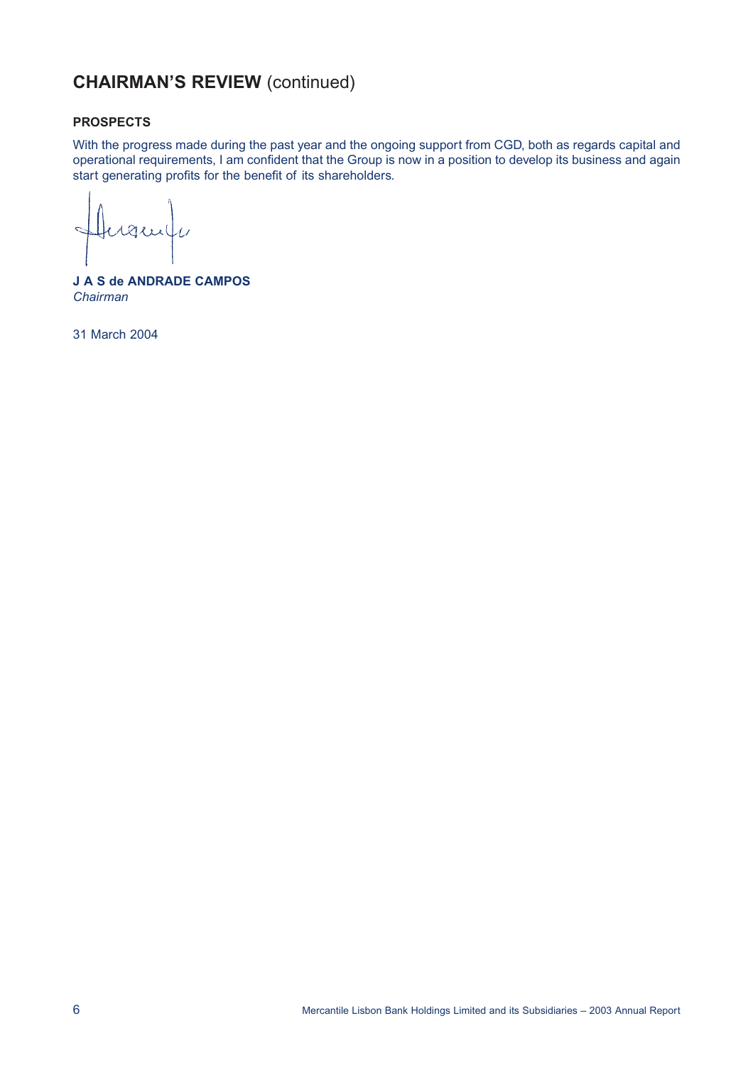# CHAIRMAN'S REVIEW (continued)

### PROSPECTS

With the progress made during the past year and the ongoing support from CGD, both as regards capital and operational requirements, I am confident that the Group is now in a position to develop its business and again start generating profits for the benefit of its shareholders.

**J A S de ANDRADE CAMPOS**
*Chairman*

31 March 2004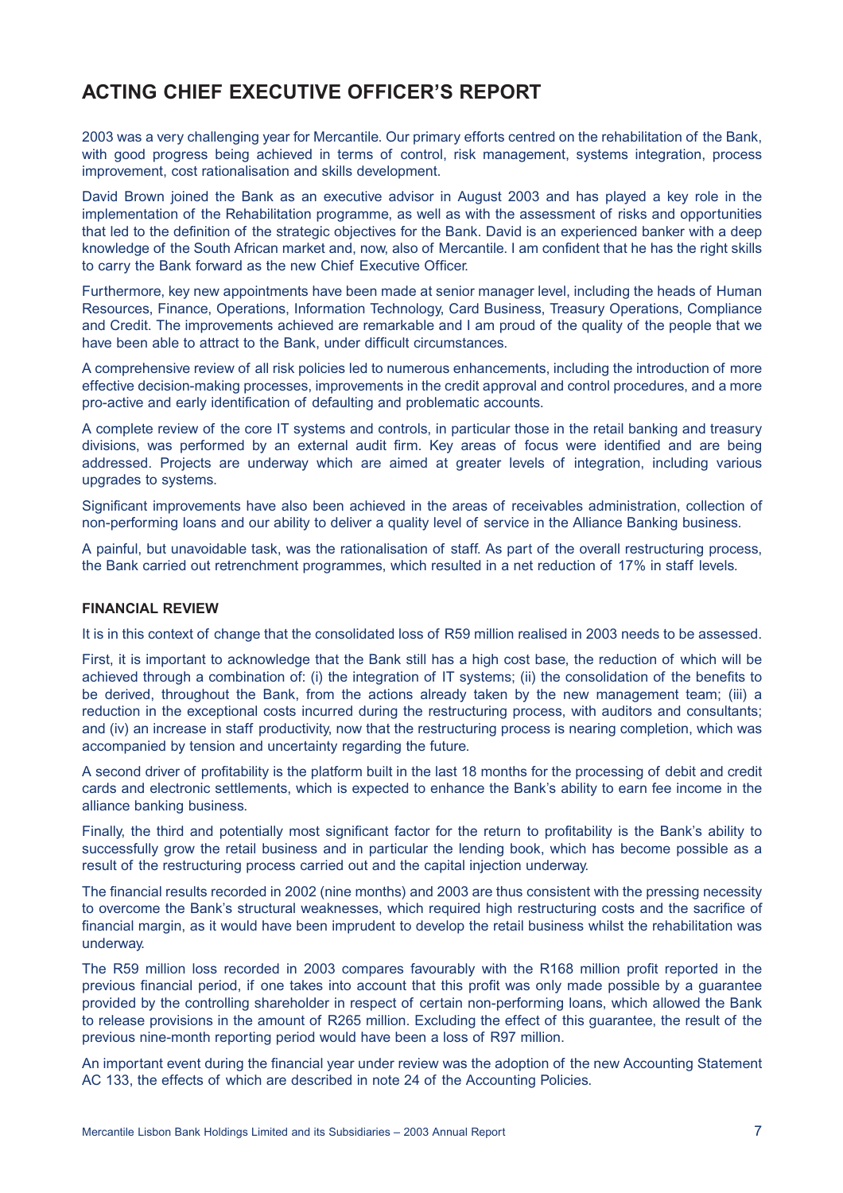# ACTING CHIEF EXECUTIVE OFFICER'S REPORT

2003 was a very challenging year for Mercantile. Our primary efforts centred on the rehabilitation of the Bank, with good progress being achieved in terms of control, risk management, systems integration, process improvement, cost rationalisation and skills development.

David Brown joined the Bank as an executive advisor in August 2003 and has played a key role in the implementation of the Rehabilitation programme, as well as with the assessment of risks and opportunities that led to the definition of the strategic objectives for the Bank. David is an experienced banker with a deep knowledge of the South African market and, now, also of Mercantile. I am confident that he has the right skills to carry the Bank forward as the new Chief Executive Officer.

Furthermore, key new appointments have been made at senior manager level, including the heads of Human Resources, Finance, Operations, Information Technology, Card Business, Treasury Operations, Compliance and Credit. The improvements achieved are remarkable and I am proud of the quality of the people that we have been able to attract to the Bank, under difficult circumstances.

A comprehensive review of all risk policies led to numerous enhancements, including the introduction of more effective decision-making processes, improvements in the credit approval and control procedures, and a more pro-active and early identification of defaulting and problematic accounts.

A complete review of the core IT systems and controls, in particular those in the retail banking and treasury divisions, was performed by an external audit firm. Key areas of focus were identified and are being addressed. Projects are underway which are aimed at greater levels of integration, including various upgrades to systems.

Significant improvements have also been achieved in the areas of receivables administration, collection of non-performing loans and our ability to deliver a quality level of service in the Alliance Banking business.

A painful, but unavoidable task, was the rationalisation of staff. As part of the overall restructuring process, the Bank carried out retrenchment programmes, which resulted in a net reduction of 17% in staff levels.

### FINANCIAL REVIEW

It is in this context of change that the consolidated loss of R59 million realised in 2003 needs to be assessed.

First, it is important to acknowledge that the Bank still has a high cost base, the reduction of which will be achieved through a combination of: (i) the integration of IT systems; (ii) the consolidation of the benefits to be derived, throughout the Bank, from the actions already taken by the new management team; (iii) a reduction in the exceptional costs incurred during the restructuring process, with auditors and consultants; and (iv) an increase in staff productivity, now that the restructuring process is nearing completion, which was accompanied by tension and uncertainty regarding the future.

A second driver of profitability is the platform built in the last 18 months for the processing of debit and credit cards and electronic settlements, which is expected to enhance the Bank's ability to earn fee income in the alliance banking business.

Finally, the third and potentially most significant factor for the return to profitability is the Bank's ability to successfully grow the retail business and in particular the lending book, which has become possible as a result of the restructuring process carried out and the capital injection underway.

The financial results recorded in 2002 (nine months) and 2003 are thus consistent with the pressing necessity to overcome the Bank's structural weaknesses, which required high restructuring costs and the sacrifice of financial margin, as it would have been imprudent to develop the retail business whilst the rehabilitation was underway.

The R59 million loss recorded in 2003 compares favourably with the R168 million profit reported in the previous financial period, if one takes into account that this profit was only made possible by a guarantee provided by the controlling shareholder in respect of certain non-performing loans, which allowed the Bank to release provisions in the amount of R265 million. Excluding the effect of this guarantee, the result of the previous nine-month reporting period would have been a loss of R97 million.

An important event during the financial year under review was the adoption of the new Accounting Statement AC 133, the effects of which are described in note 24 of the Accounting Policies.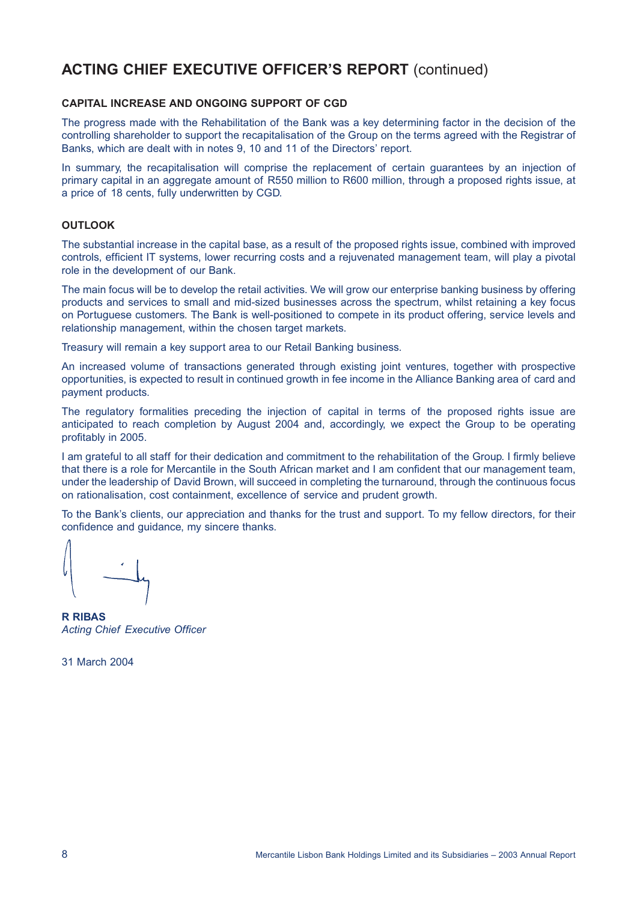## ACTING CHIEF EXECUTIVE OFFICER'S REPORT (continued)

### CAPITAL INCREASE AND ONGOING SUPPORT OF CGD

The progress made with the Rehabilitation of the Bank was a key determining factor in the decision of the controlling shareholder to support the recapitalisation of the Group on the terms agreed with the Registrar of Banks, which are dealt with in notes 9, 10 and 11 of the Directors' report.

In summary, the recapitalisation will comprise the replacement of certain guarantees by an injection of primary capital in an aggregate amount of R550 million to R600 million, through a proposed rights issue, at a price of 18 cents, fully underwritten by CGD.

### OUTLOOK

The substantial increase in the capital base, as a result of the proposed rights issue, combined with improved controls, efficient IT systems, lower recurring costs and a rejuvenated management team, will play a pivotal role in the development of our Bank.

The main focus will be to develop the retail activities. We will grow our enterprise banking business by offering products and services to small and mid-sized businesses across the spectrum, whilst retaining a key focus on Portuguese customers. The Bank is well-positioned to compete in its product offering, service levels and relationship management, within the chosen target markets.

Treasury will remain a key support area to our Retail Banking business.

An increased volume of transactions generated through existing joint ventures, together with prospective opportunities, is expected to result in continued growth in fee income in the Alliance Banking area of card and payment products.

The regulatory formalities preceding the injection of capital in terms of the proposed rights issue are anticipated to reach completion by August 2004 and, accordingly, we expect the Group to be operating profitably in 2005.

I am grateful to all staff for their dedication and commitment to the rehabilitation of the Group. I firmly believe that there is a role for Mercantile in the South African market and I am confident that our management team, under the leadership of David Brown, will succeed in completing the turnaround, through the continuous focus on rationalisation, cost containment, excellence of service and prudent growth.

To the Bank's clients, our appreciation and thanks for the trust and support. To my fellow directors, for their confidence and guidance, my sincere thanks.

**R RIBAS**
*Acting Chief Executive Officer*

31 March 2004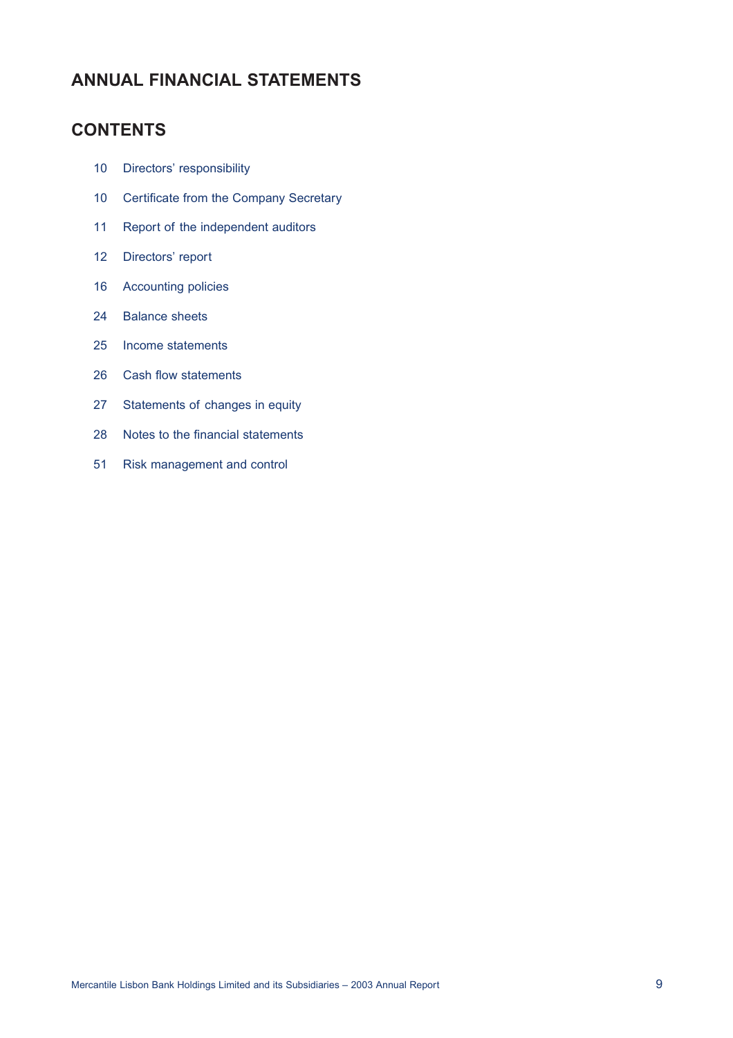# ANNUAL FINANCIAL STATEMENTS

## CONTENTS

| | |
|---|---|
| 10 | Directors' responsibility |
| 10 | Certificate from the Company Secretary |
| 11 | Report of the independent auditors |
| 12 | Directors' report |
| 16 | Accounting policies |
| 24 | Balance sheets |
| 25 | Income statements |
| 26 | Cash flow statements |
| 27 | Statements of changes in equity |
| 28 | Notes to the financial statements |
| 51 | Risk management and control |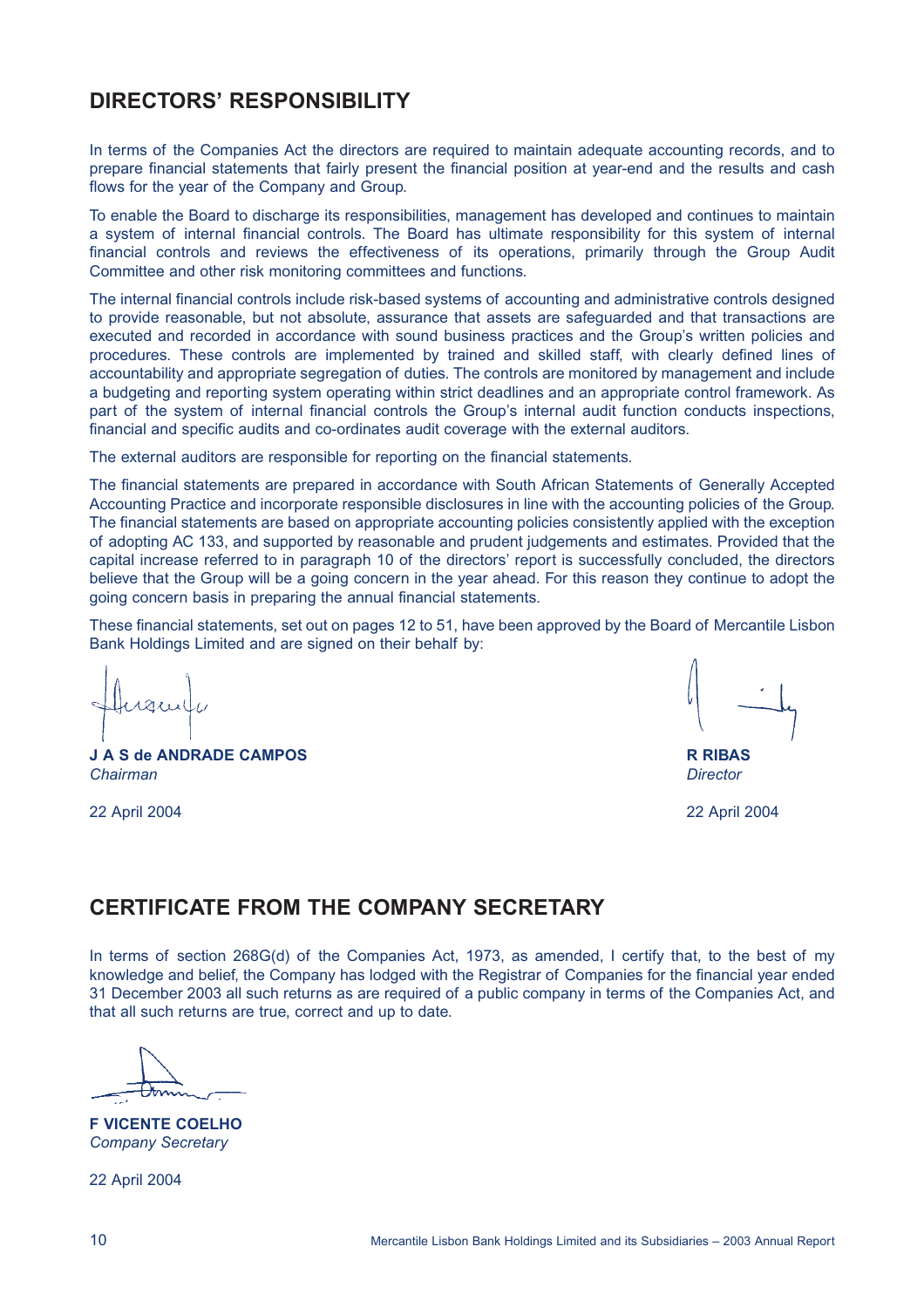## DIRECTORS' RESPONSIBILITY

In terms of the Companies Act the directors are required to maintain adequate accounting records, and to prepare financial statements that fairly present the financial position at year-end and the results and cash flows for the year of the Company and Group.

To enable the Board to discharge its responsibilities, management has developed and continues to maintain a system of internal financial controls. The Board has ultimate responsibility for this system of internal financial controls and reviews the effectiveness of its operations, primarily through the Group Audit Committee and other risk monitoring committees and functions.

The internal financial controls include risk-based systems of accounting and administrative controls designed to provide reasonable, but not absolute, assurance that assets are safeguarded and that transactions are executed and recorded in accordance with sound business practices and the Group's written policies and procedures. These controls are implemented by trained and skilled staff, with clearly defined lines of accountability and appropriate segregation of duties. The controls are monitored by management and include a budgeting and reporting system operating within strict deadlines and an appropriate control framework. As part of the system of internal financial controls the Group's internal audit function conducts inspections, financial and specific audits and co-ordinates audit coverage with the external auditors.

The external auditors are responsible for reporting on the financial statements.

The financial statements are prepared in accordance with South African Statements of Generally Accepted Accounting Practice and incorporate responsible disclosures in line with the accounting policies of the Group. The financial statements are based on appropriate accounting policies consistently applied with the exception of adopting AC 133, and supported by reasonable and prudent judgements and estimates. Provided that the capital increase referred to in paragraph 10 of the directors' report is successfully concluded, the directors believe that the Group will be a going concern in the year ahead. For this reason they continue to adopt the going concern basis in preparing the annual financial statements.

These financial statements, set out on pages 12 to 51, have been approved by the Board of Mercantile Lisbon Bank Holdings Limited and are signed on their behalf by:

**J A S de ANDRADE CAMPOS**
*Chairman*

22 April 2004

**R RIBAS**
*Director*

22 April 2004

## CERTIFICATE FROM THE COMPANY SECRETARY

In terms of section 268G(d) of the Companies Act, 1973, as amended, I certify that, to the best of my knowledge and belief, the Company has lodged with the Registrar of Companies for the financial year ended 31 December 2003 all such returns as are required of a public company in terms of the Companies Act, and that all such returns are true, correct and up to date.

**F VICENTE COELHO**
*Company Secretary*

22 April 2004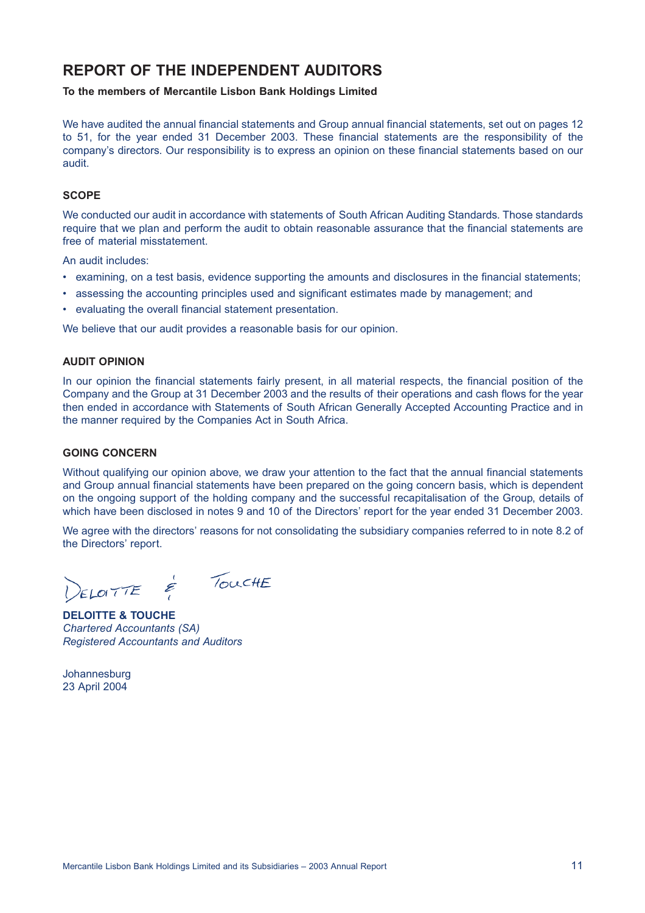# REPORT OF THE INDEPENDENT AUDITORS

**To the members of Mercantile Lisbon Bank Holdings Limited**

We have audited the annual financial statements and Group annual financial statements, set out on pages 12 to 51, for the year ended 31 December 2003. These financial statements are the responsibility of the company's directors. Our responsibility is to express an opinion on these financial statements based on our audit.

## SCOPE

We conducted our audit in accordance with statements of South African Auditing Standards. Those standards require that we plan and perform the audit to obtain reasonable assurance that the financial statements are free of material misstatement.

An audit includes:

- examining, on a test basis, evidence supporting the amounts and disclosures in the financial statements;
- assessing the accounting principles used and significant estimates made by management; and
- evaluating the overall financial statement presentation.

We believe that our audit provides a reasonable basis for our opinion.

## AUDIT OPINION

In our opinion the financial statements fairly present, in all material respects, the financial position of the Company and the Group at 31 December 2003 and the results of their operations and cash flows for the year then ended in accordance with Statements of South African Generally Accepted Accounting Practice and in the manner required by the Companies Act in South Africa.

## GOING CONCERN

Without qualifying our opinion above, we draw your attention to the fact that the annual financial statements and Group annual financial statements have been prepared on the going concern basis, which is dependent on the ongoing support of the holding company and the successful recapitalisation of the Group, details of which have been disclosed in notes 9 and 10 of the Directors' report for the year ended 31 December 2003.

We agree with the directors' reasons for not consolidating the subsidiary companies referred to in note 8.2 of the Directors' report.

Deloitte & Touche

**DELOITTE & TOUCHE**
*Chartered Accountants (SA)*
*Registered Accountants and Auditors*

Johannesburg
23 April 2004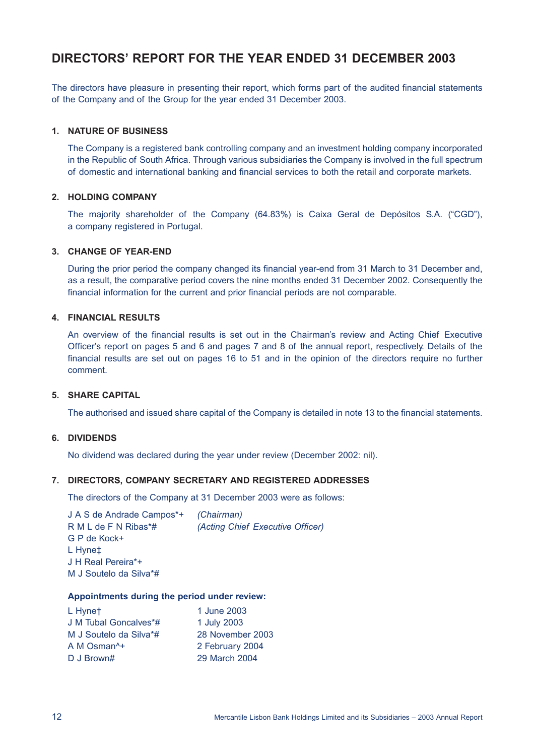# DIRECTORS' REPORT FOR THE YEAR ENDED 31 DECEMBER 2003

The directors have pleasure in presenting their report, which forms part of the audited financial statements of the Company and of the Group for the year ended 31 December 2003.

### 1. NATURE OF BUSINESS

The Company is a registered bank controlling company and an investment holding company incorporated in the Republic of South Africa. Through various subsidiaries the Company is involved in the full spectrum of domestic and international banking and financial services to both the retail and corporate markets.

### 2. HOLDING COMPANY

The majority shareholder of the Company (64.83%) is Caixa Geral de Depósitos S.A. ("CGD"), a company registered in Portugal.

### 3. CHANGE OF YEAR-END

During the prior period the company changed its financial year-end from 31 March to 31 December and, as a result, the comparative period covers the nine months ended 31 December 2002. Consequently the financial information for the current and prior financial periods are not comparable.

### 4. FINANCIAL RESULTS

An overview of the financial results is set out in the Chairman's review and Acting Chief Executive Officer's report on pages 5 and 6 and pages 7 and 8 of the annual report, respectively. Details of the financial results are set out on pages 16 to 51 and in the opinion of the directors require no further comment.

### 5. SHARE CAPITAL

The authorised and issued share capital of the Company is detailed in note 13 to the financial statements.

### 6. DIVIDENDS

No dividend was declared during the year under review (December 2002: nil).

### 7. DIRECTORS, COMPANY SECRETARY AND REGISTERED ADDRESSES

The directors of the Company at 31 December 2003 were as follows:

| | |
|---|---|
| J A S de Andrade Campos*+ | *(Chairman)* |
| R M L de F N Ribas*# | *(Acting Chief Executive Officer)* |
| G P de Kock+ | |
| L Hyne‡ | |
| J H Real Pereira*+ | |
| M J Soutelo da Silva*# | |

**Appointments during the period under review:**

| | |
|---|---|
| L Hyne† | 1 June 2003 |
| J M Tubal Goncalves*# | 1 July 2003 |
| M J Soutelo da Silva*# | 28 November 2003 |
| A M Osman^+ | 2 February 2004 |
| D J Brown# | 29 March 2004 |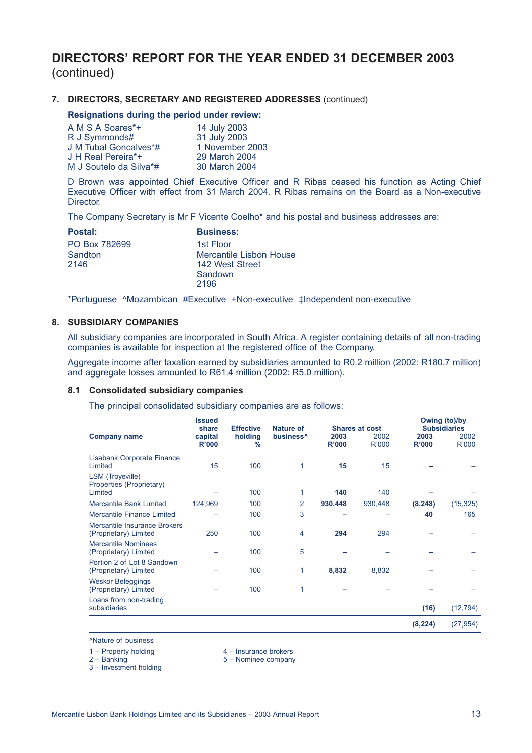# DIRECTORS' REPORT FOR THE YEAR ENDED 31 DECEMBER 2003 (continued)

## 7. DIRECTORS, SECRETARY AND REGISTERED ADDRESSES (continued)

**Resignations during the period under review:**

| | |
|---|---|
| A M S A Soares*+ | 14 July 2003 |
| R J Symmonds# | 31 July 2003 |
| J M Tubal Goncalves*# | 1 November 2003 |
| J H Real Pereira*+ | 29 March 2004 |
| M J Soutelo da Silva*# | 30 March 2004 |

D Brown was appointed Chief Executive Officer and R Ribas ceased his function as Acting Chief Executive Officer with effect from 31 March 2004. R Ribas remains on the Board as a Non-executive Director.

The Company Secretary is Mr F Vicente Coelho* and his postal and business addresses are:

| **Postal:** | **Business:** |
|---|---|
| PO Box 782699 | 1st Floor |
| Sandton | Mercantile Lisbon House |
| 2146 | 142 West Street |
| | Sandown |
| | 2196 |

*Portuguese ^Mozambican #Executive +Non-executive ‡Independent non-executive

## 8. SUBSIDIARY COMPANIES

All subsidiary companies are incorporated in South Africa. A register containing details of all non-trading companies is available for inspection at the registered office of the Company.

Aggregate income after taxation earned by subsidiaries amounted to R0.2 million (2002: R180.7 million) and aggregate losses amounted to R61.4 million (2002: R5.0 million).

### 8.1 Consolidated subsidiary companies

The principal consolidated subsidiary companies are as follows:

| Company name | Issued share capital R'000 | Effective holding % | Nature of business^ | Shares at cost 2003 R'000 | Shares at cost 2002 R'000 | Owing (to)/by Subsidiaries 2003 R'000 | Owing (to)/by Subsidiaries 2002 R'000 |
|---|---|---|---|---|---|---|---|
| Lisabank Corporate Finance Limited | 15 | 100 | 1 | **15** | 15 | **–** | – |
| LSM (Troyeville) Properties (Proprietary) Limited | – | 100 | 1 | **140** | 140 | **–** | – |
| Mercantile Bank Limited | 124,969 | 100 | 2 | **930,448** | 930,448 | **(8,248)** | (15,325) |
| Mercantile Finance Limited | – | 100 | 3 | **–** | – | **40** | 165 |
| Mercantile Insurance Brokers (Proprietary) Limited | 250 | 100 | 4 | **294** | 294 | **–** | – |
| Mercantile Nominees (Proprietary) Limited | – | 100 | 5 | **–** | – | **–** | – |
| Portion 2 of Lot 8 Sandown (Proprietary) Limited | – | 100 | 1 | **8,832** | 8,832 | **–** | – |
| Weskor Beleggings (Proprietary) Limited | – | 100 | 1 | **–** | – | **–** | – |
| Loans from non-trading subsidiaries | | | | | | **(16)** | (12,794) |
| | | | | | | **(8,224)** | (27,954) |

^Nature of business

1 – Property holding
2 – Banking
3 – Investment holding
4 – Insurance brokers
5 – Nominee company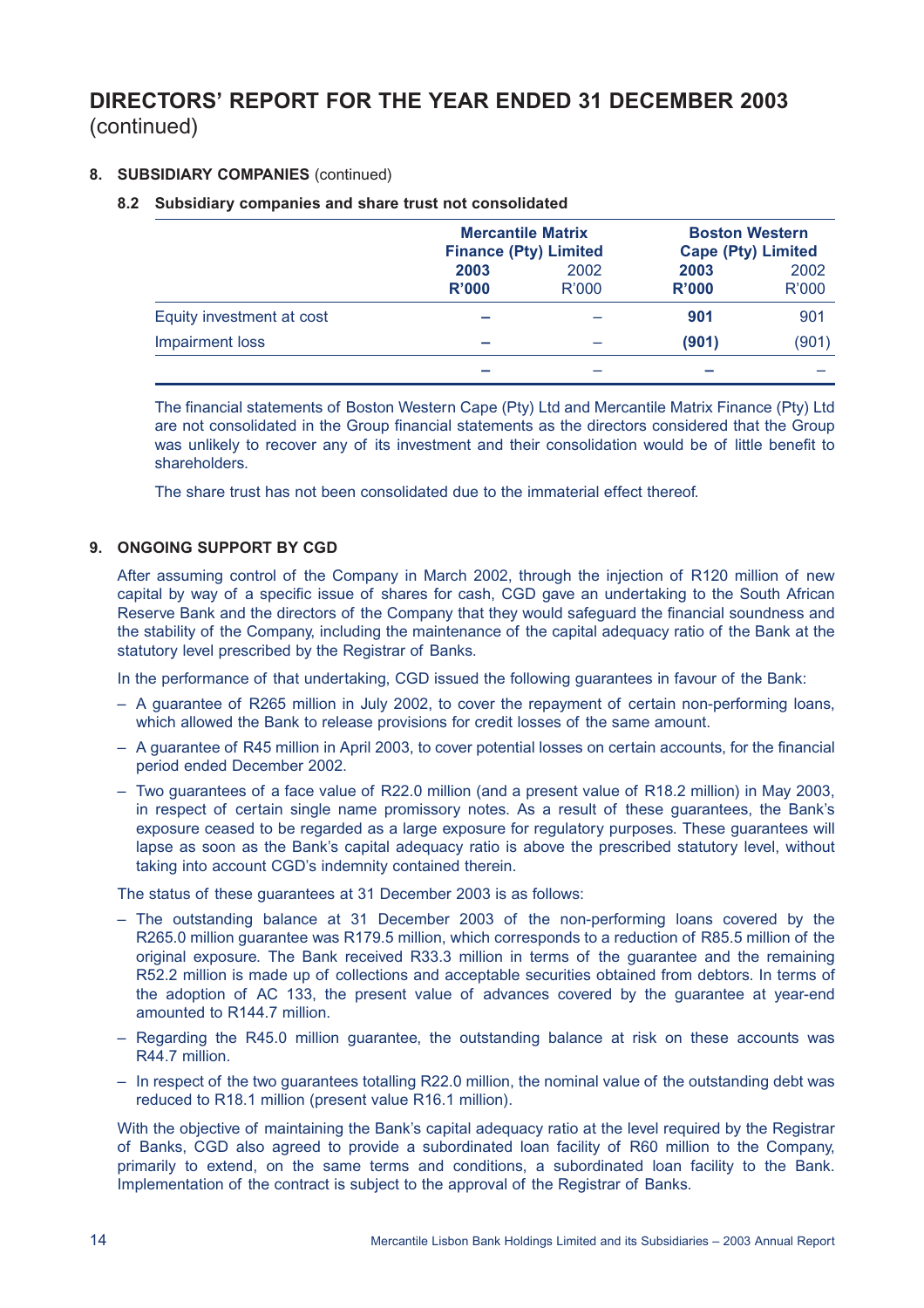# DIRECTORS' REPORT FOR THE YEAR ENDED 31 DECEMBER 2003 (continued)

## 8. SUBSIDIARY COMPANIES (continued)

### 8.2 Subsidiary companies and share trust not consolidated

| | Mercantile Matrix Finance (Pty) Limited | | Boston Western Cape (Pty) Limited | |
|---|---|---|---|---|
| | **2003** | 2002 | **2003** | 2002 |
| | **R'000** | R'000 | **R'000** | R'000 |
| Equity investment at cost | **–** | – | **901** | 901 |
| Impairment loss | **–** | – | **(901)** | (901) |
| | **–** | – | **–** | – |

The financial statements of Boston Western Cape (Pty) Ltd and Mercantile Matrix Finance (Pty) Ltd are not consolidated in the Group financial statements as the directors considered that the Group was unlikely to recover any of its investment and their consolidation would be of little benefit to shareholders.

The share trust has not been consolidated due to the immaterial effect thereof.

## 9. ONGOING SUPPORT BY CGD

After assuming control of the Company in March 2002, through the injection of R120 million of new capital by way of a specific issue of shares for cash, CGD gave an undertaking to the South African Reserve Bank and the directors of the Company that they would safeguard the financial soundness and the stability of the Company, including the maintenance of the capital adequacy ratio of the Bank at the statutory level prescribed by the Registrar of Banks.

In the performance of that undertaking, CGD issued the following guarantees in favour of the Bank:

- A guarantee of R265 million in July 2002, to cover the repayment of certain non-performing loans, which allowed the Bank to release provisions for credit losses of the same amount.
- A guarantee of R45 million in April 2003, to cover potential losses on certain accounts, for the financial period ended December 2002.
- Two guarantees of a face value of R22.0 million (and a present value of R18.2 million) in May 2003, in respect of certain single name promissory notes. As a result of these guarantees, the Bank's exposure ceased to be regarded as a large exposure for regulatory purposes. These guarantees will lapse as soon as the Bank's capital adequacy ratio is above the prescribed statutory level, without taking into account CGD's indemnity contained therein.

The status of these guarantees at 31 December 2003 is as follows:

- The outstanding balance at 31 December 2003 of the non-performing loans covered by the R265.0 million guarantee was R179.5 million, which corresponds to a reduction of R85.5 million of the original exposure. The Bank received R33.3 million in terms of the guarantee and the remaining R52.2 million is made up of collections and acceptable securities obtained from debtors. In terms of the adoption of AC 133, the present value of advances covered by the guarantee at year-end amounted to R144.7 million.
- Regarding the R45.0 million guarantee, the outstanding balance at risk on these accounts was R44.7 million.
- In respect of the two guarantees totalling R22.0 million, the nominal value of the outstanding debt was reduced to R18.1 million (present value R16.1 million).

With the objective of maintaining the Bank's capital adequacy ratio at the level required by the Registrar of Banks, CGD also agreed to provide a subordinated loan facility of R60 million to the Company, primarily to extend, on the same terms and conditions, a subordinated loan facility to the Bank. Implementation of the contract is subject to the approval of the Registrar of Banks.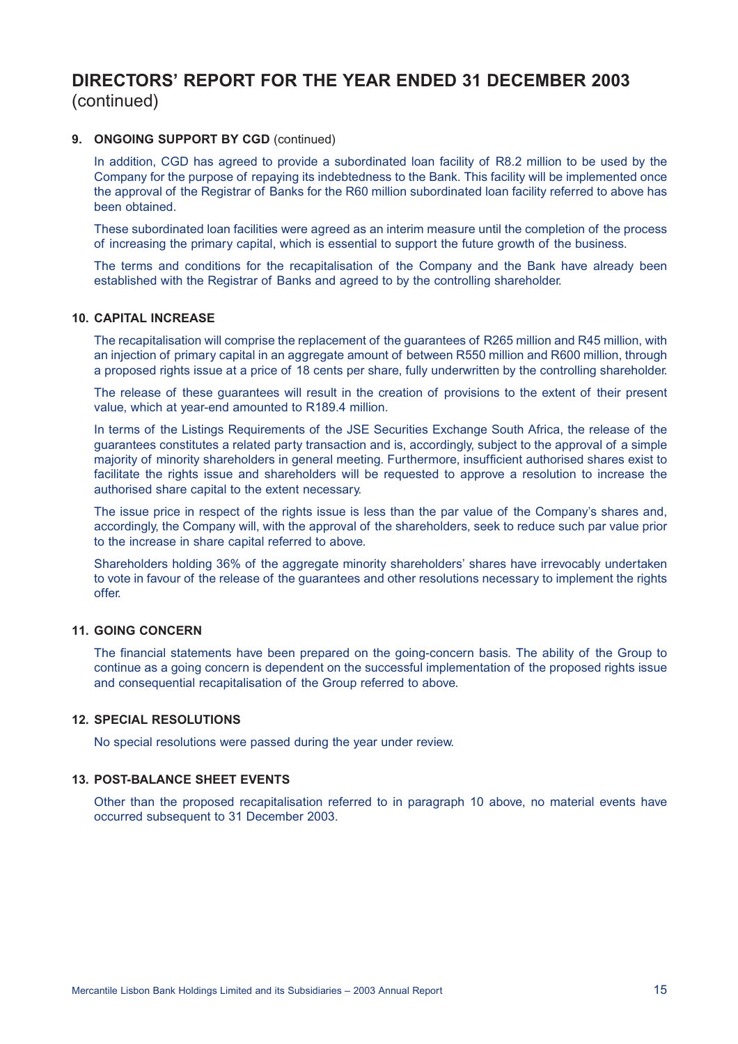# DIRECTORS' REPORT FOR THE YEAR ENDED 31 DECEMBER 2003 (continued)

**9. ONGOING SUPPORT BY CGD** (continued)

In addition, CGD has agreed to provide a subordinated loan facility of R8.2 million to be used by the Company for the purpose of repaying its indebtedness to the Bank. This facility will be implemented once the approval of the Registrar of Banks for the R60 million subordinated loan facility referred to above has been obtained.

These subordinated loan facilities were agreed as an interim measure until the completion of the process of increasing the primary capital, which is essential to support the future growth of the business.

The terms and conditions for the recapitalisation of the Company and the Bank have already been established with the Registrar of Banks and agreed to by the controlling shareholder.

**10. CAPITAL INCREASE**

The recapitalisation will comprise the replacement of the guarantees of R265 million and R45 million, with an injection of primary capital in an aggregate amount of between R550 million and R600 million, through a proposed rights issue at a price of 18 cents per share, fully underwritten by the controlling shareholder.

The release of these guarantees will result in the creation of provisions to the extent of their present value, which at year-end amounted to R189.4 million.

In terms of the Listings Requirements of the JSE Securities Exchange South Africa, the release of the guarantees constitutes a related party transaction and is, accordingly, subject to the approval of a simple majority of minority shareholders in general meeting. Furthermore, insufficient authorised shares exist to facilitate the rights issue and shareholders will be requested to approve a resolution to increase the authorised share capital to the extent necessary.

The issue price in respect of the rights issue is less than the par value of the Company's shares and, accordingly, the Company will, with the approval of the shareholders, seek to reduce such par value prior to the increase in share capital referred to above.

Shareholders holding 36% of the aggregate minority shareholders' shares have irrevocably undertaken to vote in favour of the release of the guarantees and other resolutions necessary to implement the rights offer.

**11. GOING CONCERN**

The financial statements have been prepared on the going-concern basis. The ability of the Group to continue as a going concern is dependent on the successful implementation of the proposed rights issue and consequential recapitalisation of the Group referred to above.

**12. SPECIAL RESOLUTIONS**

No special resolutions were passed during the year under review.

**13. POST-BALANCE SHEET EVENTS**

Other than the proposed recapitalisation referred to in paragraph 10 above, no material events have occurred subsequent to 31 December 2003.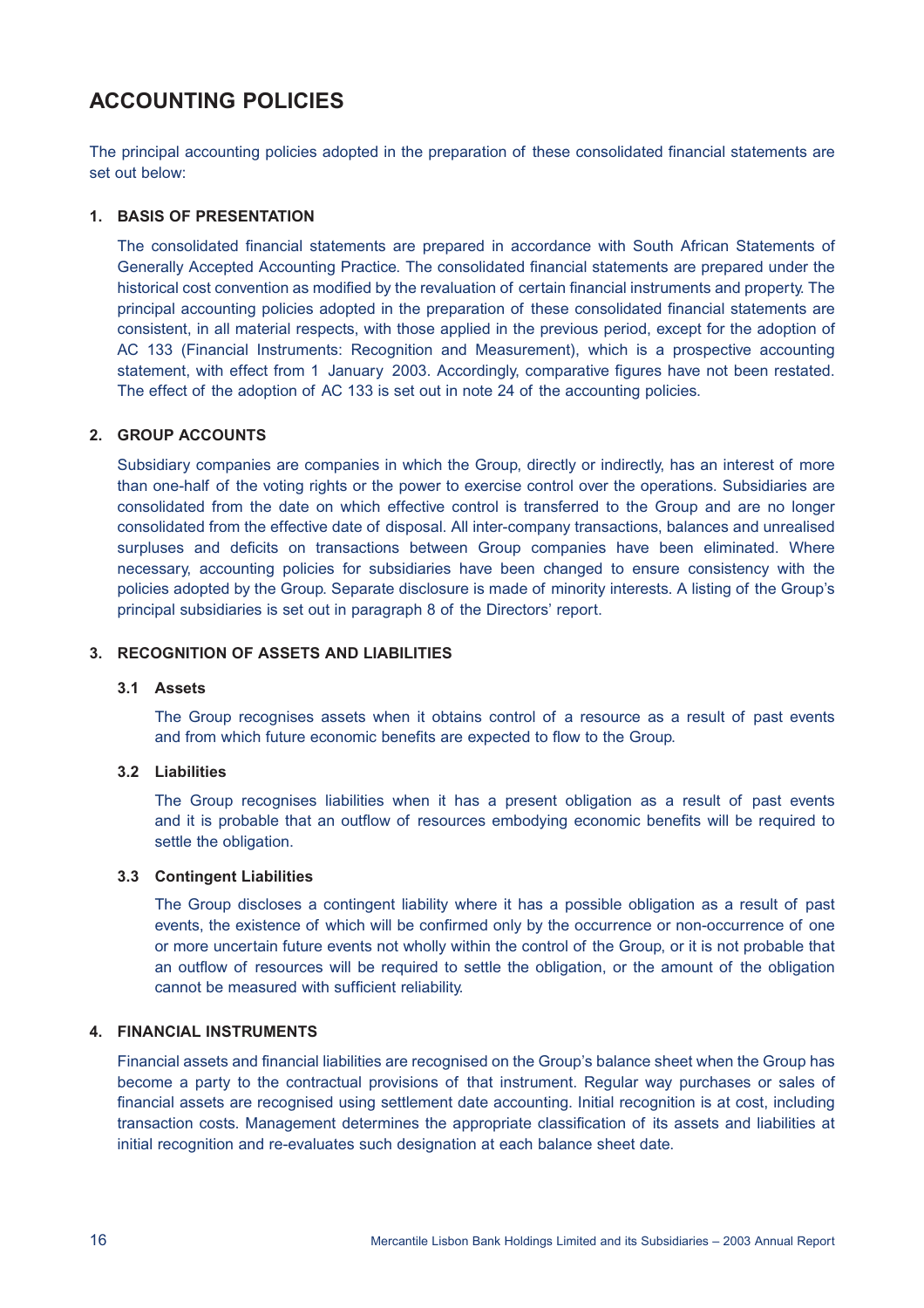# ACCOUNTING POLICIES

The principal accounting policies adopted in the preparation of these consolidated financial statements are set out below:

## 1. BASIS OF PRESENTATION

The consolidated financial statements are prepared in accordance with South African Statements of Generally Accepted Accounting Practice. The consolidated financial statements are prepared under the historical cost convention as modified by the revaluation of certain financial instruments and property. The principal accounting policies adopted in the preparation of these consolidated financial statements are consistent, in all material respects, with those applied in the previous period, except for the adoption of AC 133 (Financial Instruments: Recognition and Measurement), which is a prospective accounting statement, with effect from 1 January 2003. Accordingly, comparative figures have not been restated. The effect of the adoption of AC 133 is set out in note 24 of the accounting policies.

## 2. GROUP ACCOUNTS

Subsidiary companies are companies in which the Group, directly or indirectly, has an interest of more than one-half of the voting rights or the power to exercise control over the operations. Subsidiaries are consolidated from the date on which effective control is transferred to the Group and are no longer consolidated from the effective date of disposal. All inter-company transactions, balances and unrealised surpluses and deficits on transactions between Group companies have been eliminated. Where necessary, accounting policies for subsidiaries have been changed to ensure consistency with the policies adopted by the Group. Separate disclosure is made of minority interests. A listing of the Group's principal subsidiaries is set out in paragraph 8 of the Directors' report.

## 3. RECOGNITION OF ASSETS AND LIABILITIES

### 3.1 Assets

The Group recognises assets when it obtains control of a resource as a result of past events and from which future economic benefits are expected to flow to the Group.

### 3.2 Liabilities

The Group recognises liabilities when it has a present obligation as a result of past events and it is probable that an outflow of resources embodying economic benefits will be required to settle the obligation.

### 3.3 Contingent Liabilities

The Group discloses a contingent liability where it has a possible obligation as a result of past events, the existence of which will be confirmed only by the occurrence or non-occurrence of one or more uncertain future events not wholly within the control of the Group, or it is not probable that an outflow of resources will be required to settle the obligation, or the amount of the obligation cannot be measured with sufficient reliability.

## 4. FINANCIAL INSTRUMENTS

Financial assets and financial liabilities are recognised on the Group's balance sheet when the Group has become a party to the contractual provisions of that instrument. Regular way purchases or sales of financial assets are recognised using settlement date accounting. Initial recognition is at cost, including transaction costs. Management determines the appropriate classification of its assets and liabilities at initial recognition and re-evaluates such designation at each balance sheet date.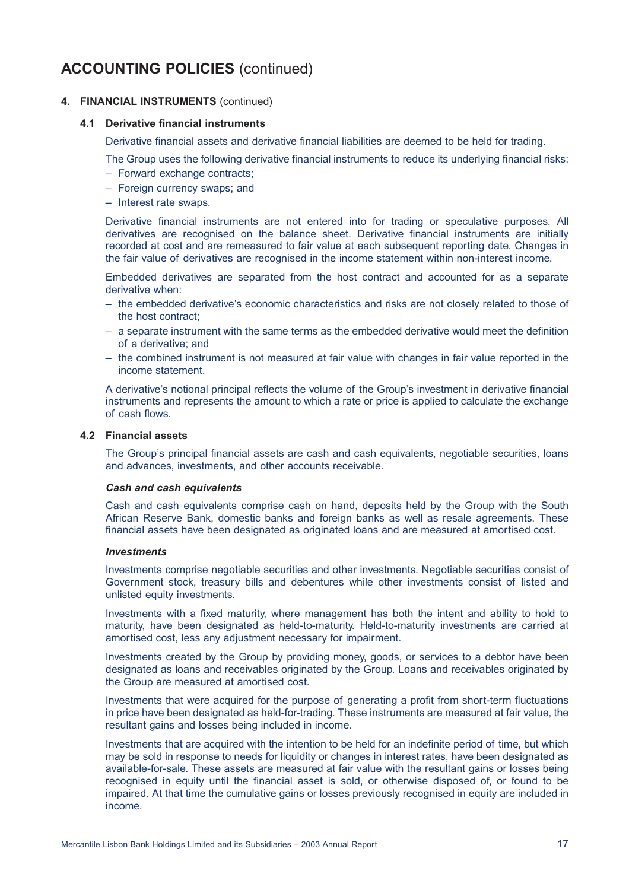# ACCOUNTING POLICIES (continued)

## 4. FINANCIAL INSTRUMENTS (continued)

### 4.1 Derivative financial instruments

Derivative financial assets and derivative financial liabilities are deemed to be held for trading.

The Group uses the following derivative financial instruments to reduce its underlying financial risks:

- Forward exchange contracts;
- Foreign currency swaps; and
- Interest rate swaps.

Derivative financial instruments are not entered into for trading or speculative purposes. All derivatives are recognised on the balance sheet. Derivative financial instruments are initially recorded at cost and are remeasured to fair value at each subsequent reporting date. Changes in the fair value of derivatives are recognised in the income statement within non-interest income.

Embedded derivatives are separated from the host contract and accounted for as a separate derivative when:

- the embedded derivative's economic characteristics and risks are not closely related to those of the host contract;
- a separate instrument with the same terms as the embedded derivative would meet the definition of a derivative; and
- the combined instrument is not measured at fair value with changes in fair value reported in the income statement.

A derivative's notional principal reflects the volume of the Group's investment in derivative financial instruments and represents the amount to which a rate or price is applied to calculate the exchange of cash flows.

### 4.2 Financial assets

The Group's principal financial assets are cash and cash equivalents, negotiable securities, loans and advances, investments, and other accounts receivable.

***Cash and cash equivalents***

Cash and cash equivalents comprise cash on hand, deposits held by the Group with the South African Reserve Bank, domestic banks and foreign banks as well as resale agreements. These financial assets have been designated as originated loans and are measured at amortised cost.

***Investments***

Investments comprise negotiable securities and other investments. Negotiable securities consist of Government stock, treasury bills and debentures while other investments consist of listed and unlisted equity investments.

Investments with a fixed maturity, where management has both the intent and ability to hold to maturity, have been designated as held-to-maturity. Held-to-maturity investments are carried at amortised cost, less any adjustment necessary for impairment.

Investments created by the Group by providing money, goods, or services to a debtor have been designated as loans and receivables originated by the Group. Loans and receivables originated by the Group are measured at amortised cost.

Investments that were acquired for the purpose of generating a profit from short-term fluctuations in price have been designated as held-for-trading. These instruments are measured at fair value, the resultant gains and losses being included in income.

Investments that are acquired with the intention to be held for an indefinite period of time, but which may be sold in response to needs for liquidity or changes in interest rates, have been designated as available-for-sale. These assets are measured at fair value with the resultant gains or losses being recognised in equity until the financial asset is sold, or otherwise disposed of, or found to be impaired. At that time the cumulative gains or losses previously recognised in equity are included in income.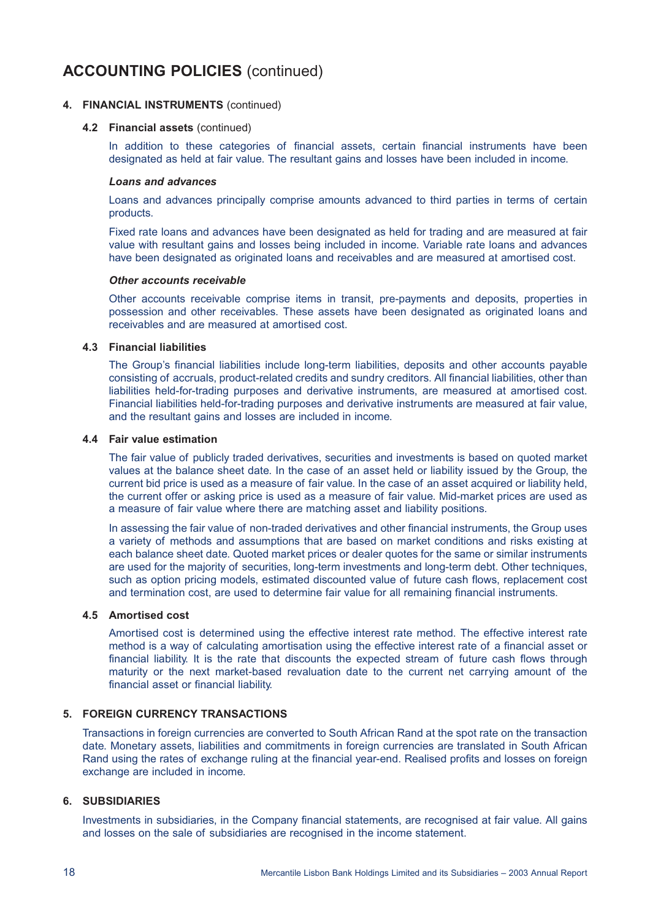# ACCOUNTING POLICIES (continued)

## 4. FINANCIAL INSTRUMENTS (continued)

### 4.2 Financial assets (continued)

In addition to these categories of financial assets, certain financial instruments have been designated as held at fair value. The resultant gains and losses have been included in income.

***Loans and advances***

Loans and advances principally comprise amounts advanced to third parties in terms of certain products.

Fixed rate loans and advances have been designated as held for trading and are measured at fair value with resultant gains and losses being included in income. Variable rate loans and advances have been designated as originated loans and receivables and are measured at amortised cost.

***Other accounts receivable***

Other accounts receivable comprise items in transit, pre-payments and deposits, properties in possession and other receivables. These assets have been designated as originated loans and receivables and are measured at amortised cost.

### 4.3 Financial liabilities

The Group's financial liabilities include long-term liabilities, deposits and other accounts payable consisting of accruals, product-related credits and sundry creditors. All financial liabilities, other than liabilities held-for-trading purposes and derivative instruments, are measured at amortised cost. Financial liabilities held-for-trading purposes and derivative instruments are measured at fair value, and the resultant gains and losses are included in income.

### 4.4 Fair value estimation

The fair value of publicly traded derivatives, securities and investments is based on quoted market values at the balance sheet date. In the case of an asset held or liability issued by the Group, the current bid price is used as a measure of fair value. In the case of an asset acquired or liability held, the current offer or asking price is used as a measure of fair value. Mid-market prices are used as a measure of fair value where there are matching asset and liability positions.

In assessing the fair value of non-traded derivatives and other financial instruments, the Group uses a variety of methods and assumptions that are based on market conditions and risks existing at each balance sheet date. Quoted market prices or dealer quotes for the same or similar instruments are used for the majority of securities, long-term investments and long-term debt. Other techniques, such as option pricing models, estimated discounted value of future cash flows, replacement cost and termination cost, are used to determine fair value for all remaining financial instruments.

### 4.5 Amortised cost

Amortised cost is determined using the effective interest rate method. The effective interest rate method is a way of calculating amortisation using the effective interest rate of a financial asset or financial liability. It is the rate that discounts the expected stream of future cash flows through maturity or the next market-based revaluation date to the current net carrying amount of the financial asset or financial liability.

## 5. FOREIGN CURRENCY TRANSACTIONS

Transactions in foreign currencies are converted to South African Rand at the spot rate on the transaction date. Monetary assets, liabilities and commitments in foreign currencies are translated in South African Rand using the rates of exchange ruling at the financial year-end. Realised profits and losses on foreign exchange are included in income.

## 6. SUBSIDIARIES

Investments in subsidiaries, in the Company financial statements, are recognised at fair value. All gains and losses on the sale of subsidiaries are recognised in the income statement.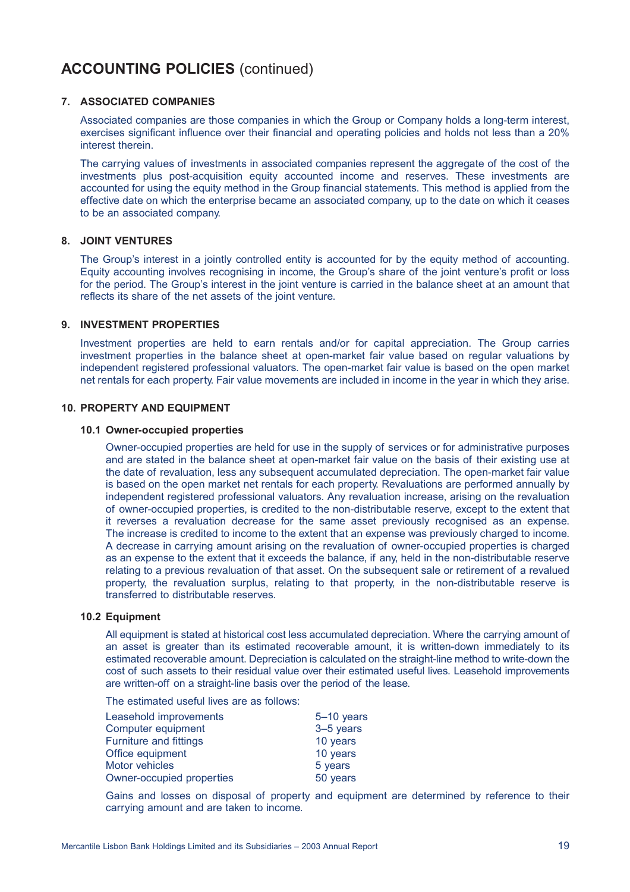# ACCOUNTING POLICIES (continued)

## 7. ASSOCIATED COMPANIES

Associated companies are those companies in which the Group or Company holds a long-term interest, exercises significant influence over their financial and operating policies and holds not less than a 20% interest therein.

The carrying values of investments in associated companies represent the aggregate of the cost of the investments plus post-acquisition equity accounted income and reserves. These investments are accounted for using the equity method in the Group financial statements. This method is applied from the effective date on which the enterprise became an associated company, up to the date on which it ceases to be an associated company.

## 8. JOINT VENTURES

The Group's interest in a jointly controlled entity is accounted for by the equity method of accounting. Equity accounting involves recognising in income, the Group's share of the joint venture's profit or loss for the period. The Group's interest in the joint venture is carried in the balance sheet at an amount that reflects its share of the net assets of the joint venture.

## 9. INVESTMENT PROPERTIES

Investment properties are held to earn rentals and/or for capital appreciation. The Group carries investment properties in the balance sheet at open-market fair value based on regular valuations by independent registered professional valuators. The open-market fair value is based on the open market net rentals for each property. Fair value movements are included in income in the year in which they arise.

## 10. PROPERTY AND EQUIPMENT

### 10.1 Owner-occupied properties

Owner-occupied properties are held for use in the supply of services or for administrative purposes and are stated in the balance sheet at open-market fair value on the basis of their existing use at the date of revaluation, less any subsequent accumulated depreciation. The open-market fair value is based on the open market net rentals for each property. Revaluations are performed annually by independent registered professional valuators. Any revaluation increase, arising on the revaluation of owner-occupied properties, is credited to the non-distributable reserve, except to the extent that it reverses a revaluation decrease for the same asset previously recognised as an expense. The increase is credited to income to the extent that an expense was previously charged to income. A decrease in carrying amount arising on the revaluation of owner-occupied properties is charged as an expense to the extent that it exceeds the balance, if any, held in the non-distributable reserve relating to a previous revaluation of that asset. On the subsequent sale or retirement of a revalued property, the revaluation surplus, relating to that property, in the non-distributable reserve is transferred to distributable reserves.

### 10.2 Equipment

All equipment is stated at historical cost less accumulated depreciation. Where the carrying amount of an asset is greater than its estimated recoverable amount, it is written-down immediately to its estimated recoverable amount. Depreciation is calculated on the straight-line method to write-down the cost of such assets to their residual value over their estimated useful lives. Leasehold improvements are written-off on a straight-line basis over the period of the lease.

The estimated useful lives are as follows:

| | |
|---|---|
| Leasehold improvements | 5–10 years |
| Computer equipment | 3–5 years |
| Furniture and fittings | 10 years |
| Office equipment | 10 years |
| Motor vehicles | 5 years |
| Owner-occupied properties | 50 years |

Gains and losses on disposal of property and equipment are determined by reference to their carrying amount and are taken to income.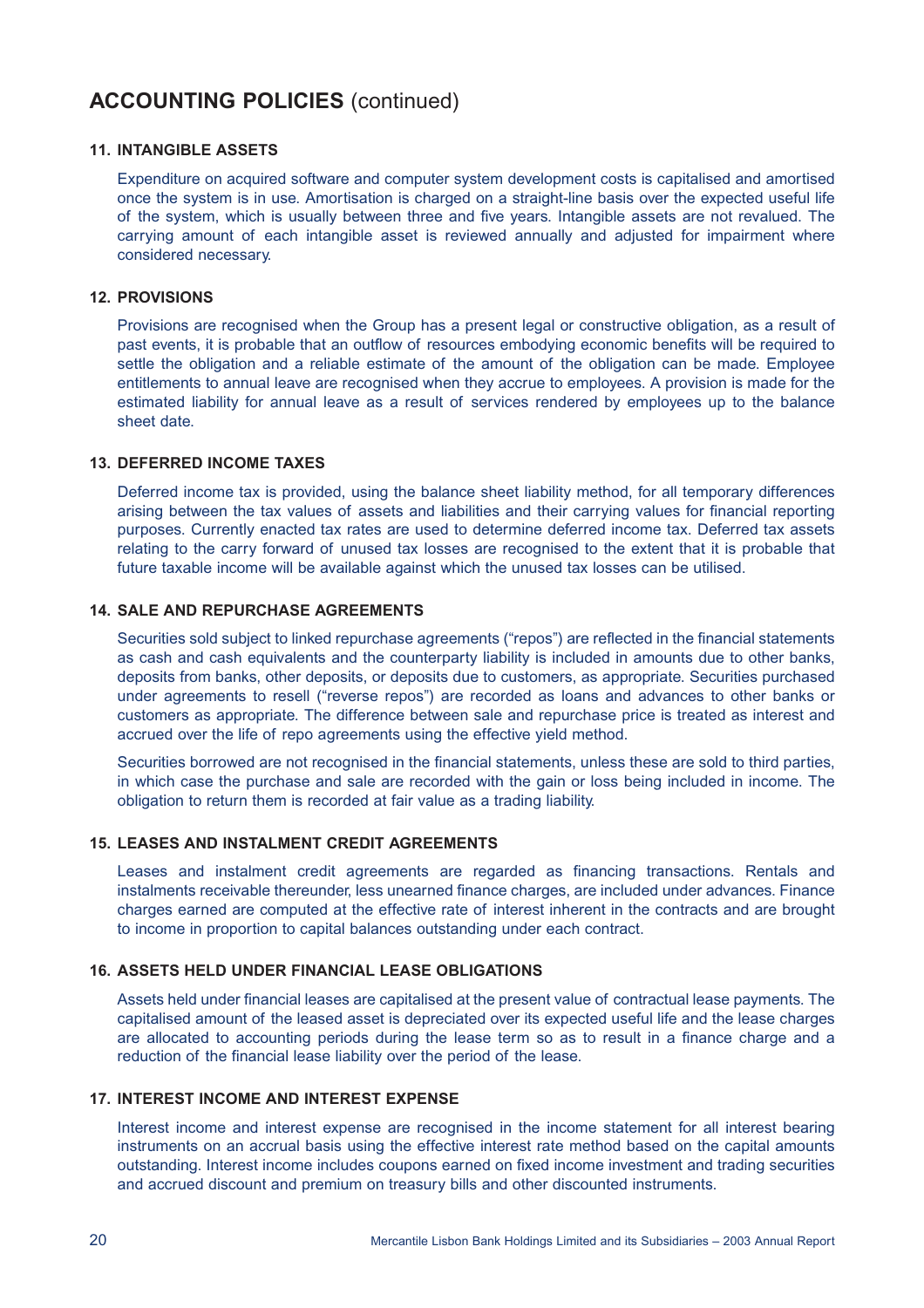# ACCOUNTING POLICIES (continued)

## 11. INTANGIBLE ASSETS

Expenditure on acquired software and computer system development costs is capitalised and amortised once the system is in use. Amortisation is charged on a straight-line basis over the expected useful life of the system, which is usually between three and five years. Intangible assets are not revalued. The carrying amount of each intangible asset is reviewed annually and adjusted for impairment where considered necessary.

## 12. PROVISIONS

Provisions are recognised when the Group has a present legal or constructive obligation, as a result of past events, it is probable that an outflow of resources embodying economic benefits will be required to settle the obligation and a reliable estimate of the amount of the obligation can be made. Employee entitlements to annual leave are recognised when they accrue to employees. A provision is made for the estimated liability for annual leave as a result of services rendered by employees up to the balance sheet date.

## 13. DEFERRED INCOME TAXES

Deferred income tax is provided, using the balance sheet liability method, for all temporary differences arising between the tax values of assets and liabilities and their carrying values for financial reporting purposes. Currently enacted tax rates are used to determine deferred income tax. Deferred tax assets relating to the carry forward of unused tax losses are recognised to the extent that it is probable that future taxable income will be available against which the unused tax losses can be utilised.

## 14. SALE AND REPURCHASE AGREEMENTS

Securities sold subject to linked repurchase agreements ("repos") are reflected in the financial statements as cash and cash equivalents and the counterparty liability is included in amounts due to other banks, deposits from banks, other deposits, or deposits due to customers, as appropriate. Securities purchased under agreements to resell ("reverse repos") are recorded as loans and advances to other banks or customers as appropriate. The difference between sale and repurchase price is treated as interest and accrued over the life of repo agreements using the effective yield method.

Securities borrowed are not recognised in the financial statements, unless these are sold to third parties, in which case the purchase and sale are recorded with the gain or loss being included in income. The obligation to return them is recorded at fair value as a trading liability.

## 15. LEASES AND INSTALMENT CREDIT AGREEMENTS

Leases and instalment credit agreements are regarded as financing transactions. Rentals and instalments receivable thereunder, less unearned finance charges, are included under advances. Finance charges earned are computed at the effective rate of interest inherent in the contracts and are brought to income in proportion to capital balances outstanding under each contract.

## 16. ASSETS HELD UNDER FINANCIAL LEASE OBLIGATIONS

Assets held under financial leases are capitalised at the present value of contractual lease payments. The capitalised amount of the leased asset is depreciated over its expected useful life and the lease charges are allocated to accounting periods during the lease term so as to result in a finance charge and a reduction of the financial lease liability over the period of the lease.

## 17. INTEREST INCOME AND INTEREST EXPENSE

Interest income and interest expense are recognised in the income statement for all interest bearing instruments on an accrual basis using the effective interest rate method based on the capital amounts outstanding. Interest income includes coupons earned on fixed income investment and trading securities and accrued discount and premium on treasury bills and other discounted instruments.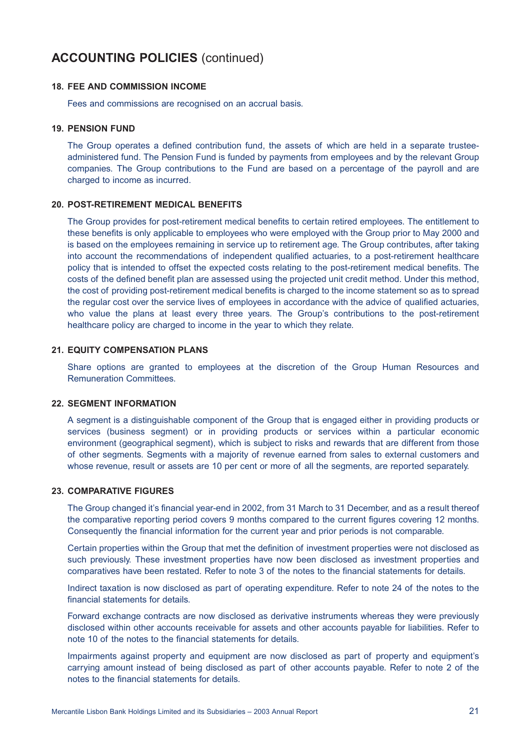## ACCOUNTING POLICIES (continued)

### 18. FEE AND COMMISSION INCOME

Fees and commissions are recognised on an accrual basis.

### 19. PENSION FUND

The Group operates a defined contribution fund, the assets of which are held in a separate trustee-administered fund. The Pension Fund is funded by payments from employees and by the relevant Group companies. The Group contributions to the Fund are based on a percentage of the payroll and are charged to income as incurred.

### 20. POST-RETIREMENT MEDICAL BENEFITS

The Group provides for post-retirement medical benefits to certain retired employees. The entitlement to these benefits is only applicable to employees who were employed with the Group prior to May 2000 and is based on the employees remaining in service up to retirement age. The Group contributes, after taking into account the recommendations of independent qualified actuaries, to a post-retirement healthcare policy that is intended to offset the expected costs relating to the post-retirement medical benefits. The costs of the defined benefit plan are assessed using the projected unit credit method. Under this method, the cost of providing post-retirement medical benefits is charged to the income statement so as to spread the regular cost over the service lives of employees in accordance with the advice of qualified actuaries, who value the plans at least every three years. The Group's contributions to the post-retirement healthcare policy are charged to income in the year to which they relate.

### 21. EQUITY COMPENSATION PLANS

Share options are granted to employees at the discretion of the Group Human Resources and Remuneration Committees.

### 22. SEGMENT INFORMATION

A segment is a distinguishable component of the Group that is engaged either in providing products or services (business segment) or in providing products or services within a particular economic environment (geographical segment), which is subject to risks and rewards that are different from those of other segments. Segments with a majority of revenue earned from sales to external customers and whose revenue, result or assets are 10 per cent or more of all the segments, are reported separately.

### 23. COMPARATIVE FIGURES

The Group changed it's financial year-end in 2002, from 31 March to 31 December, and as a result thereof the comparative reporting period covers 9 months compared to the current figures covering 12 months. Consequently the financial information for the current year and prior periods is not comparable.

Certain properties within the Group that met the definition of investment properties were not disclosed as such previously. These investment properties have now been disclosed as investment properties and comparatives have been restated. Refer to note 3 of the notes to the financial statements for details.

Indirect taxation is now disclosed as part of operating expenditure. Refer to note 24 of the notes to the financial statements for details.

Forward exchange contracts are now disclosed as derivative instruments whereas they were previously disclosed within other accounts receivable for assets and other accounts payable for liabilities. Refer to note 10 of the notes to the financial statements for details.

Impairments against property and equipment are now disclosed as part of property and equipment's carrying amount instead of being disclosed as part of other accounts payable. Refer to note 2 of the notes to the financial statements for details.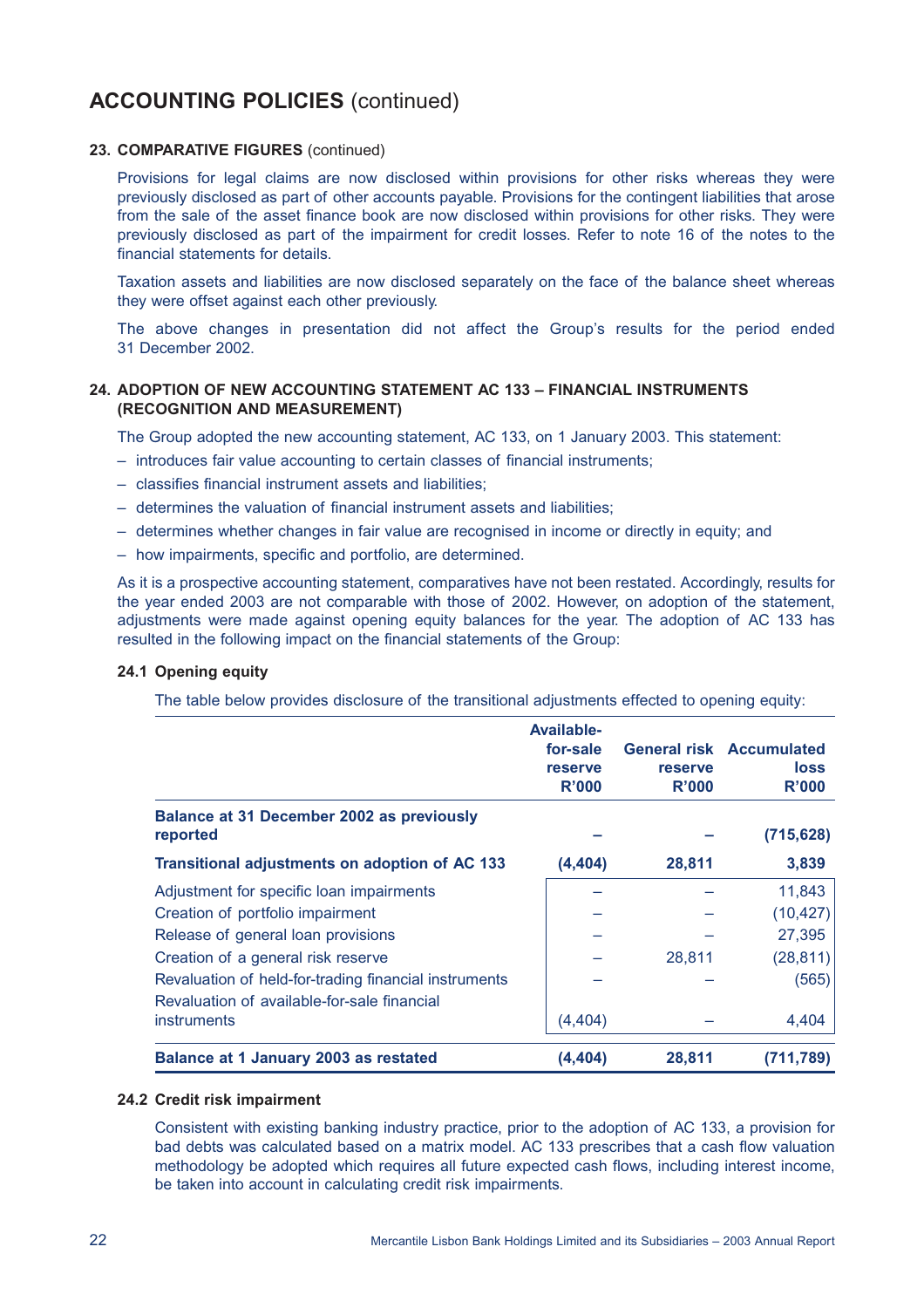# ACCOUNTING POLICIES (continued)

### 23. COMPARATIVE FIGURES (continued)

Provisions for legal claims are now disclosed within provisions for other risks whereas they were previously disclosed as part of other accounts payable. Provisions for the contingent liabilities that arose from the sale of the asset finance book are now disclosed within provisions for other risks. They were previously disclosed as part of the impairment for credit losses. Refer to note 16 of the notes to the financial statements for details.

Taxation assets and liabilities are now disclosed separately on the face of the balance sheet whereas they were offset against each other previously.

The above changes in presentation did not affect the Group's results for the period ended 31 December 2002.

### 24. ADOPTION OF NEW ACCOUNTING STATEMENT AC 133 – FINANCIAL INSTRUMENTS (RECOGNITION AND MEASUREMENT)

The Group adopted the new accounting statement, AC 133, on 1 January 2003. This statement:

- introduces fair value accounting to certain classes of financial instruments;
- classifies financial instrument assets and liabilities;
- determines the valuation of financial instrument assets and liabilities;
- determines whether changes in fair value are recognised in income or directly in equity; and
- how impairments, specific and portfolio, are determined.

As it is a prospective accounting statement, comparatives have not been restated. Accordingly, results for the year ended 2003 are not comparable with those of 2002. However, on adoption of the statement, adjustments were made against opening equity balances for the year. The adoption of AC 133 has resulted in the following impact on the financial statements of the Group:

#### 24.1 Opening equity

The table below provides disclosure of the transitional adjustments effected to opening equity:

| | Available-for-sale reserve R'000 | General risk reserve R'000 | Accumulated loss R'000 |
|---|---|---|---|
| **Balance at 31 December 2002 as previously reported** | **–** | **–** | **(715,628)** |
| **Transitional adjustments on adoption of AC 133** | **(4,404)** | **28,811** | **3,839** |
| Adjustment for specific loan impairments | – | – | 11,843 |
| Creation of portfolio impairment | – | – | (10,427) |
| Release of general loan provisions | – | – | 27,395 |
| Creation of a general risk reserve | – | 28,811 | (28,811) |
| Revaluation of held-for-trading financial instruments | – | – | (565) |
| Revaluation of available-for-sale financial instruments | (4,404) | – | 4,404 |
| **Balance at 1 January 2003 as restated** | **(4,404)** | **28,811** | **(711,789)** |

#### 24.2 Credit risk impairment

Consistent with existing banking industry practice, prior to the adoption of AC 133, a provision for bad debts was calculated based on a matrix model. AC 133 prescribes that a cash flow valuation methodology be adopted which requires all future expected cash flows, including interest income, be taken into account in calculating credit risk impairments.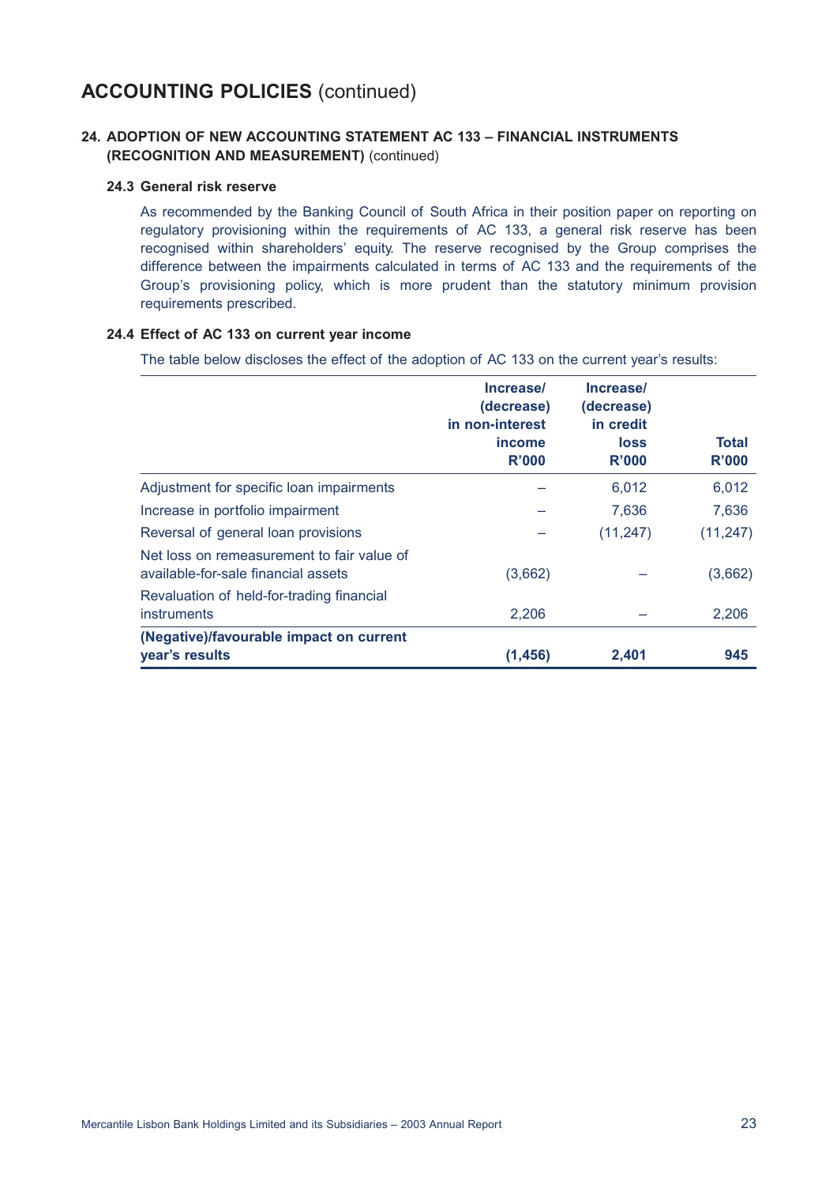# ACCOUNTING POLICIES (continued)

## 24. ADOPTION OF NEW ACCOUNTING STATEMENT AC 133 – FINANCIAL INSTRUMENTS (RECOGNITION AND MEASUREMENT) (continued)

### 24.3 General risk reserve

As recommended by the Banking Council of South Africa in their position paper on reporting on regulatory provisioning within the requirements of AC 133, a general risk reserve has been recognised within shareholders' equity. The reserve recognised by the Group comprises the difference between the impairments calculated in terms of AC 133 and the requirements of the Group's provisioning policy, which is more prudent than the statutory minimum provision requirements prescribed.

### 24.4 Effect of AC 133 on current year income

The table below discloses the effect of the adoption of AC 133 on the current year's results:

| | Increase/ (decrease) in non-interest income R'000 | Increase/ (decrease) in credit loss R'000 | Total R'000 |
|---|---|---|---|
| Adjustment for specific loan impairments | – | 6,012 | 6,012 |
| Increase in portfolio impairment | – | 7,636 | 7,636 |
| Reversal of general loan provisions | – | (11,247) | (11,247) |
| Net loss on remeasurement to fair value of available-for-sale financial assets | (3,662) | – | (3,662) |
| Revaluation of held-for-trading financial instruments | 2,206 | – | 2,206 |
| **(Negative)/favourable impact on current year's results** | **(1,456)** | **2,401** | **945** |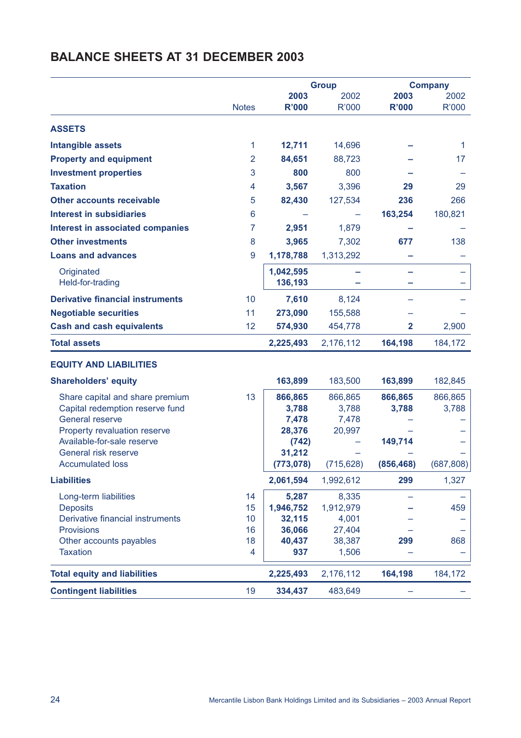## BALANCE SHEETS AT 31 DECEMBER 2003

| | | Group | | Company | |
|---|---|---|---|---|---|
| | Notes | **2003 R'000** | 2002 R'000 | **2003 R'000** | 2002 R'000 |
| **ASSETS** | | | | | |
| **Intangible assets** | 1 | **12,711** | 14,696 | **–** | 1 |
| **Property and equipment** | 2 | **84,651** | 88,723 | **–** | 17 |
| **Investment properties** | 3 | **800** | 800 | **–** | – |
| **Taxation** | 4 | **3,567** | 3,396 | **29** | 29 |
| **Other accounts receivable** | 5 | **82,430** | 127,534 | **236** | 266 |
| **Interest in subsidiaries** | 6 | **–** | – | **163,254** | 180,821 |
| **Interest in associated companies** | 7 | **2,951** | 1,879 | **–** | – |
| **Other investments** | 8 | **3,965** | 7,302 | **677** | 138 |
| **Loans and advances** | 9 | **1,178,788** | 1,313,292 | **–** | – |
| Originated | | **1,042,595** | – | **–** | – |
| Held-for-trading | | **136,193** | – | **–** | – |
| **Derivative financial instruments** | 10 | **7,610** | 8,124 | – | – |
| **Negotiable securities** | 11 | **273,090** | 155,588 | – | – |
| **Cash and cash equivalents** | 12 | **574,930** | 454,778 | **2** | 2,900 |
| **Total assets** | | **2,225,493** | 2,176,112 | **164,198** | 184,172 |
| **EQUITY AND LIABILITIES** | | | | | |
| **Shareholders' equity** | | **163,899** | 183,500 | **163,899** | 182,845 |
| Share capital and share premium | 13 | **866,865** | 866,865 | **866,865** | 866,865 |
| Capital redemption reserve fund | | **3,788** | 3,788 | **3,788** | 3,788 |
| General reserve | | **7,478** | 7,478 | – | – |
| Property revaluation reserve | | **28,376** | 20,997 | – | – |
| Available-for-sale reserve | | **(742)** | – | **149,714** | – |
| General risk reserve | | **31,212** | – | – | – |
| Accumulated loss | | **(773,078)** | (715,628) | **(856,468)** | (687,808) |
| **Liabilities** | | **2,061,594** | 1,992,612 | **299** | 1,327 |
| Long-term liabilities | 14 | **5,287** | 8,335 | – | – |
| Deposits | 15 | **1,946,752** | 1,912,979 | **–** | 459 |
| Derivative financial instruments | 10 | **32,115** | 4,001 | – | – |
| Provisions | 16 | **36,066** | 27,404 | – | – |
| Other accounts payables | 18 | **40,437** | 38,387 | **299** | 868 |
| Taxation | 4 | **937** | 1,506 | – | – |
| **Total equity and liabilities** | | **2,225,493** | 2,176,112 | **164,198** | 184,172 |
| **Contingent liabilities** | 19 | **334,437** | 483,649 | – | – |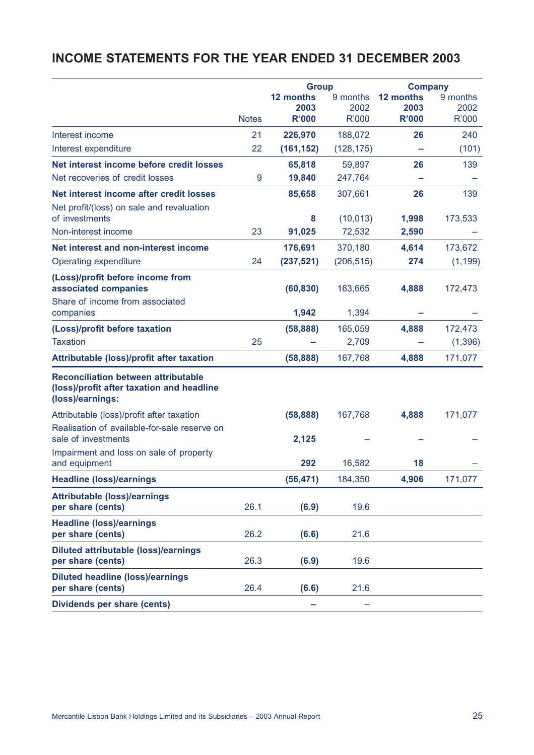# INCOME STATEMENTS FOR THE YEAR ENDED 31 DECEMBER 2003

| | Notes | Group | | Company | |
|---|---|---|---|---|---|
| | | **12 months 2003 R'000** | 9 months 2002 R'000 | **12 months 2003 R'000** | 9 months 2002 R'000 |
| Interest income | 21 | **226,970** | 188,072 | **26** | 240 |
| Interest expenditure | 22 | **(161,152)** | (128,175) | **–** | (101) |
| **Net interest income before credit losses** | | **65,818** | 59,897 | **26** | 139 |
| Net recoveries of credit losses | 9 | **19,840** | 247,764 | **–** | – |
| **Net interest income after credit losses** | | **85,658** | 307,661 | **26** | 139 |
| Net profit/(loss) on sale and revaluation of investments | | **8** | (10,013) | **1,998** | 173,533 |
| Non-interest income | 23 | **91,025** | 72,532 | **2,590** | – |
| **Net interest and non-interest income** | | **176,691** | 370,180 | **4,614** | 173,672 |
| Operating expenditure | 24 | **(237,521)** | (206,515) | **274** | (1,199) |
| **(Loss)/profit before income from associated companies** | | **(60,830)** | 163,665 | **4,888** | 172,473 |
| Share of income from associated companies | | **1,942** | 1,394 | **–** | – |
| **(Loss)/profit before taxation** | | **(58,888)** | 165,059 | **4,888** | 172,473 |
| Taxation | 25 | **–** | 2,709 | **–** | (1,396) |
| **Attributable (loss)/profit after taxation** | | **(58,888)** | 167,768 | **4,888** | 171,077 |
| **Reconciliation between attributable (loss)/profit after taxation and headline (loss)/earnings:** | | | | | |
| Attributable (loss)/profit after taxation | | **(58,888)** | 167,768 | **4,888** | 171,077 |
| Realisation of available-for-sale reserve on sale of investments | | **2,125** | – | **–** | – |
| Impairment and loss on sale of property and equipment | | **292** | 16,582 | **18** | – |
| **Headline (loss)/earnings** | | **(56,471)** | 184,350 | **4,906** | 171,077 |
| **Attributable (loss)/earnings per share (cents)** | 26.1 | **(6.9)** | 19.6 | | |
| **Headline (loss)/earnings per share (cents)** | 26.2 | **(6.6)** | 21.6 | | |
| **Diluted attributable (loss)/earnings per share (cents)** | 26.3 | **(6.9)** | 19.6 | | |
| **Diluted headline (loss)/earnings per share (cents)** | 26.4 | **(6.6)** | 21.6 | | |
| **Dividends per share (cents)** | | **–** | – | | |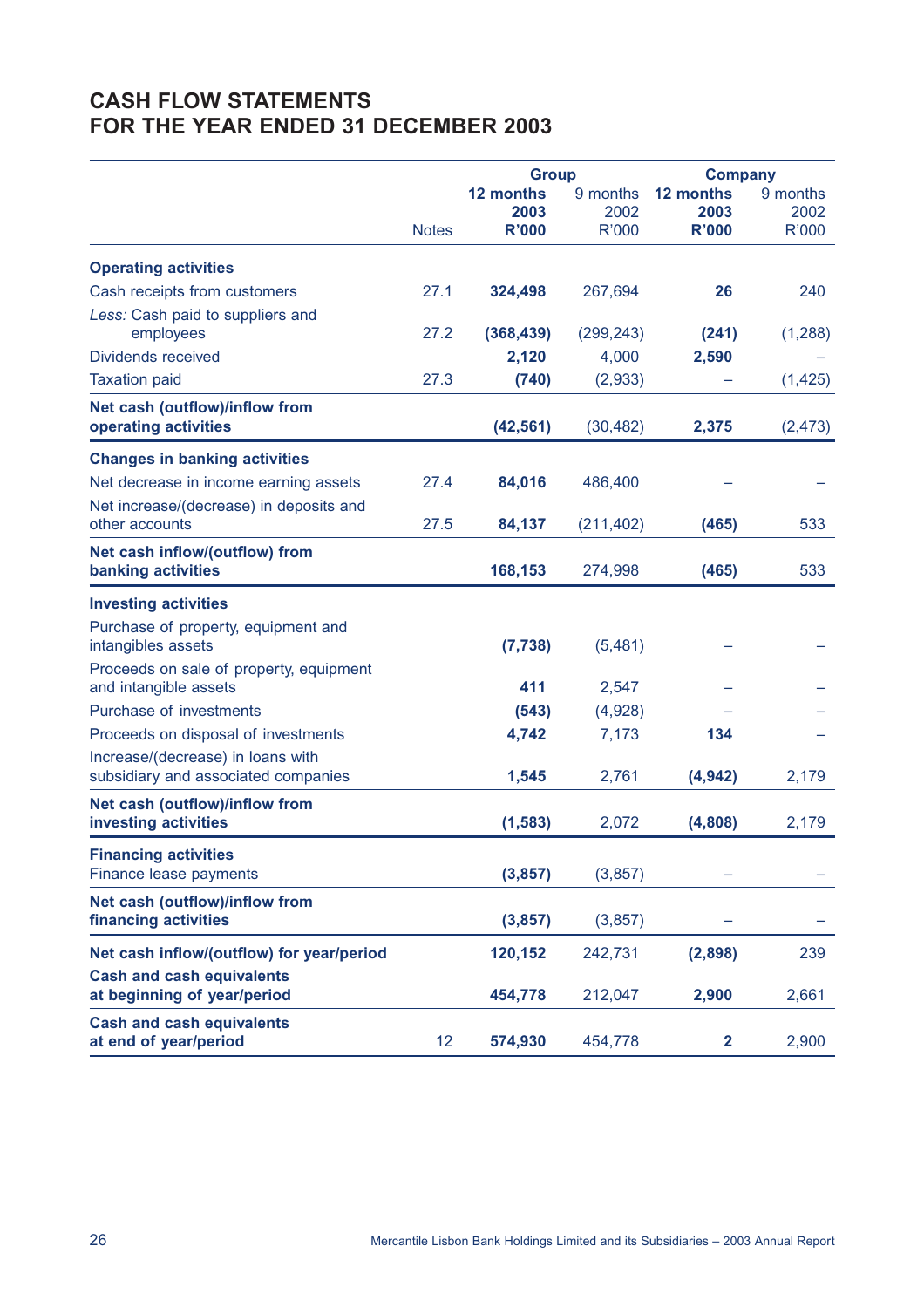# CASH FLOW STATEMENTS
# FOR THE YEAR ENDED 31 DECEMBER 2003

| | Notes | Group | | Company | |
|---|---|---|---|---|---|
| | | **12 months 2003 R'000** | 9 months 2002 R'000 | **12 months 2003 R'000** | 9 months 2002 R'000 |
| **Operating activities** | | | | | |
| Cash receipts from customers | 27.1 | **324,498** | 267,694 | **26** | 240 |
| *Less:* Cash paid to suppliers and employees | 27.2 | **(368,439)** | (299,243) | **(241)** | (1,288) |
| Dividends received | | **2,120** | 4,000 | **2,590** | – |
| Taxation paid | 27.3 | **(740)** | (2,933) | **–** | (1,425) |
| **Net cash (outflow)/inflow from operating activities** | | **(42,561)** | (30,482) | **2,375** | (2,473) |
| **Changes in banking activities** | | | | | |
| Net decrease in income earning assets | 27.4 | **84,016** | 486,400 | **–** | – |
| Net increase/(decrease) in deposits and other accounts | 27.5 | **84,137** | (211,402) | **(465)** | 533 |
| **Net cash inflow/(outflow) from banking activities** | | **168,153** | 274,998 | **(465)** | 533 |
| **Investing activities** | | | | | |
| Purchase of property, equipment and intangibles assets | | **(7,738)** | (5,481) | **–** | – |
| Proceeds on sale of property, equipment and intangible assets | | **411** | 2,547 | **–** | – |
| Purchase of investments | | **(543)** | (4,928) | **–** | – |
| Proceeds on disposal of investments | | **4,742** | 7,173 | **134** | – |
| Increase/(decrease) in loans with subsidiary and associated companies | | **1,545** | 2,761 | **(4,942)** | 2,179 |
| **Net cash (outflow)/inflow from investing activities** | | **(1,583)** | 2,072 | **(4,808)** | 2,179 |
| **Financing activities** | | | | | |
| Finance lease payments | | **(3,857)** | (3,857) | **–** | – |
| **Net cash (outflow)/inflow from financing activities** | | **(3,857)** | (3,857) | **–** | – |
| **Net cash inflow/(outflow) for year/period** | | **120,152** | 242,731 | **(2,898)** | 239 |
| **Cash and cash equivalents at beginning of year/period** | | **454,778** | 212,047 | **2,900** | 2,661 |
| **Cash and cash equivalents at end of year/period** | 12 | **574,930** | 454,778 | **2** | 2,900 |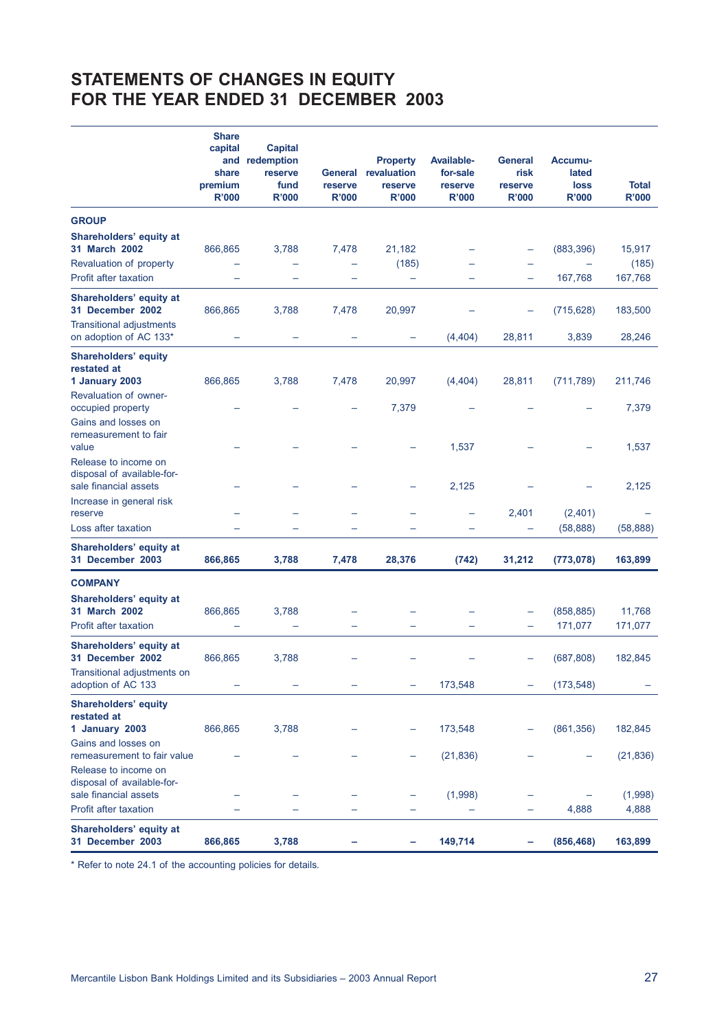# STATEMENTS OF CHANGES IN EQUITY FOR THE YEAR ENDED 31 DECEMBER 2003

| | Share capital and share premium R'000 | Capital redemption reserve fund R'000 | General reserve R'000 | Property revaluation reserve R'000 | Available-for-sale reserve R'000 | General risk reserve R'000 | Accumu-lated loss R'000 | Total R'000 |
|---|---|---|---|---|---|---|---|---|
| **GROUP** | | | | | | | | |
| **Shareholders' equity at 31 March 2002** | 866,865 | 3,788 | 7,478 | 21,182 | – | – | (883,396) | 15,917 |
| Revaluation of property | – | – | – | (185) | – | – | – | (185) |
| Profit after taxation | – | – | – | – | – | – | 167,768 | 167,768 |
| **Shareholders' equity at 31 December 2002** | 866,865 | 3,788 | 7,478 | 20,997 | – | – | (715,628) | 183,500 |
| Transitional adjustments on adoption of AC 133* | – | – | – | – | (4,404) | 28,811 | 3,839 | 28,246 |
| **Shareholders' equity restated at 1 January 2003** | 866,865 | 3,788 | 7,478 | 20,997 | (4,404) | 28,811 | (711,789) | 211,746 |
| Revaluation of owner-occupied property | – | – | – | 7,379 | – | – | – | 7,379 |
| Gains and losses on remeasurement to fair value | – | – | – | – | 1,537 | – | – | 1,537 |
| Release to income on disposal of available-for-sale financial assets | – | – | – | – | 2,125 | – | – | 2,125 |
| Increase in general risk reserve | – | – | – | – | – | 2,401 | (2,401) | – |
| Loss after taxation | – | – | – | – | – | – | (58,888) | (58,888) |
| **Shareholders' equity at 31 December 2003** | **866,865** | **3,788** | **7,478** | **28,376** | **(742)** | **31,212** | **(773,078)** | **163,899** |
| **COMPANY** | | | | | | | | |
| **Shareholders' equity at 31 March 2002** | 866,865 | 3,788 | – | – | – | – | (858,885) | 11,768 |
| Profit after taxation | – | – | – | – | – | – | 171,077 | 171,077 |
| **Shareholders' equity at 31 December 2002** | 866,865 | 3,788 | – | – | – | – | (687,808) | 182,845 |
| Transitional adjustments on adoption of AC 133 | – | – | – | – | 173,548 | – | (173,548) | – |
| **Shareholders' equity restated at 1 January 2003** | 866,865 | 3,788 | – | – | 173,548 | – | (861,356) | 182,845 |
| Gains and losses on remeasurement to fair value | – | – | – | – | (21,836) | – | – | (21,836) |
| Release to income on disposal of available-for-sale financial assets | – | – | – | – | (1,998) | – | – | (1,998) |
| Profit after taxation | – | – | – | – | – | – | 4,888 | 4,888 |
| **Shareholders' equity at 31 December 2003** | **866,865** | **3,788** | **–** | **–** | **149,714** | **–** | **(856,468)** | **163,899** |

\* Refer to note 24.1 of the accounting policies for details.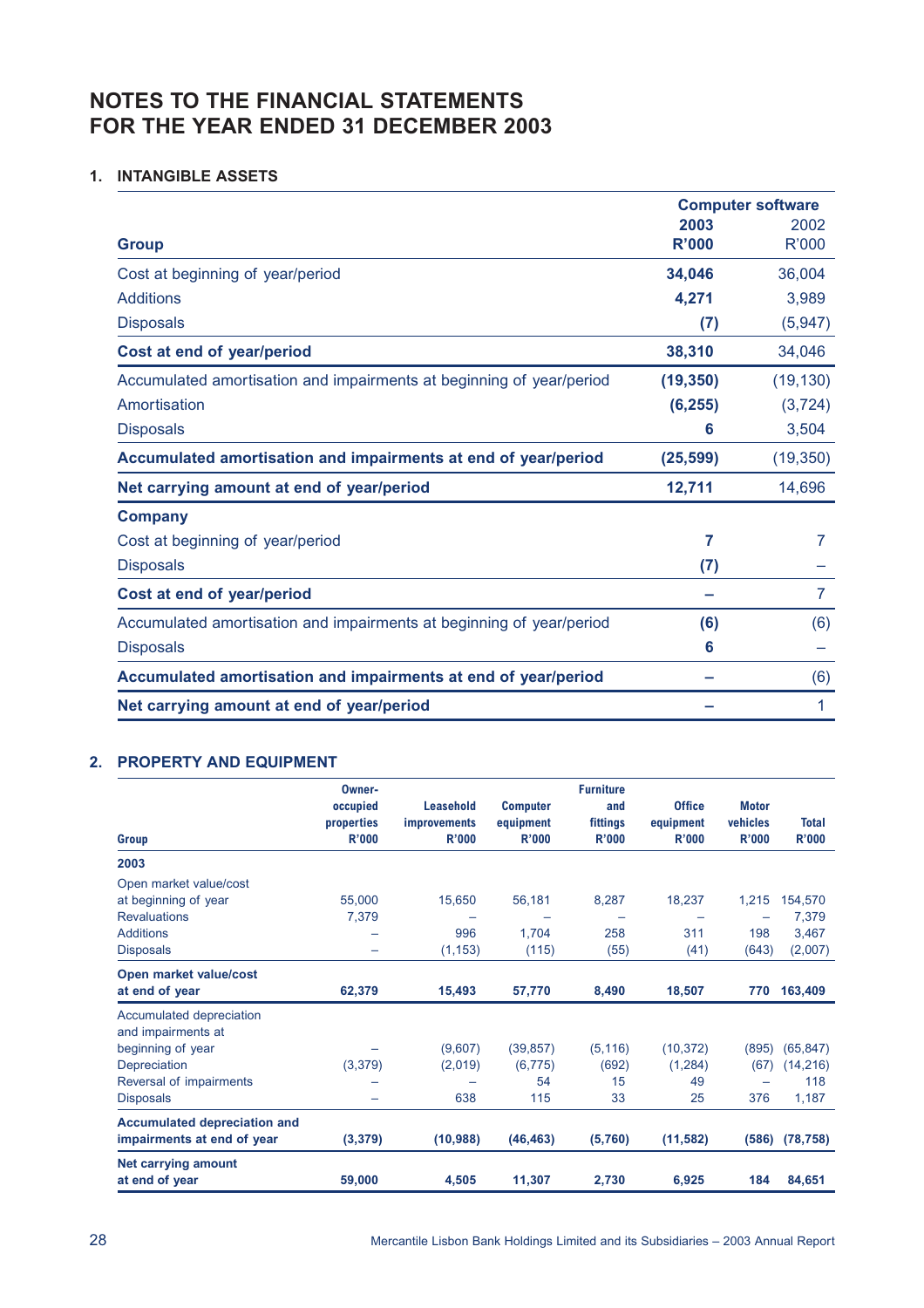# NOTES TO THE FINANCIAL STATEMENTS FOR THE YEAR ENDED 31 DECEMBER 2003

## 1. INTANGIBLE ASSETS

| | Computer software | |
|---|---|---|
| **Group** | **2003 R'000** | 2002 R'000 |
| Cost at beginning of year/period | **34,046** | 36,004 |
| Additions | **4,271** | 3,989 |
| Disposals | **(7)** | (5,947) |
| **Cost at end of year/period** | **38,310** | 34,046 |
| Accumulated amortisation and impairments at beginning of year/period | **(19,350)** | (19,130) |
| Amortisation | **(6,255)** | (3,724) |
| Disposals | **6** | 3,504 |
| **Accumulated amortisation and impairments at end of year/period** | **(25,599)** | (19,350) |
| **Net carrying amount at end of year/period** | **12,711** | 14,696 |
| **Company** | | |
| Cost at beginning of year/period | **7** | 7 |
| Disposals | **(7)** | – |
| **Cost at end of year/period** | **–** | 7 |
| Accumulated amortisation and impairments at beginning of year/period | **(6)** | (6) |
| Disposals | **6** | – |
| **Accumulated amortisation and impairments at end of year/period** | **–** | (6) |
| **Net carrying amount at end of year/period** | **–** | 1 |

## 2. PROPERTY AND EQUIPMENT

| Group | Owner-occupied properties R'000 | Leasehold improvements R'000 | Computer equipment R'000 | Furniture and fittings R'000 | Office equipment R'000 | Motor vehicles R'000 | Total R'000 |
|---|---|---|---|---|---|---|---|
| **2003** | | | | | | | |
| Open market value/cost at beginning of year | 55,000 | 15,650 | 56,181 | 8,287 | 18,237 | 1,215 | 154,570 |
| Revaluations | 7,379 | – | – | – | – | – | 7,379 |
| Additions | – | 996 | 1,704 | 258 | 311 | 198 | 3,467 |
| Disposals | – | (1,153) | (115) | (55) | (41) | (643) | (2,007) |
| **Open market value/cost at end of year** | **62,379** | **15,493** | **57,770** | **8,490** | **18,507** | **770** | **163,409** |
| Accumulated depreciation and impairments at beginning of year | – | (9,607) | (39,857) | (5,116) | (10,372) | (895) | (65,847) |
| Depreciation | (3,379) | (2,019) | (6,775) | (692) | (1,284) | (67) | (14,216) |
| Reversal of impairments | – | – | 54 | 15 | 49 | – | 118 |
| Disposals | – | 638 | 115 | 33 | 25 | 376 | 1,187 |
| **Accumulated depreciation and impairments at end of year** | **(3,379)** | **(10,988)** | **(46,463)** | **(5,760)** | **(11,582)** | **(586)** | **(78,758)** |
| **Net carrying amount at end of year** | **59,000** | **4,505** | **11,307** | **2,730** | **6,925** | **184** | **84,651** |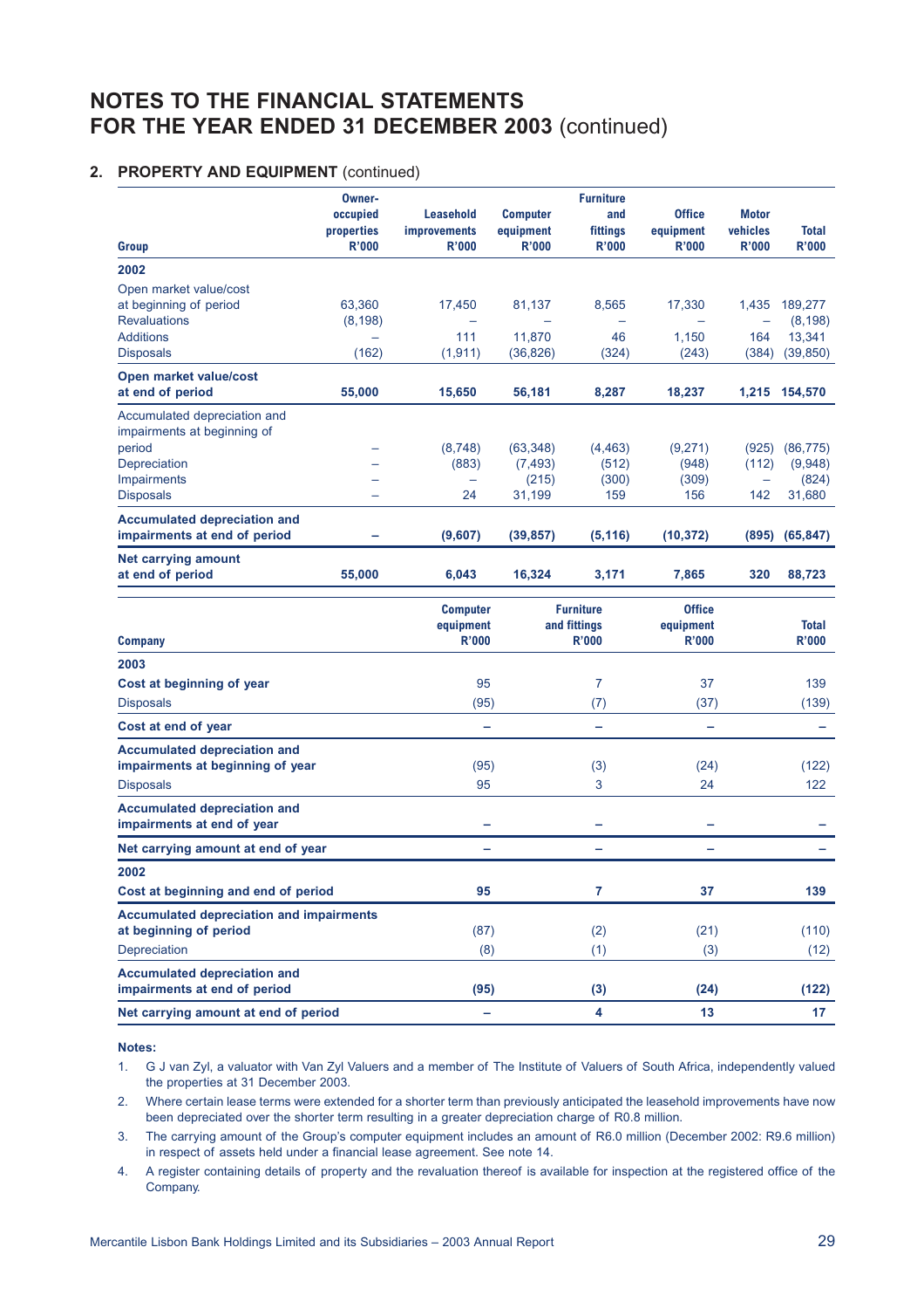# NOTES TO THE FINANCIAL STATEMENTS FOR THE YEAR ENDED 31 DECEMBER 2003 (continued)

## 2. PROPERTY AND EQUIPMENT (continued)

| Group | Owner-occupied properties R'000 | Leasehold improvements R'000 | Computer equipment R'000 | Furniture and fittings R'000 | Office equipment R'000 | Motor vehicles R'000 | Total R'000 |
|---|---|---|---|---|---|---|---|
| **2002** | | | | | | | |
| Open market value/cost at beginning of period | 63,360 | 17,450 | 81,137 | 8,565 | 17,330 | 1,435 | 189,277 |
| Revaluations | (8,198) | – | – | – | – | – | (8,198) |
| Additions | – | 111 | 11,870 | 46 | 1,150 | 164 | 13,341 |
| Disposals | (162) | (1,911) | (36,826) | (324) | (243) | (384) | (39,850) |
| **Open market value/cost at end of period** | **55,000** | **15,650** | **56,181** | **8,287** | **18,237** | **1,215** | **154,570** |
| Accumulated depreciation and impairments at beginning of period | – | (8,748) | (63,348) | (4,463) | (9,271) | (925) | (86,775) |
| Depreciation | – | (883) | (7,493) | (512) | (948) | (112) | (9,948) |
| Impairments | – | – | (215) | (300) | (309) | – | (824) |
| Disposals | – | 24 | 31,199 | 159 | 156 | 142 | 31,680 |
| **Accumulated depreciation and impairments at end of period** | **–** | **(9,607)** | **(39,857)** | **(5,116)** | **(10,372)** | **(895)** | **(65,847)** |
| **Net carrying amount at end of period** | **55,000** | **6,043** | **16,324** | **3,171** | **7,865** | **320** | **88,723** |

| Company | Computer equipment R'000 | Furniture and fittings R'000 | Office equipment R'000 | Total R'000 |
|---|---|---|---|---|
| **2003** | | | | |
| **Cost at beginning of year** | 95 | 7 | 37 | 139 |
| Disposals | (95) | (7) | (37) | (139) |
| **Cost at end of year** | – | – | – | – |
| **Accumulated depreciation and impairments at beginning of year** | (95) | (3) | (24) | (122) |
| Disposals | 95 | 3 | 24 | 122 |
| **Accumulated depreciation and impairments at end of year** | – | – | – | – |
| **Net carrying amount at end of year** | – | – | – | – |
| **2002** | | | | |
| **Cost at beginning and end of period** | **95** | **7** | **37** | **139** |
| **Accumulated depreciation and impairments at beginning of period** | (87) | (2) | (21) | (110) |
| Depreciation | (8) | (1) | (3) | (12) |
| **Accumulated depreciation and impairments at end of period** | **(95)** | **(3)** | **(24)** | **(122)** |
| **Net carrying amount at end of period** | **–** | **4** | **13** | **17** |

**Notes:**

1. G J van Zyl, a valuator with Van Zyl Valuers and a member of The Institute of Valuers of South Africa, independently valued the properties at 31 December 2003.
2. Where certain lease terms were extended for a shorter term than previously anticipated the leasehold improvements have now been depreciated over the shorter term resulting in a greater depreciation charge of R0.8 million.
3. The carrying amount of the Group's computer equipment includes an amount of R6.0 million (December 2002: R9.6 million) in respect of assets held under a financial lease agreement. See note 14.
4. A register containing details of property and the revaluation thereof is available for inspection at the registered office of the Company.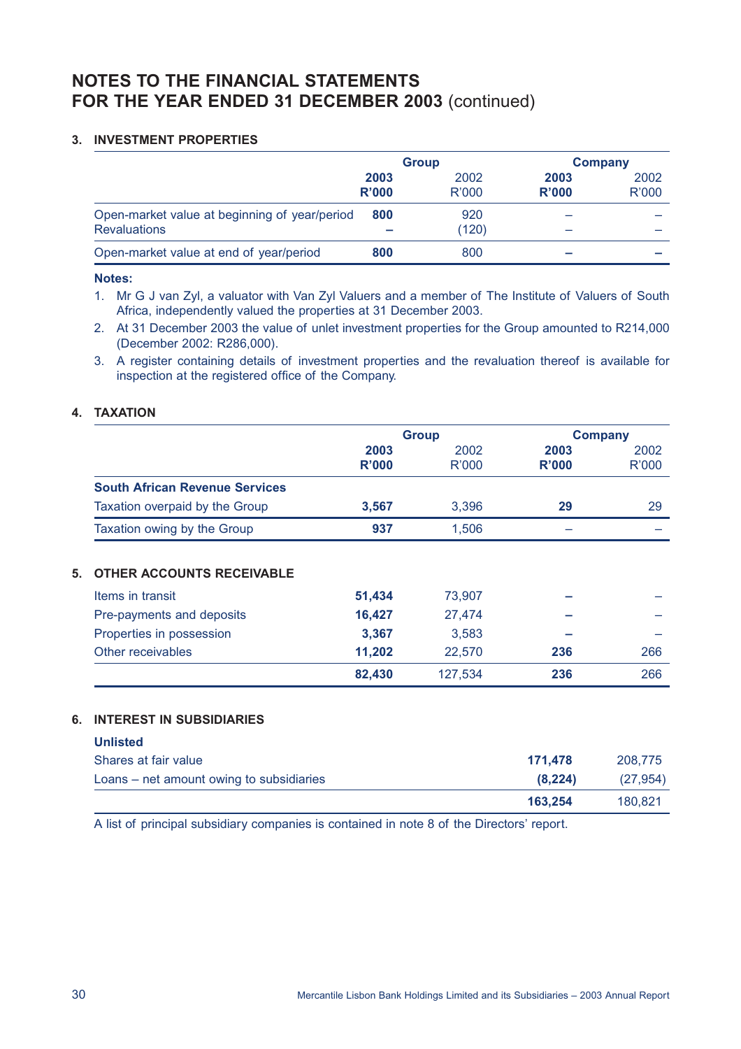# NOTES TO THE FINANCIAL STATEMENTS FOR THE YEAR ENDED 31 DECEMBER 2003 (continued)

## 3. INVESTMENT PROPERTIES

| | Group | | Company | |
|---|---|---|---|---|
| | **2003 R'000** | 2002 R'000 | **2003 R'000** | 2002 R'000 |
| Open-market value at beginning of year/period | **800** | 920 | – | – |
| Revaluations | **–** | (120) | – | – |
| Open-market value at end of year/period | **800** | 800 | **–** | – |

**Notes:**

1. Mr G J van Zyl, a valuator with Van Zyl Valuers and a member of The Institute of Valuers of South Africa, independently valued the properties at 31 December 2003.
2. At 31 December 2003 the value of unlet investment properties for the Group amounted to R214,000 (December 2002: R286,000).
3. A register containing details of investment properties and the revaluation thereof is available for inspection at the registered office of the Company.

## 4. TAXATION

| | Group | | Company | |
|---|---|---|---|---|
| | **2003 R'000** | 2002 R'000 | **2003 R'000** | 2002 R'000 |
| **South African Revenue Services** | | | | |
| Taxation overpaid by the Group | **3,567** | 3,396 | **29** | 29 |
| Taxation owing by the Group | **937** | 1,506 | – | – |

## 5. OTHER ACCOUNTS RECEIVABLE

| | Group 2003 R'000 | Group 2002 R'000 | Company 2003 R'000 | Company 2002 R'000 |
|---|---|---|---|---|
| Items in transit | **51,434** | 73,907 | **–** | – |
| Pre-payments and deposits | **16,427** | 27,474 | **–** | – |
| Properties in possession | **3,367** | 3,583 | **–** | – |
| Other receivables | **11,202** | 22,570 | **236** | 266 |
| | **82,430** | 127,534 | **236** | 266 |

## 6. INTEREST IN SUBSIDIARIES

| | 2003 | 2002 |
|---|---|---|
| **Unlisted** | | |
| Shares at fair value | **171,478** | 208,775 |
| Loans – net amount owing to subsidiaries | **(8,224)** | (27,954) |
| | **163,254** | 180,821 |

A list of principal subsidiary companies is contained in note 8 of the Directors' report.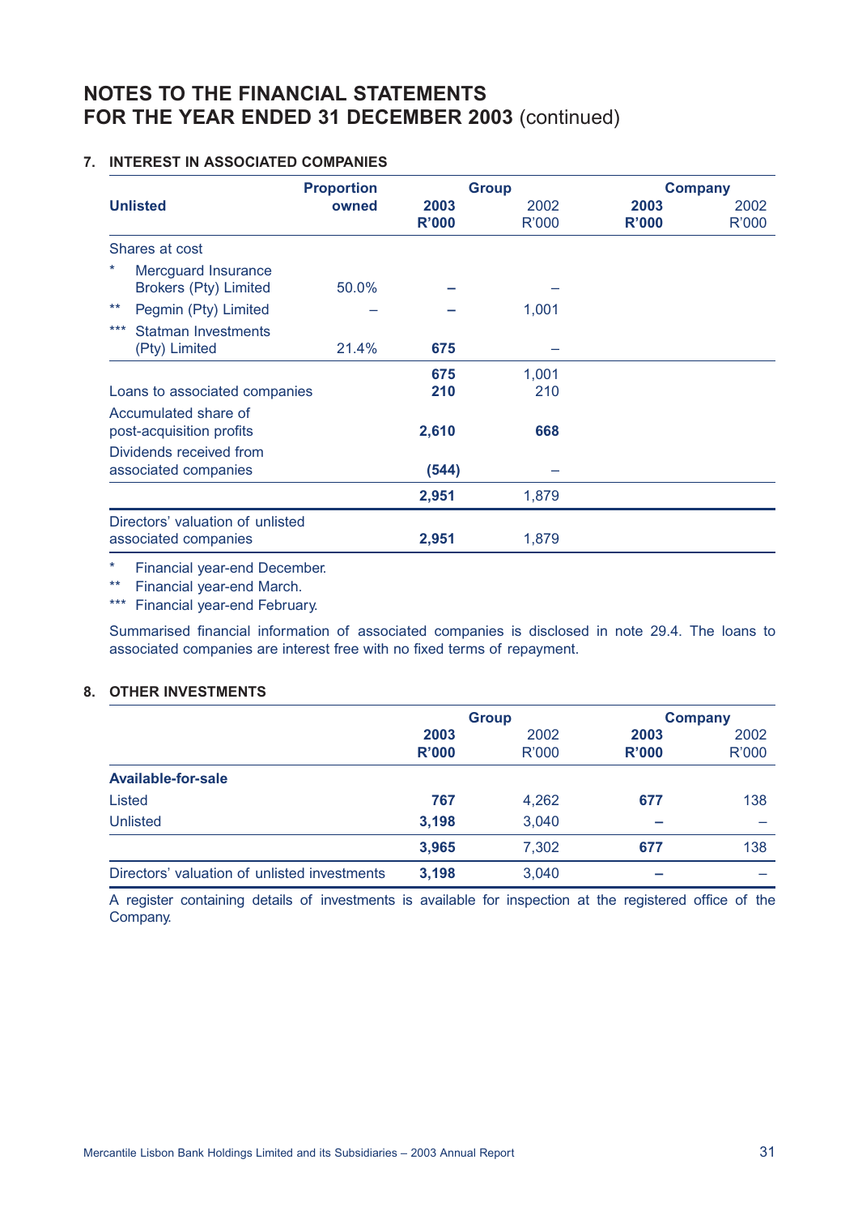# NOTES TO THE FINANCIAL STATEMENTS FOR THE YEAR ENDED 31 DECEMBER 2003 (continued)

## 7. INTEREST IN ASSOCIATED COMPANIES

| Unlisted | Proportion owned | Group 2003 R'000 | Group 2002 R'000 | Company 2003 R'000 | Company 2002 R'000 |
|---|---|---|---|---|---|
| Shares at cost | | | | | |
| * Mercguard Insurance Brokers (Pty) Limited | 50.0% | – | – | | |
| ** Pegmin (Pty) Limited | – | – | 1,001 | | |
| *** Statman Investments (Pty) Limited | 21.4% | 675 | – | | |
| | | 675 | 1,001 | | |
| Loans to associated companies | | 210 | 210 | | |
| Accumulated share of post-acquisition profits | | 2,610 | 668 | | |
| Dividends received from associated companies | | (544) | – | | |
| | | 2,951 | 1,879 | | |
| Directors' valuation of unlisted associated companies | | 2,951 | 1,879 | | |

\* Financial year-end December.
\** Financial year-end March.
\*** Financial year-end February.

Summarised financial information of associated companies is disclosed in note 29.4. The loans to associated companies are interest free with no fixed terms of repayment.

## 8. OTHER INVESTMENTS

| | Group 2003 R'000 | Group 2002 R'000 | Company 2003 R'000 | Company 2002 R'000 |
|---|---|---|---|---|
| **Available-for-sale** | | | | |
| Listed | 767 | 4,262 | 677 | 138 |
| Unlisted | 3,198 | 3,040 | – | – |
| | 3,965 | 7,302 | 677 | 138 |
| Directors' valuation of unlisted investments | 3,198 | 3,040 | – | – |

A register containing details of investments is available for inspection at the registered office of the Company.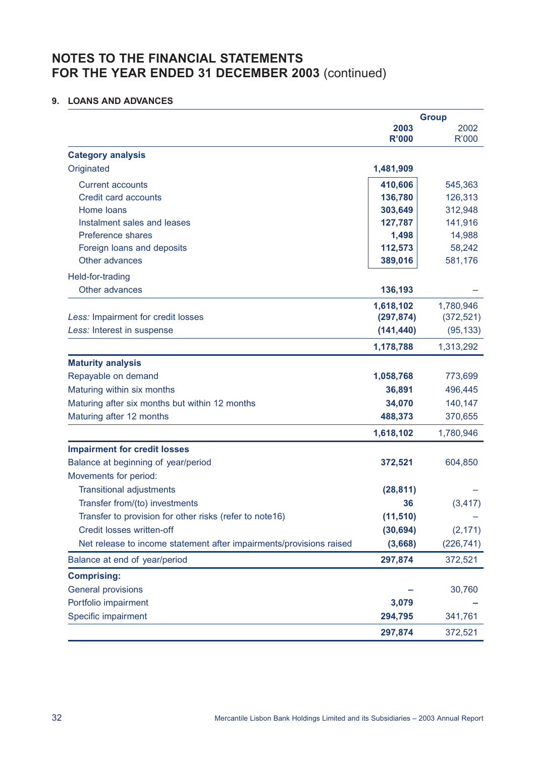## NOTES TO THE FINANCIAL STATEMENTS FOR THE YEAR ENDED 31 DECEMBER 2003 (continued)

### 9. LOANS AND ADVANCES

| | Group | |
|---|---|---|
| | **2003 R'000** | 2002 R'000 |
| **Category analysis** | | |
| Originated | **1,481,909** | |
| Current accounts | **410,606** | 545,363 |
| Credit card accounts | **136,780** | 126,313 |
| Home loans | **303,649** | 312,948 |
| Instalment sales and leases | **127,787** | 141,916 |
| Preference shares | **1,498** | 14,988 |
| Foreign loans and deposits | **112,573** | 58,242 |
| Other advances | **389,016** | 581,176 |
| Held-for-trading | | |
| Other advances | **136,193** | – |
| | **1,618,102** | 1,780,946 |
| *Less:* Impairment for credit losses | **(297,874)** | (372,521) |
| *Less:* Interest in suspense | **(141,440)** | (95,133) |
| | **1,178,788** | 1,313,292 |
| **Maturity analysis** | | |
| Repayable on demand | **1,058,768** | 773,699 |
| Maturing within six months | **36,891** | 496,445 |
| Maturing after six months but within 12 months | **34,070** | 140,147 |
| Maturing after 12 months | **488,373** | 370,655 |
| | **1,618,102** | 1,780,946 |
| **Impairment for credit losses** | | |
| Balance at beginning of year/period | **372,521** | 604,850 |
| Movements for period: | | |
| Transitional adjustments | **(28,811)** | – |
| Transfer from/(to) investments | **36** | (3,417) |
| Transfer to provision for other risks (refer to note16) | **(11,510)** | – |
| Credit losses written-off | **(30,694)** | (2,171) |
| Net release to income statement after impairments/provisions raised | **(3,668)** | (226,741) |
| Balance at end of year/period | **297,874** | 372,521 |
| **Comprising:** | | |
| General provisions | **–** | 30,760 |
| Portfolio impairment | **3,079** | – |
| Specific impairment | **294,795** | 341,761 |
| | **297,874** | 372,521 |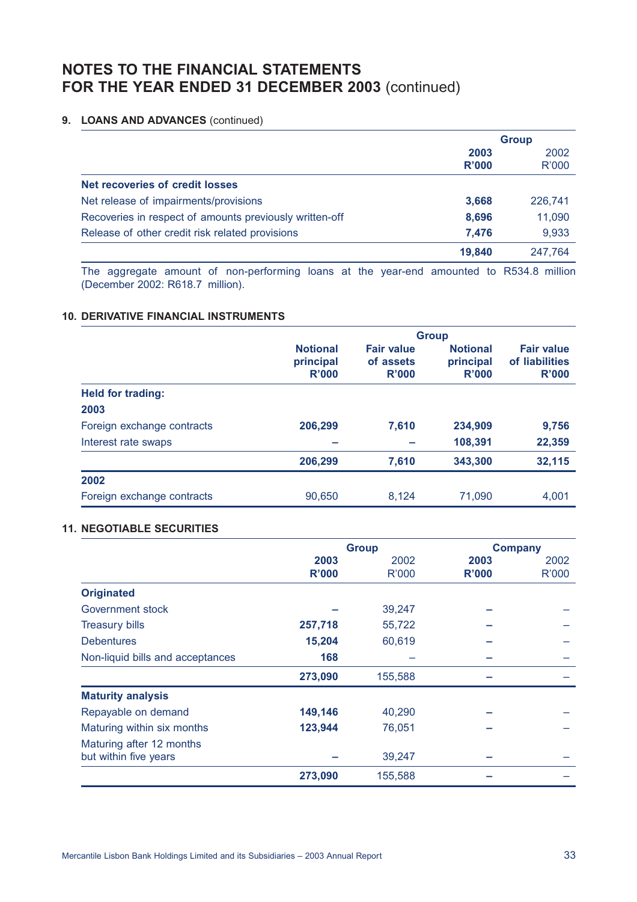# NOTES TO THE FINANCIAL STATEMENTS FOR THE YEAR ENDED 31 DECEMBER 2003 (continued)

## 9. LOANS AND ADVANCES (continued)

| | Group | |
|---|---|---|
| | **2003 R'000** | 2002 R'000 |
| **Net recoveries of credit losses** | | |
| Net release of impairments/provisions | **3,668** | 226,741 |
| Recoveries in respect of amounts previously written-off | **8,696** | 11,090 |
| Release of other credit risk related provisions | **7,476** | 9,933 |
| | **19,840** | 247,764 |

The aggregate amount of non-performing loans at the year-end amounted to R534.8 million (December 2002: R618.7 million).

## 10. DERIVATIVE FINANCIAL INSTRUMENTS

| | Group | | | |
|---|---|---|---|---|
| | **Notional principal R'000** | **Fair value of assets R'000** | **Notional principal R'000** | **Fair value of liabilities R'000** |
| **Held for trading:** | | | | |
| **2003** | | | | |
| Foreign exchange contracts | **206,299** | **7,610** | **234,909** | **9,756** |
| Interest rate swaps | **–** | **–** | **108,391** | **22,359** |
| | **206,299** | **7,610** | **343,300** | **32,115** |
| **2002** | | | | |
| Foreign exchange contracts | 90,650 | 8,124 | 71,090 | 4,001 |

## 11. NEGOTIABLE SECURITIES

| | Group | | Company | |
|---|---|---|---|---|
| | **2003 R'000** | 2002 R'000 | **2003 R'000** | 2002 R'000 |
| **Originated** | | | | |
| Government stock | **–** | 39,247 | **–** | – |
| Treasury bills | **257,718** | 55,722 | **–** | – |
| Debentures | **15,204** | 60,619 | **–** | – |
| Non-liquid bills and acceptances | **168** | – | **–** | – |
| | **273,090** | 155,588 | **–** | – |
| **Maturity analysis** | | | | |
| Repayable on demand | **149,146** | 40,290 | **–** | – |
| Maturing within six months | **123,944** | 76,051 | **–** | – |
| Maturing after 12 months but within five years | **–** | 39,247 | **–** | – |
| | **273,090** | 155,588 | **–** | – |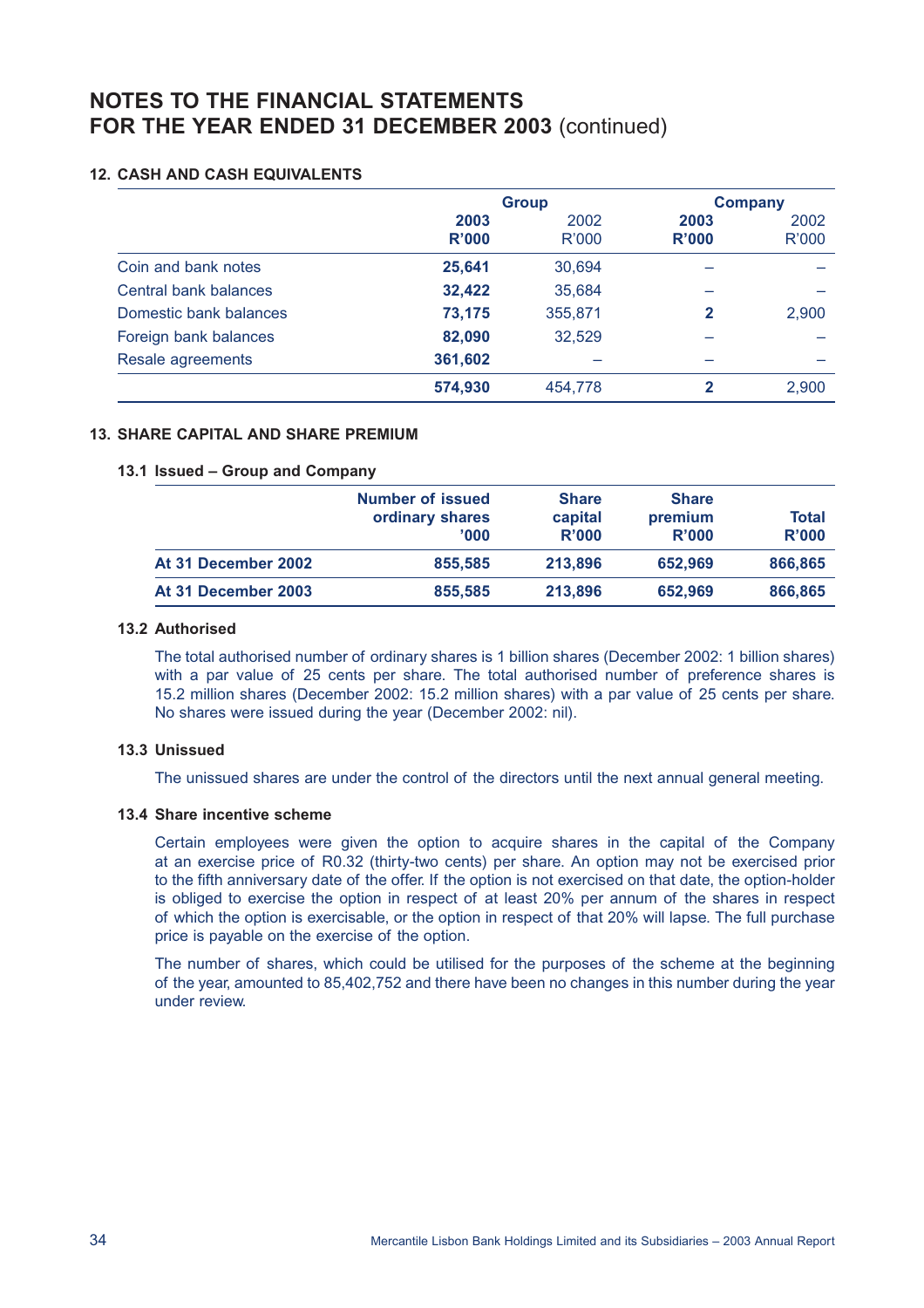# NOTES TO THE FINANCIAL STATEMENTS FOR THE YEAR ENDED 31 DECEMBER 2003 (continued)

## 12. CASH AND CASH EQUIVALENTS

| | Group | | Company | |
|---|---|---|---|---|
| | **2003 R'000** | 2002 R'000 | **2003 R'000** | 2002 R'000 |
| Coin and bank notes | **25,641** | 30,694 | **–** | – |
| Central bank balances | **32,422** | 35,684 | **–** | – |
| Domestic bank balances | **73,175** | 355,871 | **2** | 2,900 |
| Foreign bank balances | **82,090** | 32,529 | **–** | – |
| Resale agreements | **361,602** | – | **–** | – |
| | **574,930** | 454,778 | **2** | 2,900 |

## 13. SHARE CAPITAL AND SHARE PREMIUM

### 13.1 Issued – Group and Company

| | Number of issued ordinary shares '000 | Share capital R'000 | Share premium R'000 | Total R'000 |
|---|---|---|---|---|
| **At 31 December 2002** | **855,585** | **213,896** | **652,969** | **866,865** |
| **At 31 December 2003** | **855,585** | **213,896** | **652,969** | **866,865** |

### 13.2 Authorised

The total authorised number of ordinary shares is 1 billion shares (December 2002: 1 billion shares) with a par value of 25 cents per share. The total authorised number of preference shares is 15.2 million shares (December 2002: 15.2 million shares) with a par value of 25 cents per share. No shares were issued during the year (December 2002: nil).

### 13.3 Unissued

The unissued shares are under the control of the directors until the next annual general meeting.

### 13.4 Share incentive scheme

Certain employees were given the option to acquire shares in the capital of the Company at an exercise price of R0.32 (thirty-two cents) per share. An option may not be exercised prior to the fifth anniversary date of the offer. If the option is not exercised on that date, the option-holder is obliged to exercise the option in respect of at least 20% per annum of the shares in respect of which the option is exercisable, or the option in respect of that 20% will lapse. The full purchase price is payable on the exercise of the option.

The number of shares, which could be utilised for the purposes of the scheme at the beginning of the year, amounted to 85,402,752 and there have been no changes in this number during the year under review.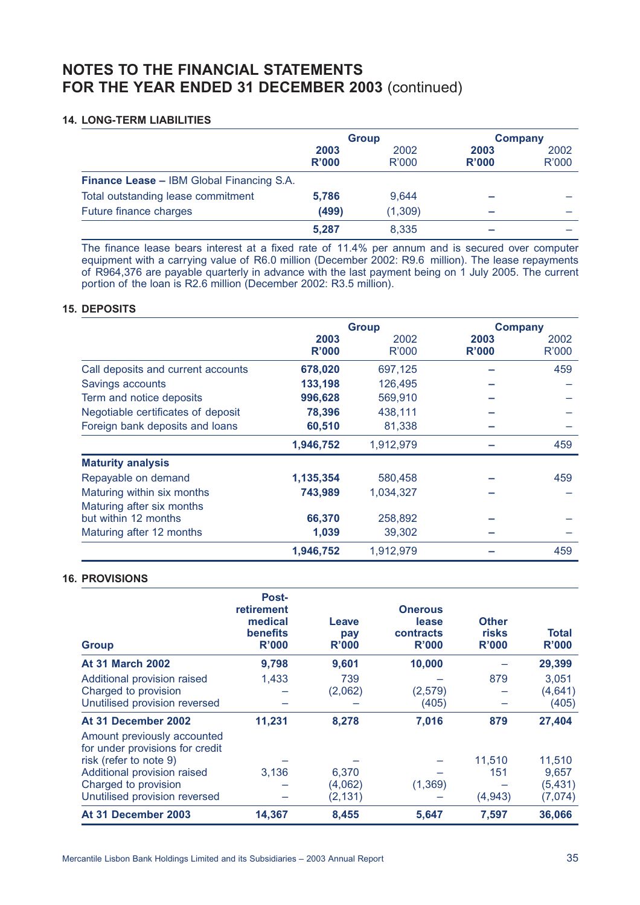# NOTES TO THE FINANCIAL STATEMENTS FOR THE YEAR ENDED 31 DECEMBER 2003 (continued)

### 14. LONG-TERM LIABILITIES

| | Group | | Company | |
|---|---|---|---|---|
| | **2003 R'000** | 2002 R'000 | **2003 R'000** | 2002 R'000 |
| **Finance Lease –** IBM Global Financing S.A. | | | | |
| Total outstanding lease commitment | **5,786** | 9,644 | **–** | – |
| Future finance charges | **(499)** | (1,309) | **–** | – |
| | **5,287** | 8,335 | **–** | – |

The finance lease bears interest at a fixed rate of 11.4% per annum and is secured over computer equipment with a carrying value of R6.0 million (December 2002: R9.6 million). The lease repayments of R964,376 are payable quarterly in advance with the last payment being on 1 July 2005. The current portion of the loan is R2.6 million (December 2002: R3.5 million).

### 15. DEPOSITS

| | Group | | Company | |
|---|---|---|---|---|
| | **2003 R'000** | 2002 R'000 | **2003 R'000** | 2002 R'000 |
| Call deposits and current accounts | **678,020** | 697,125 | **–** | 459 |
| Savings accounts | **133,198** | 126,495 | **–** | – |
| Term and notice deposits | **996,628** | 569,910 | **–** | – |
| Negotiable certificates of deposit | **78,396** | 438,111 | **–** | – |
| Foreign bank deposits and loans | **60,510** | 81,338 | **–** | – |
| | **1,946,752** | 1,912,979 | **–** | 459 |
| **Maturity analysis** | | | | |
| Repayable on demand | **1,135,354** | 580,458 | **–** | 459 |
| Maturing within six months | **743,989** | 1,034,327 | **–** | – |
| Maturing after six months but within 12 months | **66,370** | 258,892 | **–** | – |
| Maturing after 12 months | **1,039** | 39,302 | **–** | – |
| | **1,946,752** | 1,912,979 | **–** | 459 |

### 16. PROVISIONS

| Group | Post-retirement medical benefits R'000 | Leave pay R'000 | Onerous lease contracts R'000 | Other risks R'000 | Total R'000 |
|---|---|---|---|---|---|
| **At 31 March 2002** | **9,798** | **9,601** | **10,000** | – | **29,399** |
| Additional provision raised | 1,433 | 739 | – | 879 | 3,051 |
| Charged to provision | – | (2,062) | (2,579) | – | (4,641) |
| Unutilised provision reversed | – | – | (405) | – | (405) |
| **At 31 December 2002** | **11,231** | **8,278** | **7,016** | **879** | **27,404** |
| Amount previously accounted for under provisions for credit risk (refer to note 9) | – | – | – | 11,510 | 11,510 |
| Additional provision raised | 3,136 | 6,370 | – | 151 | 9,657 |
| Charged to provision | – | (4,062) | (1,369) | – | (5,431) |
| Unutilised provision reversed | – | (2,131) | – | (4,943) | (7,074) |
| **At 31 December 2003** | **14,367** | **8,455** | **5,647** | **7,597** | **36,066** |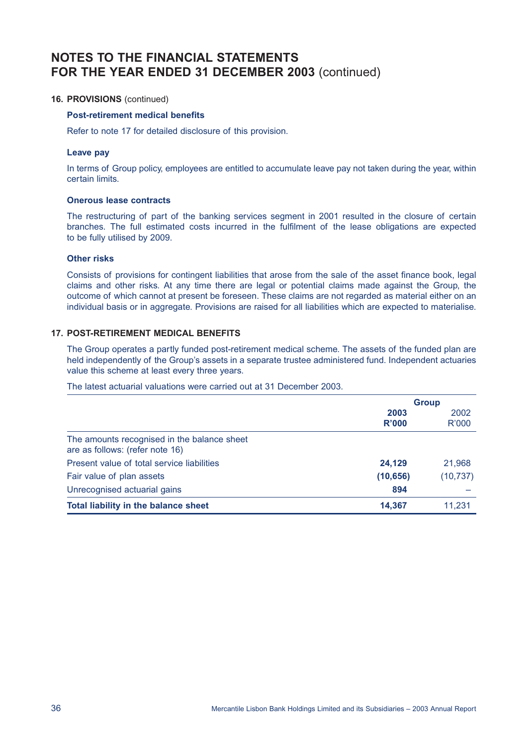# NOTES TO THE FINANCIAL STATEMENTS FOR THE YEAR ENDED 31 DECEMBER 2003 (continued)

## 16. PROVISIONS (continued)

### Post-retirement medical benefits

Refer to note 17 for detailed disclosure of this provision.

### Leave pay

In terms of Group policy, employees are entitled to accumulate leave pay not taken during the year, within certain limits.

### Onerous lease contracts

The restructuring of part of the banking services segment in 2001 resulted in the closure of certain branches. The full estimated costs incurred in the fulfilment of the lease obligations are expected to be fully utilised by 2009.

### Other risks

Consists of provisions for contingent liabilities that arose from the sale of the asset finance book, legal claims and other risks. At any time there are legal or potential claims made against the Group, the outcome of which cannot at present be foreseen. These claims are not regarded as material either on an individual basis or in aggregate. Provisions are raised for all liabilities which are expected to materialise.

## 17. POST-RETIREMENT MEDICAL BENEFITS

The Group operates a partly funded post-retirement medical scheme. The assets of the funded plan are held independently of the Group's assets in a separate trustee administered fund. Independent actuaries value this scheme at least every three years.

The latest actuarial valuations were carried out at 31 December 2003.

| | Group | |
|---|---|---|
| | **2003 R'000** | 2002 R'000 |
| The amounts recognised in the balance sheet are as follows: (refer note 16) | | |
| Present value of total service liabilities | **24,129** | 21,968 |
| Fair value of plan assets | **(10,656)** | (10,737) |
| Unrecognised actuarial gains | **894** | – |
| **Total liability in the balance sheet** | **14,367** | 11,231 |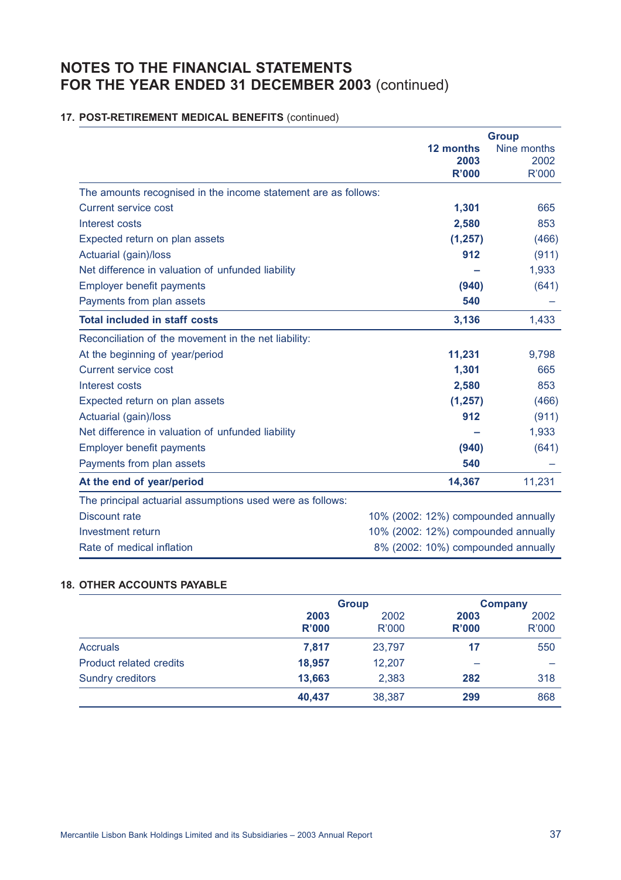# NOTES TO THE FINANCIAL STATEMENTS FOR THE YEAR ENDED 31 DECEMBER 2003 (continued)

## 17. POST-RETIREMENT MEDICAL BENEFITS (continued)

| | Group | |
|---|---|---|
| | **12 months 2003 R'000** | Nine months 2002 R'000 |
| The amounts recognised in the income statement are as follows: | | |
| Current service cost | **1,301** | 665 |
| Interest costs | **2,580** | 853 |
| Expected return on plan assets | **(1,257)** | (466) |
| Actuarial (gain)/loss | **912** | (911) |
| Net difference in valuation of unfunded liability | **–** | 1,933 |
| Employer benefit payments | **(940)** | (641) |
| Payments from plan assets | **540** | – |
| **Total included in staff costs** | **3,136** | 1,433 |
| Reconciliation of the movement in the net liability: | | |
| At the beginning of year/period | **11,231** | 9,798 |
| Current service cost | **1,301** | 665 |
| Interest costs | **2,580** | 853 |
| Expected return on plan assets | **(1,257)** | (466) |
| Actuarial (gain)/loss | **912** | (911) |
| Net difference in valuation of unfunded liability | **–** | 1,933 |
| Employer benefit payments | **(940)** | (641) |
| Payments from plan assets | **540** | – |
| **At the end of year/period** | **14,367** | 11,231 |

The principal actuarial assumptions used were as follows:

| | |
|---|---|
| Discount rate | 10% (2002: 12%) compounded annually |
| Investment return | 10% (2002: 12%) compounded annually |
| Rate of medical inflation | 8% (2002: 10%) compounded annually |

## 18. OTHER ACCOUNTS PAYABLE

| | Group | | Company | |
|---|---|---|---|---|
| | **2003 R'000** | 2002 R'000 | **2003 R'000** | 2002 R'000 |
| Accruals | **7,817** | 23,797 | **17** | 550 |
| Product related credits | **18,957** | 12,207 | **–** | – |
| Sundry creditors | **13,663** | 2,383 | **282** | 318 |
| | **40,437** | 38,387 | **299** | 868 |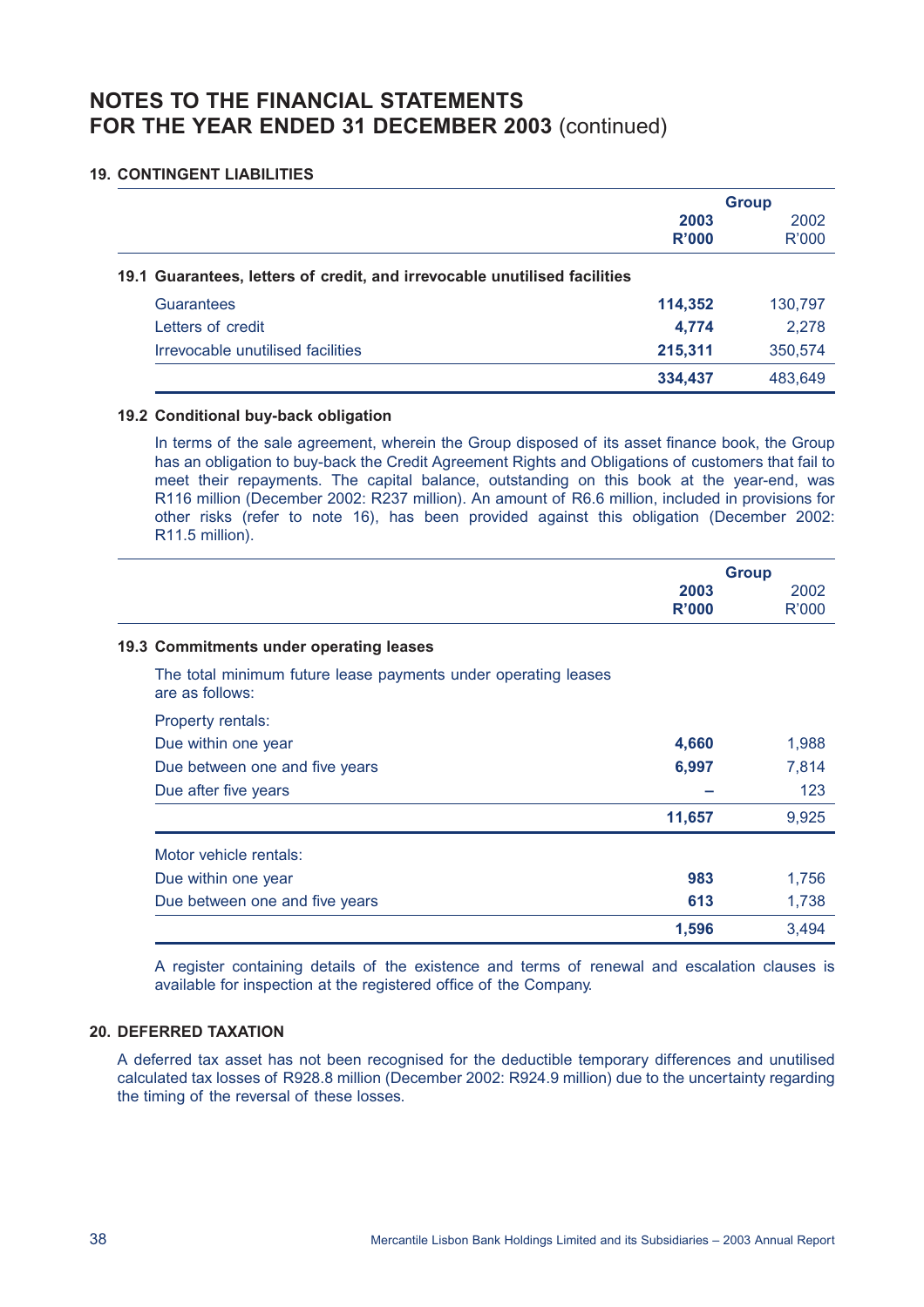# NOTES TO THE FINANCIAL STATEMENTS FOR THE YEAR ENDED 31 DECEMBER 2003 (continued)

## 19. CONTINGENT LIABILITIES

| | Group | |
|---|---|---|
| | **2003** | 2002 |
| | **R'000** | R'000 |
| **19.1 Guarantees, letters of credit, and irrevocable unutilised facilities** | | |
| Guarantees | **114,352** | 130,797 |
| Letters of credit | **4,774** | 2,278 |
| Irrevocable unutilised facilities | **215,311** | 350,574 |
| | **334,437** | 483,649 |

### 19.2 Conditional buy-back obligation

In terms of the sale agreement, wherein the Group disposed of its asset finance book, the Group has an obligation to buy-back the Credit Agreement Rights and Obligations of customers that fail to meet their repayments. The capital balance, outstanding on this book at the year-end, was R116 million (December 2002: R237 million). An amount of R6.6 million, included in provisions for other risks (refer to note 16), has been provided against this obligation (December 2002: R11.5 million).

| | Group | |
|---|---|---|
| | **2003** | 2002 |
| | **R'000** | R'000 |
| **19.3 Commitments under operating leases** | | |
| The total minimum future lease payments under operating leases are as follows: | | |
| Property rentals: | | |
| Due within one year | **4,660** | 1,988 |
| Due between one and five years | **6,997** | 7,814 |
| Due after five years | **–** | 123 |
| | **11,657** | 9,925 |
| Motor vehicle rentals: | | |
| Due within one year | **983** | 1,756 |
| Due between one and five years | **613** | 1,738 |
| | **1,596** | 3,494 |

A register containing details of the existence and terms of renewal and escalation clauses is available for inspection at the registered office of the Company.

## 20. DEFERRED TAXATION

A deferred tax asset has not been recognised for the deductible temporary differences and unutilised calculated tax losses of R928.8 million (December 2002: R924.9 million) due to the uncertainty regarding the timing of the reversal of these losses.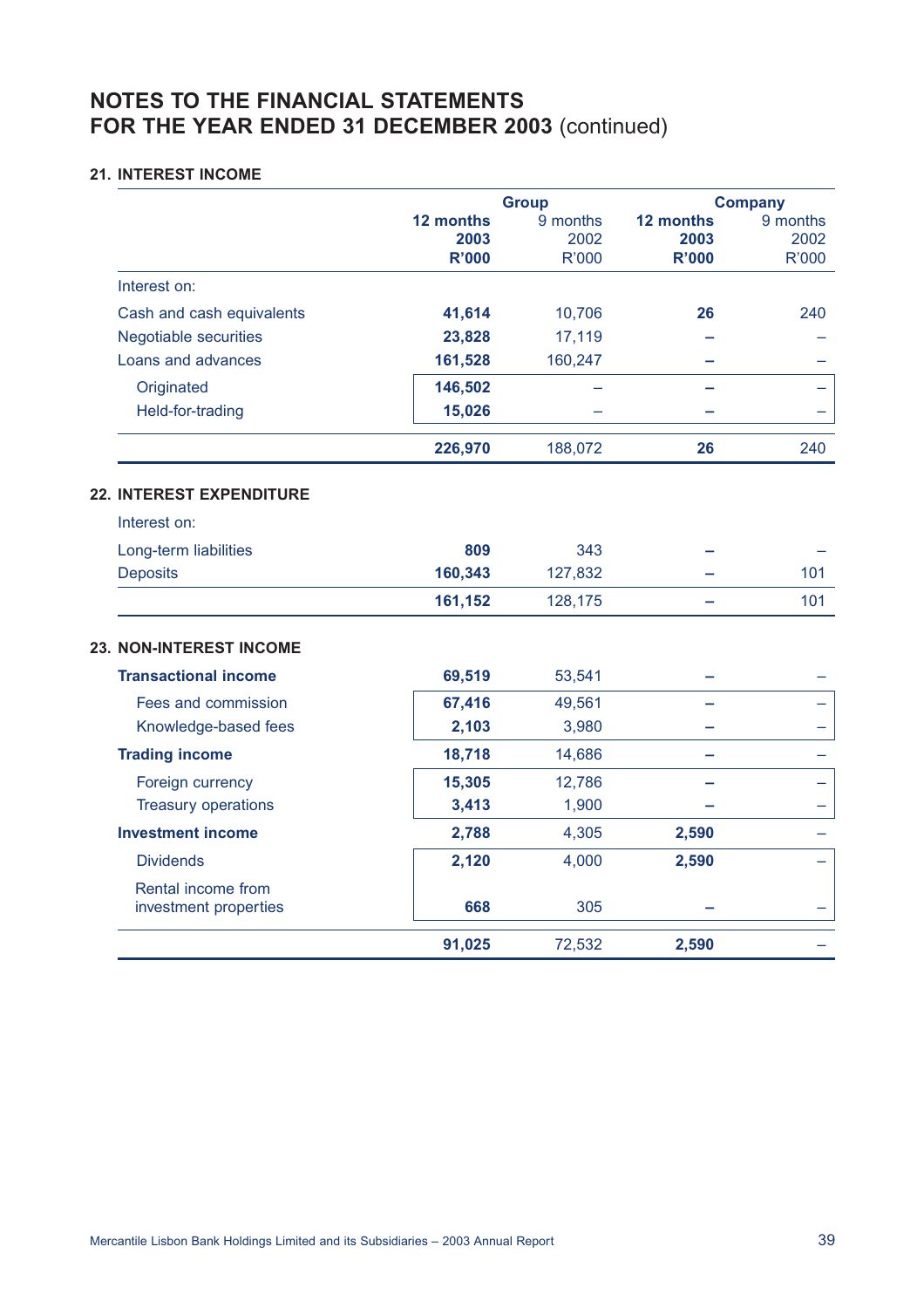# NOTES TO THE FINANCIAL STATEMENTS FOR THE YEAR ENDED 31 DECEMBER 2003 (continued)

## 21. INTEREST INCOME

| | Group | | Company | |
|---|---|---|---|---|
| | **12 months 2003 R'000** | 9 months 2002 R'000 | **12 months 2003 R'000** | 9 months 2002 R'000 |
| Interest on: | | | | |
| Cash and cash equivalents | **41,614** | 10,706 | **26** | 240 |
| Negotiable securities | **23,828** | 17,119 | **–** | – |
| Loans and advances | **161,528** | 160,247 | **–** | – |
| Originated | **146,502** | – | **–** | – |
| Held-for-trading | **15,026** | – | **–** | – |
| | **226,970** | 188,072 | **26** | 240 |

## 22. INTEREST EXPENDITURE

| | Group | | Company | |
|---|---|---|---|---|
| | **12 months 2003 R'000** | 9 months 2002 R'000 | **12 months 2003 R'000** | 9 months 2002 R'000 |
| Interest on: | | | | |
| Long-term liabilities | **809** | 343 | **–** | – |
| Deposits | **160,343** | 127,832 | **–** | 101 |
| | **161,152** | 128,175 | **–** | 101 |

## 23. NON-INTEREST INCOME

| | Group | | Company | |
|---|---|---|---|---|
| | **12 months 2003 R'000** | 9 months 2002 R'000 | **12 months 2003 R'000** | 9 months 2002 R'000 |
| **Transactional income** | **69,519** | 53,541 | **–** | – |
| Fees and commission | **67,416** | 49,561 | **–** | – |
| Knowledge-based fees | **2,103** | 3,980 | **–** | – |
| **Trading income** | **18,718** | 14,686 | **–** | – |
| Foreign currency | **15,305** | 12,786 | **–** | – |
| Treasury operations | **3,413** | 1,900 | **–** | – |
| **Investment income** | **2,788** | 4,305 | **2,590** | – |
| Dividends | **2,120** | 4,000 | **2,590** | – |
| Rental income from investment properties | **668** | 305 | **–** | – |
| | **91,025** | 72,532 | **2,590** | – |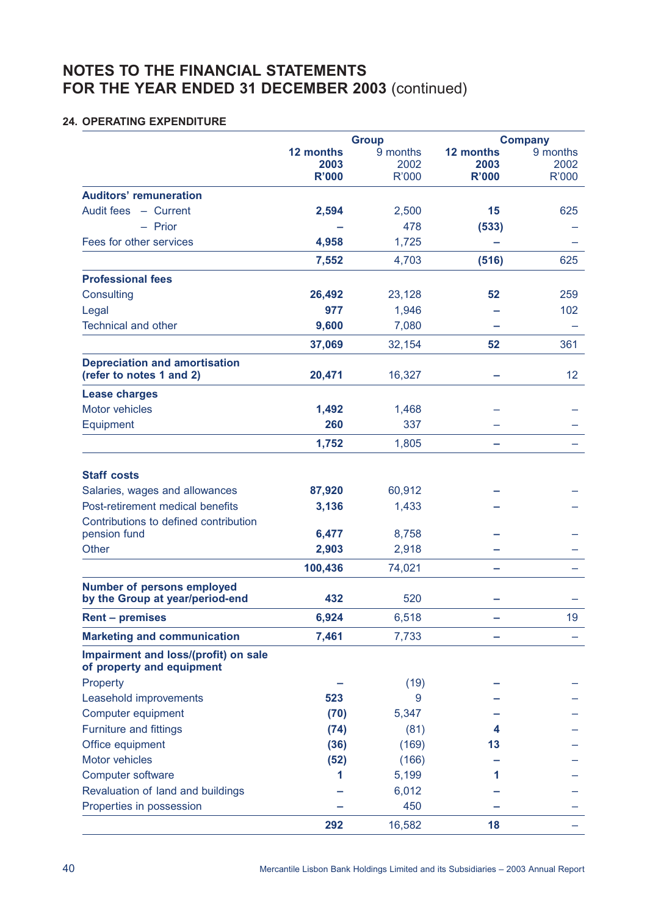# NOTES TO THE FINANCIAL STATEMENTS FOR THE YEAR ENDED 31 DECEMBER 2003 (continued)

## 24. OPERATING EXPENDITURE

| | Group | | Company | |
|---|---|---|---|---|
| | **12 months 2003 R'000** | 9 months 2002 R'000 | **12 months 2003 R'000** | 9 months 2002 R'000 |
| **Auditors' remuneration** | | | | |
| Audit fees – Current | **2,594** | 2,500 | **15** | 625 |
| – Prior | **–** | 478 | **(533)** | – |
| Fees for other services | **4,958** | 1,725 | **–** | – |
| | **7,552** | 4,703 | **(516)** | 625 |
| **Professional fees** | | | | |
| Consulting | **26,492** | 23,128 | **52** | 259 |
| Legal | **977** | 1,946 | **–** | 102 |
| Technical and other | **9,600** | 7,080 | **–** | – |
| | **37,069** | 32,154 | **52** | 361 |
| **Depreciation and amortisation (refer to notes 1 and 2)** | **20,471** | 16,327 | **–** | 12 |
| **Lease charges** | | | | |
| Motor vehicles | **1,492** | 1,468 | – | – |
| Equipment | **260** | 337 | – | – |
| | **1,752** | 1,805 | **–** | – |
| **Staff costs** | | | | |
| Salaries, wages and allowances | **87,920** | 60,912 | **–** | – |
| Post-retirement medical benefits | **3,136** | 1,433 | **–** | – |
| Contributions to defined contribution pension fund | **6,477** | 8,758 | **–** | – |
| Other | **2,903** | 2,918 | **–** | – |
| | **100,436** | 74,021 | **–** | – |
| **Number of persons employed by the Group at year/period-end** | **432** | 520 | **–** | – |
| **Rent – premises** | **6,924** | 6,518 | **–** | 19 |
| **Marketing and communication** | **7,461** | 7,733 | **–** | – |
| **Impairment and loss/(profit) on sale of property and equipment** | | | | |
| Property | **–** | (19) | **–** | – |
| Leasehold improvements | **523** | 9 | **–** | – |
| Computer equipment | **(70)** | 5,347 | **–** | – |
| Furniture and fittings | **(74)** | (81) | **4** | – |
| Office equipment | **(36)** | (169) | **13** | – |
| Motor vehicles | **(52)** | (166) | **–** | – |
| Computer software | **1** | 5,199 | **1** | – |
| Revaluation of land and buildings | **–** | 6,012 | **–** | – |
| Properties in possession | **–** | 450 | **–** | – |
| | **292** | 16,582 | **18** | – |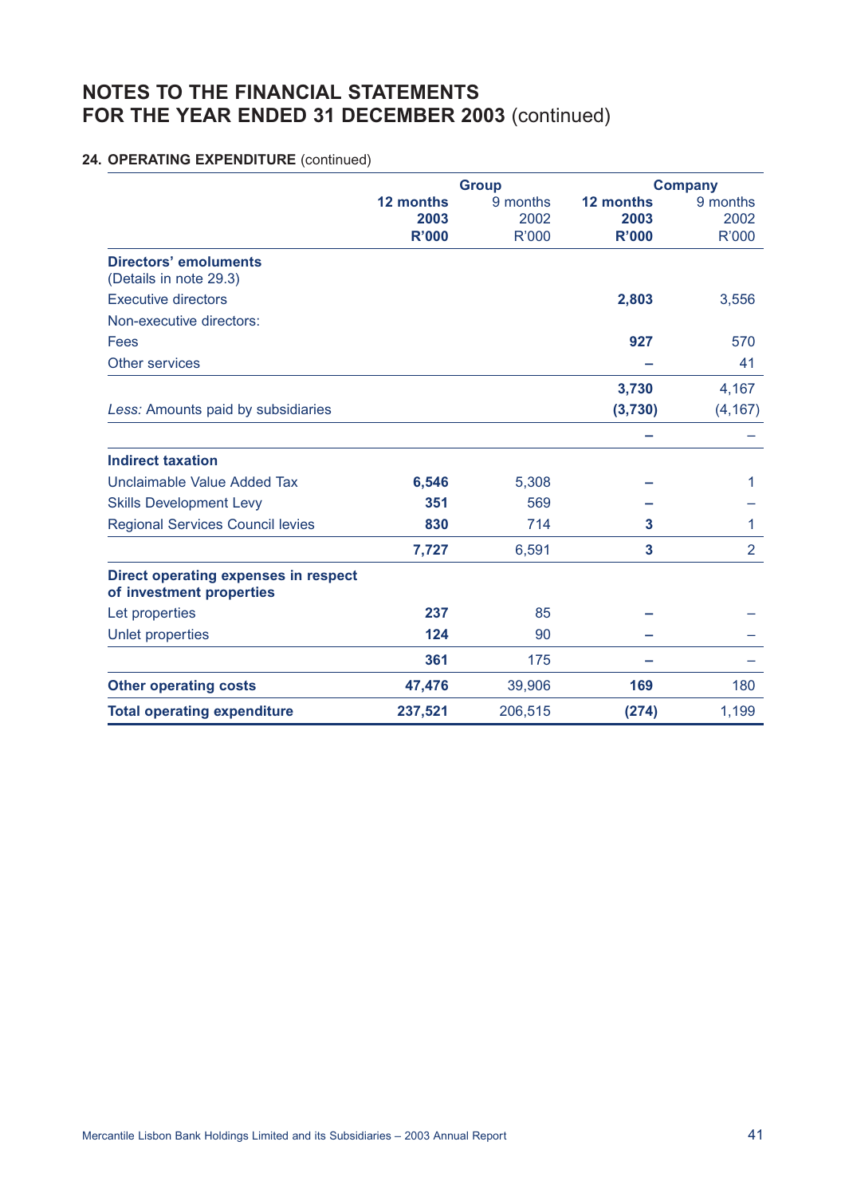# NOTES TO THE FINANCIAL STATEMENTS FOR THE YEAR ENDED 31 DECEMBER 2003 (continued)

## 24. OPERATING EXPENDITURE (continued)

| | Group | | Company | |
|---|---|---|---|---|
| | **12 months 2003 R'000** | 9 months 2002 R'000 | **12 months 2003 R'000** | 9 months 2002 R'000 |
| **Directors' emoluments** (Details in note 29.3) | | | | |
| Executive directors | | | **2,803** | 3,556 |
| Non-executive directors: | | | | |
| Fees | | | **927** | 570 |
| Other services | | | **–** | 41 |
| | | | **3,730** | 4,167 |
| *Less:* Amounts paid by subsidiaries | | | **(3,730)** | (4,167) |
| | | | **–** | – |
| **Indirect taxation** | | | | |
| Unclaimable Value Added Tax | **6,546** | 5,308 | **–** | 1 |
| Skills Development Levy | **351** | 569 | **–** | – |
| Regional Services Council levies | **830** | 714 | **3** | 1 |
| | **7,727** | 6,591 | **3** | 2 |
| **Direct operating expenses in respect of investment properties** | | | | |
| Let properties | **237** | 85 | **–** | – |
| Unlet properties | **124** | 90 | **–** | – |
| | **361** | 175 | **–** | – |
| **Other operating costs** | **47,476** | 39,906 | **169** | 180 |
| **Total operating expenditure** | **237,521** | 206,515 | **(274)** | 1,199 |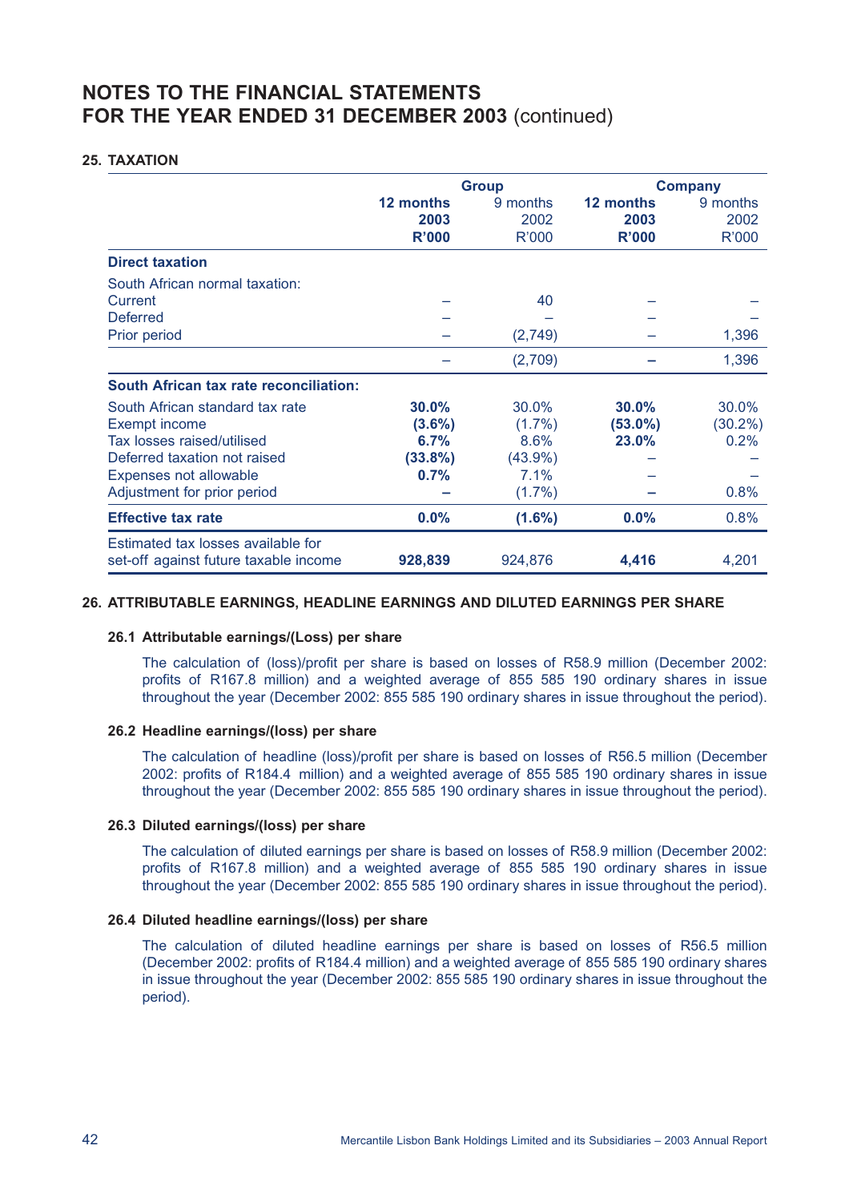# NOTES TO THE FINANCIAL STATEMENTS FOR THE YEAR ENDED 31 DECEMBER 2003 (continued)

## 25. TAXATION

| | Group | | Company | |
|---|---|---|---|---|
| | **12 months 2003 R'000** | 9 months 2002 R'000 | **12 months 2003 R'000** | 9 months 2002 R'000 |
| **Direct taxation** | | | | |
| South African normal taxation: | | | | |
| Current | – | 40 | – | – |
| Deferred | – | – | – | – |
| Prior period | – | (2,749) | – | 1,396 |
| | – | (2,709) | **–** | 1,396 |
| **South African tax rate reconciliation:** | | | | |
| South African standard tax rate | **30.0%** | 30.0% | **30.0%** | 30.0% |
| Exempt income | **(3.6%)** | (1.7%) | **(53.0%)** | (30.2%) |
| Tax losses raised/utilised | **6.7%** | 8.6% | **23.0%** | 0.2% |
| Deferred taxation not raised | **(33.8%)** | (43.9%) | – | – |
| Expenses not allowable | **0.7%** | 7.1% | – | – |
| Adjustment for prior period | **–** | (1.7%) | **–** | 0.8% |
| **Effective tax rate** | **0.0%** | **(1.6%)** | **0.0%** | 0.8% |
| Estimated tax losses available for set-off against future taxable income | **928,839** | 924,876 | **4,416** | 4,201 |

## 26. ATTRIBUTABLE EARNINGS, HEADLINE EARNINGS AND DILUTED EARNINGS PER SHARE

### 26.1 Attributable earnings/(Loss) per share

The calculation of (loss)/profit per share is based on losses of R58.9 million (December 2002: profits of R167.8 million) and a weighted average of 855 585 190 ordinary shares in issue throughout the year (December 2002: 855 585 190 ordinary shares in issue throughout the period).

### 26.2 Headline earnings/(loss) per share

The calculation of headline (loss)/profit per share is based on losses of R56.5 million (December 2002: profits of R184.4 million) and a weighted average of 855 585 190 ordinary shares in issue throughout the year (December 2002: 855 585 190 ordinary shares in issue throughout the period).

### 26.3 Diluted earnings/(loss) per share

The calculation of diluted earnings per share is based on losses of R58.9 million (December 2002: profits of R167.8 million) and a weighted average of 855 585 190 ordinary shares in issue throughout the year (December 2002: 855 585 190 ordinary shares in issue throughout the period).

### 26.4 Diluted headline earnings/(loss) per share

The calculation of diluted headline earnings per share is based on losses of R56.5 million (December 2002: profits of R184.4 million) and a weighted average of 855 585 190 ordinary shares in issue throughout the year (December 2002: 855 585 190 ordinary shares in issue throughout the period).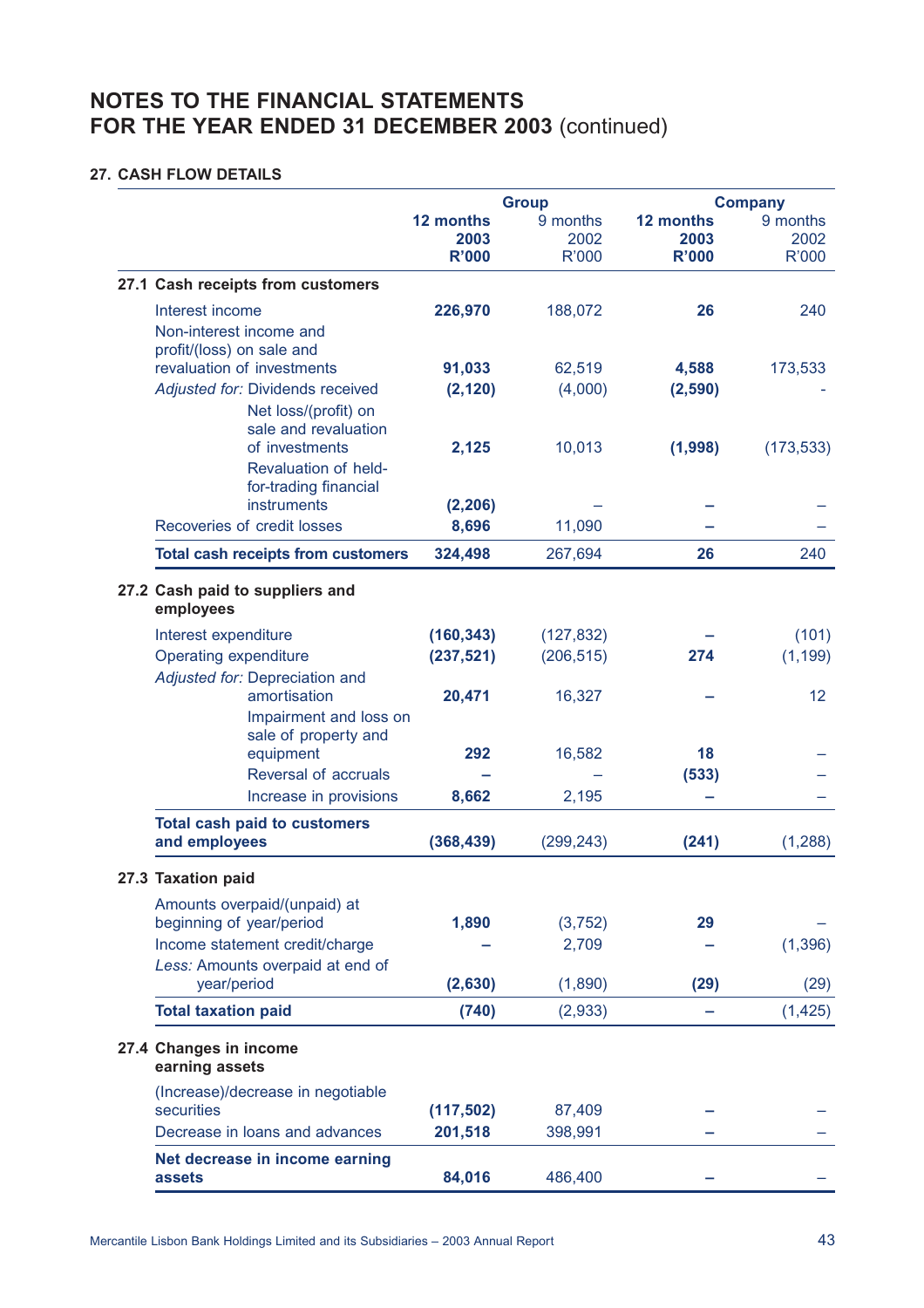# NOTES TO THE FINANCIAL STATEMENTS FOR THE YEAR ENDED 31 DECEMBER 2003 (continued)

## 27. CASH FLOW DETAILS

| | Group | | Company | |
|---|---|---|---|---|
| | **12 months 2003 R'000** | 9 months 2002 R'000 | **12 months 2003 R'000** | 9 months 2002 R'000 |
| **27.1 Cash receipts from customers** | | | | |
| Interest income | **226,970** | 188,072 | **26** | 240 |
| Non-interest income and profit/(loss) on sale and revaluation of investments | **91,033** | 62,519 | **4,588** | 173,533 |
| *Adjusted for:* Dividends received | **(2,120)** | (4,000) | **(2,590)** | - |
| Net loss/(profit) on sale and revaluation of investments | **2,125** | 10,013 | **(1,998)** | (173,533) |
| Revaluation of held-for-trading financial instruments | **(2,206)** | – | **–** | – |
| Recoveries of credit losses | **8,696** | 11,090 | **–** | – |
| **Total cash receipts from customers** | **324,498** | 267,694 | **26** | 240 |
| **27.2 Cash paid to suppliers and employees** | | | | |
| Interest expenditure | **(160,343)** | (127,832) | **–** | (101) |
| Operating expenditure | **(237,521)** | (206,515) | **274** | (1,199) |
| *Adjusted for:* Depreciation and amortisation | **20,471** | 16,327 | **–** | 12 |
| Impairment and loss on sale of property and equipment | **292** | 16,582 | **18** | – |
| Reversal of accruals | **–** | – | **(533)** | – |
| Increase in provisions | **8,662** | 2,195 | **–** | – |
| **Total cash paid to customers and employees** | **(368,439)** | (299,243) | **(241)** | (1,288) |
| **27.3 Taxation paid** | | | | |
| Amounts overpaid/(unpaid) at beginning of year/period | **1,890** | (3,752) | **29** | – |
| Income statement credit/charge | **–** | 2,709 | **–** | (1,396) |
| *Less:* Amounts overpaid at end of year/period | **(2,630)** | (1,890) | **(29)** | (29) |
| **Total taxation paid** | **(740)** | (2,933) | **–** | (1,425) |
| **27.4 Changes in income earning assets** | | | | |
| (Increase)/decrease in negotiable securities | **(117,502)** | 87,409 | **–** | – |
| Decrease in loans and advances | **201,518** | 398,991 | **–** | – |
| **Net decrease in income earning assets** | **84,016** | 486,400 | **–** | – |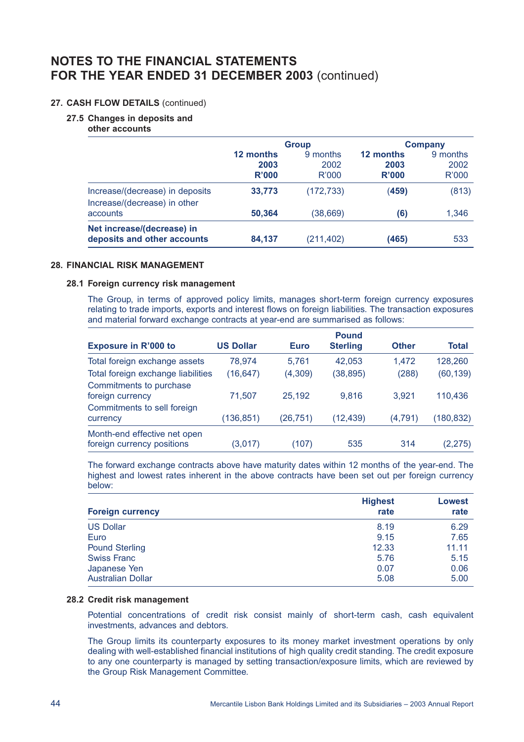# NOTES TO THE FINANCIAL STATEMENTS FOR THE YEAR ENDED 31 DECEMBER 2003 (continued)

## 27. CASH FLOW DETAILS (continued)

### 27.5 Changes in deposits and other accounts

| | Group | | Company | |
|---|---|---|---|---|
| | **12 months 2003 R'000** | 9 months 2002 R'000 | **12 months 2003 R'000** | 9 months 2002 R'000 |
| Increase/(decrease) in deposits | **33,773** | (172,733) | **(459)** | (813) |
| Increase/(decrease) in other accounts | **50,364** | (38,669) | **(6)** | 1,346 |
| **Net increase/(decrease) in deposits and other accounts** | **84,137** | (211,402) | **(465)** | 533 |

## 28. FINANCIAL RISK MANAGEMENT

### 28.1 Foreign currency risk management

The Group, in terms of approved policy limits, manages short-term foreign currency exposures relating to trade imports, exports and interest flows on foreign liabilities. The transaction exposures and material forward exchange contracts at year-end are summarised as follows:

| Exposure in R'000 to | US Dollar | Euro | Pound Sterling | Other | Total |
|---|---|---|---|---|---|
| Total foreign exchange assets | 78,974 | 5,761 | 42,053 | 1,472 | 128,260 |
| Total foreign exchange liabilities | (16,647) | (4,309) | (38,895) | (288) | (60,139) |
| Commitments to purchase foreign currency | 71,507 | 25,192 | 9,816 | 3,921 | 110,436 |
| Commitments to sell foreign currency | (136,851) | (26,751) | (12,439) | (4,791) | (180,832) |
| Month-end effective net open foreign currency positions | (3,017) | (107) | 535 | 314 | (2,275) |

The forward exchange contracts above have maturity dates within 12 months of the year-end. The highest and lowest rates inherent in the above contracts have been set out per foreign currency below:

| Foreign currency | Highest rate | Lowest rate |
|---|---|---|
| US Dollar | 8.19 | 6.29 |
| Euro | 9.15 | 7.65 |
| Pound Sterling | 12.33 | 11.11 |
| Swiss Franc | 5.76 | 5.15 |
| Japanese Yen | 0.07 | 0.06 |
| Australian Dollar | 5.08 | 5.00 |

### 28.2 Credit risk management

Potential concentrations of credit risk consist mainly of short-term cash, cash equivalent investments, advances and debtors.

The Group limits its counterparty exposures to its money market investment operations by only dealing with well-established financial institutions of high quality credit standing. The credit exposure to any one counterparty is managed by setting transaction/exposure limits, which are reviewed by the Group Risk Management Committee.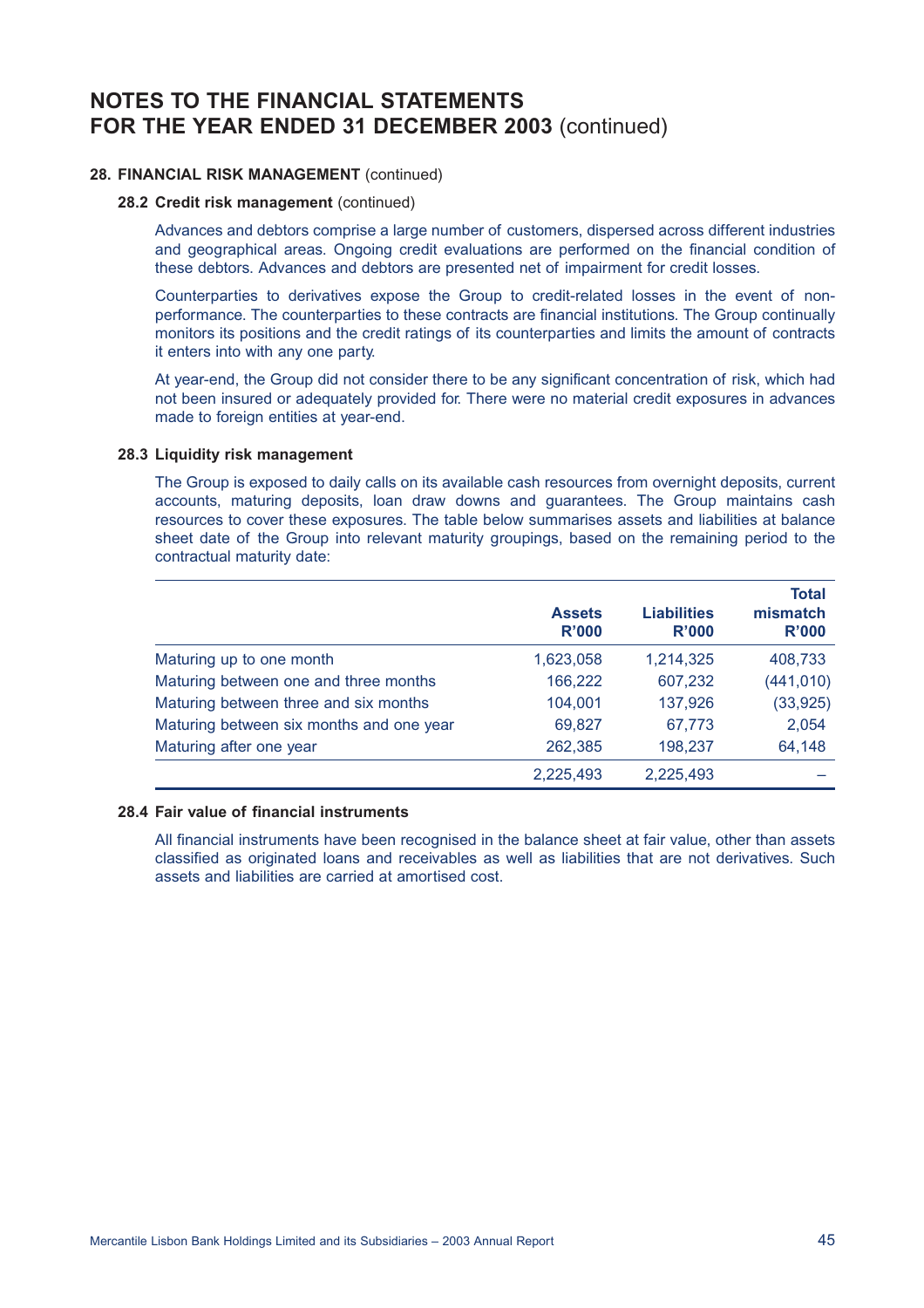# NOTES TO THE FINANCIAL STATEMENTS FOR THE YEAR ENDED 31 DECEMBER 2003 (continued)

## 28. FINANCIAL RISK MANAGEMENT (continued)

### 28.2 Credit risk management (continued)

Advances and debtors comprise a large number of customers, dispersed across different industries and geographical areas. Ongoing credit evaluations are performed on the financial condition of these debtors. Advances and debtors are presented net of impairment for credit losses.

Counterparties to derivatives expose the Group to credit-related losses in the event of non-performance. The counterparties to these contracts are financial institutions. The Group continually monitors its positions and the credit ratings of its counterparties and limits the amount of contracts it enters into with any one party.

At year-end, the Group did not consider there to be any significant concentration of risk, which had not been insured or adequately provided for. There were no material credit exposures in advances made to foreign entities at year-end.

### 28.3 Liquidity risk management

The Group is exposed to daily calls on its available cash resources from overnight deposits, current accounts, maturing deposits, loan draw downs and guarantees. The Group maintains cash resources to cover these exposures. The table below summarises assets and liabilities at balance sheet date of the Group into relevant maturity groupings, based on the remaining period to the contractual maturity date:

| | Assets R'000 | Liabilities R'000 | Total mismatch R'000 |
|---|---|---|---|
| Maturing up to one month | 1,623,058 | 1,214,325 | 408,733 |
| Maturing between one and three months | 166,222 | 607,232 | (441,010) |
| Maturing between three and six months | 104,001 | 137,926 | (33,925) |
| Maturing between six months and one year | 69,827 | 67,773 | 2,054 |
| Maturing after one year | 262,385 | 198,237 | 64,148 |
| | 2,225,493 | 2,225,493 | – |

### 28.4 Fair value of financial instruments

All financial instruments have been recognised in the balance sheet at fair value, other than assets classified as originated loans and receivables as well as liabilities that are not derivatives. Such assets and liabilities are carried at amortised cost.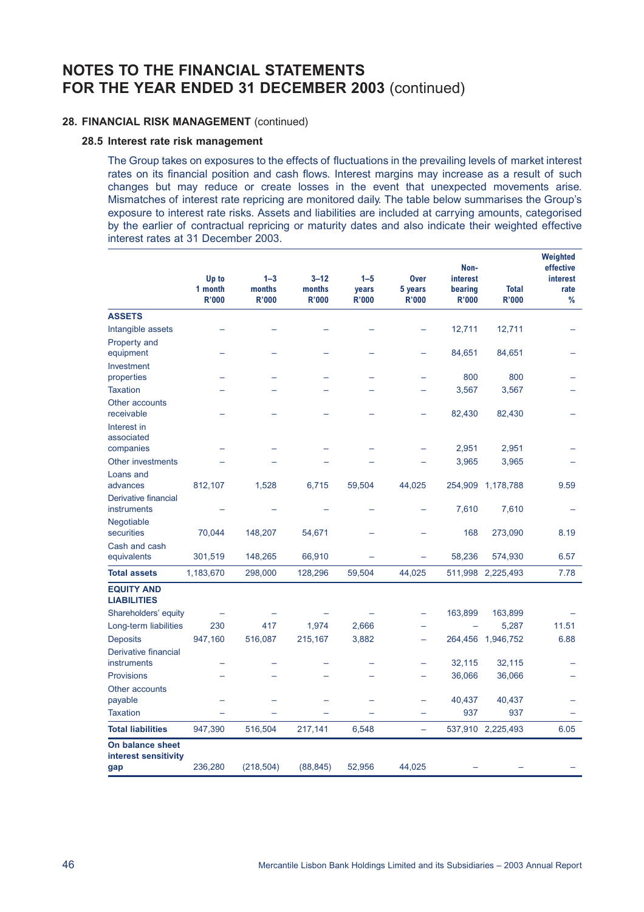# NOTES TO THE FINANCIAL STATEMENTS FOR THE YEAR ENDED 31 DECEMBER 2003 (continued)

## 28. FINANCIAL RISK MANAGEMENT (continued)

### 28.5 Interest rate risk management

The Group takes on exposures to the effects of fluctuations in the prevailing levels of market interest rates on its financial position and cash flows. Interest margins may increase as a result of such changes but may reduce or create losses in the event that unexpected movements arise. Mismatches of interest rate repricing are monitored daily. The table below summarises the Group's exposure to interest rate risks. Assets and liabilities are included at carrying amounts, categorised by the earlier of contractual repricing or maturity dates and also indicate their weighted effective interest rates at 31 December 2003.

| | Up to 1 month R'000 | 1–3 months R'000 | 3–12 months R'000 | 1–5 years R'000 | Over 5 years R'000 | Non-interest bearing R'000 | Total R'000 | Weighted effective interest rate % |
|---|---|---|---|---|---|---|---|---|
| **ASSETS** | | | | | | | | |
| Intangible assets | – | – | – | – | – | 12,711 | 12,711 | – |
| Property and equipment | – | – | – | – | – | 84,651 | 84,651 | – |
| Investment properties | – | – | – | – | – | 800 | 800 | – |
| Taxation | – | – | – | – | – | 3,567 | 3,567 | – |
| Other accounts receivable | – | – | – | – | – | 82,430 | 82,430 | – |
| Interest in associated companies | – | – | – | – | – | 2,951 | 2,951 | – |
| Other investments | – | – | – | – | – | 3,965 | 3,965 | – |
| Loans and advances | 812,107 | 1,528 | 6,715 | 59,504 | 44,025 | 254,909 | 1,178,788 | 9.59 |
| Derivative financial instruments | – | – | – | – | – | 7,610 | 7,610 | – |
| Negotiable securities | 70,044 | 148,207 | 54,671 | – | – | 168 | 273,090 | 8.19 |
| Cash and cash equivalents | 301,519 | 148,265 | 66,910 | – | – | 58,236 | 574,930 | 6.57 |
| **Total assets** | 1,183,670 | 298,000 | 128,296 | 59,504 | 44,025 | 511,998 | 2,225,493 | 7.78 |
| **EQUITY AND LIABILITIES** | | | | | | | | |
| Shareholders' equity | – | – | – | – | – | 163,899 | 163,899 | – |
| Long-term liabilities | 230 | 417 | 1,974 | 2,666 | – | – | 5,287 | 11.51 |
| Deposits | 947,160 | 516,087 | 215,167 | 3,882 | – | 264,456 | 1,946,752 | 6.88 |
| Derivative financial instruments | – | – | – | – | – | 32,115 | 32,115 | – |
| Provisions | – | – | – | – | – | 36,066 | 36,066 | – |
| Other accounts payable | – | – | – | – | – | 40,437 | 40,437 | – |
| Taxation | – | – | – | – | – | 937 | 937 | – |
| **Total liabilities** | 947,390 | 516,504 | 217,141 | 6,548 | – | 537,910 | 2,225,493 | 6.05 |
| **On balance sheet interest sensitivity gap** | 236,280 | (218,504) | (88,845) | 52,956 | 44,025 | – | – | – |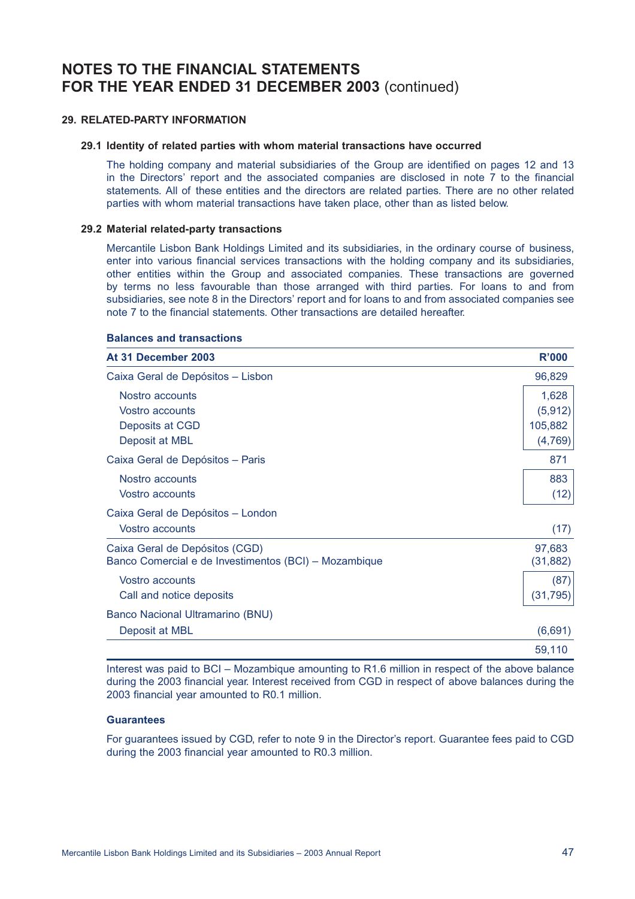# NOTES TO THE FINANCIAL STATEMENTS FOR THE YEAR ENDED 31 DECEMBER 2003 (continued)

## 29. RELATED-PARTY INFORMATION

### 29.1 Identity of related parties with whom material transactions have occurred

The holding company and material subsidiaries of the Group are identified on pages 12 and 13 in the Directors' report and the associated companies are disclosed in note 7 to the financial statements. All of these entities and the directors are related parties. There are no other related parties with whom material transactions have taken place, other than as listed below.

### 29.2 Material related-party transactions

Mercantile Lisbon Bank Holdings Limited and its subsidiaries, in the ordinary course of business, enter into various financial services transactions with the holding company and its subsidiaries, other entities within the Group and associated companies. These transactions are governed by terms no less favourable than those arranged with third parties. For loans to and from subsidiaries, see note 8 in the Directors' report and for loans to and from associated companies see note 7 to the financial statements. Other transactions are detailed hereafter.

**Balances and transactions**

| At 31 December 2003 | R'000 |
|---|---|
| Caixa Geral de Depósitos – Lisbon | 96,829 |
| Nostro accounts | 1,628 |
| Vostro accounts | (5,912) |
| Deposits at CGD | 105,882 |
| Deposit at MBL | (4,769) |
| Caixa Geral de Depósitos – Paris | 871 |
| Nostro accounts | 883 |
| Vostro accounts | (12) |
| Caixa Geral de Depósitos – London | |
| Vostro accounts | (17) |
| Caixa Geral de Depósitos (CGD) | 97,683 |
| Banco Comercial e de Investimentos (BCI) – Mozambique | (31,882) |
| Vostro accounts | (87) |
| Call and notice deposits | (31,795) |
| Banco Nacional Ultramarino (BNU) | |
| Deposit at MBL | (6,691) |
| | 59,110 |

Interest was paid to BCI – Mozambique amounting to R1.6 million in respect of the above balance during the 2003 financial year. Interest received from CGD in respect of above balances during the 2003 financial year amounted to R0.1 million.

**Guarantees**

For guarantees issued by CGD, refer to note 9 in the Director's report. Guarantee fees paid to CGD during the 2003 financial year amounted to R0.3 million.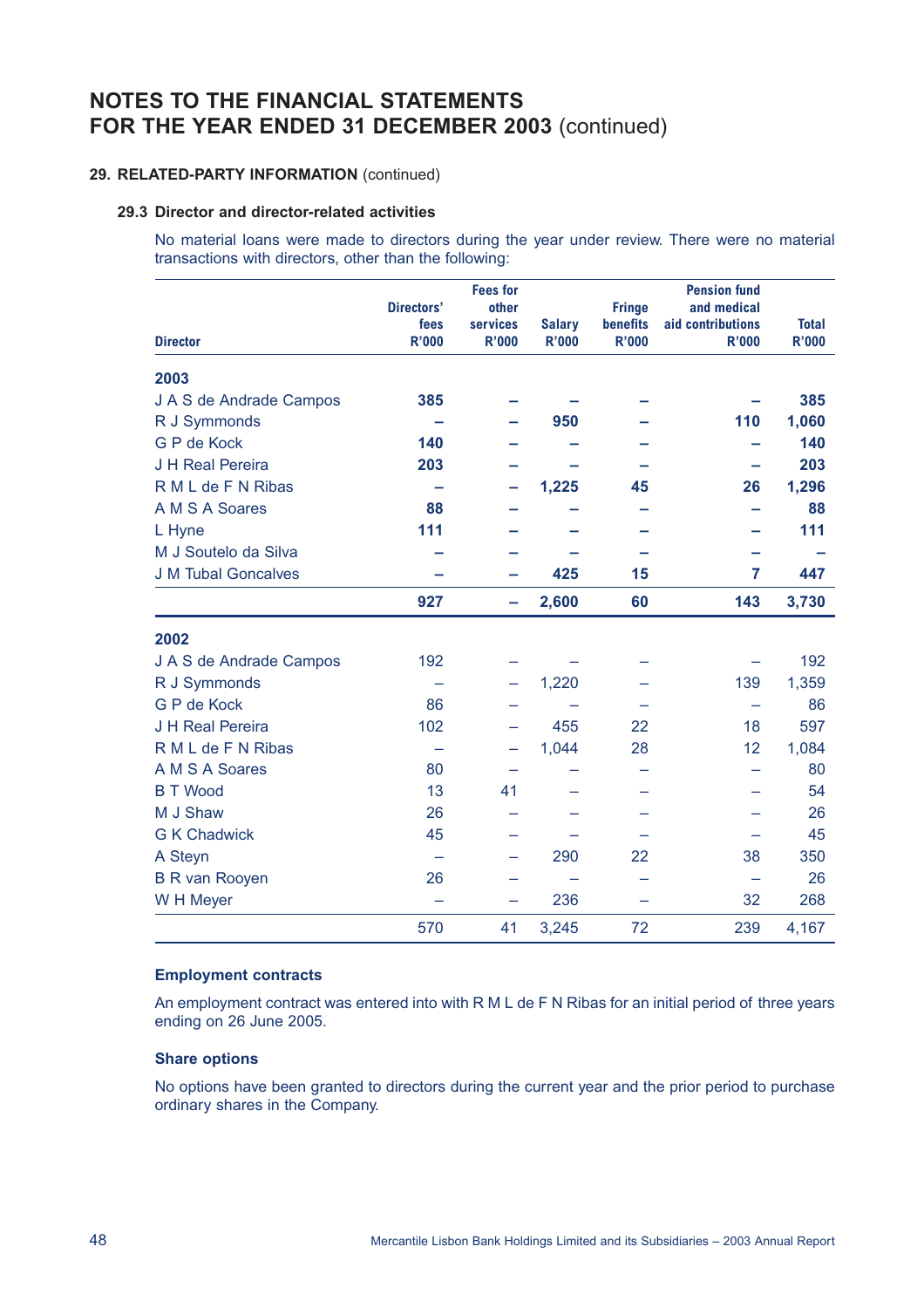# NOTES TO THE FINANCIAL STATEMENTS FOR THE YEAR ENDED 31 DECEMBER 2003 (continued)

## 29. RELATED-PARTY INFORMATION (continued)

### 29.3 Director and director-related activities

No material loans were made to directors during the year under review. There were no material transactions with directors, other than the following:

| Director | Directors' fees R'000 | Fees for other services R'000 | Salary R'000 | Fringe benefits R'000 | Pension fund and medical aid contributions R'000 | Total R'000 |
|---|---|---|---|---|---|---|
| **2003** | | | | | | |
| J A S de Andrade Campos | **385** | **–** | **–** | **–** | **–** | **385** |
| R J Symmonds | **–** | **–** | **950** | **–** | **110** | **1,060** |
| G P de Kock | **140** | **–** | **–** | **–** | **–** | **140** |
| J H Real Pereira | **203** | **–** | **–** | **–** | **–** | **203** |
| R M L de F N Ribas | **–** | **–** | **1,225** | **45** | **26** | **1,296** |
| A M S A Soares | **88** | **–** | **–** | **–** | **–** | **88** |
| L Hyne | **111** | **–** | **–** | **–** | **–** | **111** |
| M J Soutelo da Silva | **–** | **–** | **–** | **–** | **–** | **–** |
| J M Tubal Goncalves | **–** | **–** | **425** | **15** | **7** | **447** |
| | **927** | **–** | **2,600** | **60** | **143** | **3,730** |
| **2002** | | | | | | |
| J A S de Andrade Campos | 192 | – | – | – | – | 192 |
| R J Symmonds | – | – | 1,220 | – | 139 | 1,359 |
| G P de Kock | 86 | – | – | – | – | 86 |
| J H Real Pereira | 102 | – | 455 | 22 | 18 | 597 |
| R M L de F N Ribas | – | – | 1,044 | 28 | 12 | 1,084 |
| A M S A Soares | 80 | – | – | – | – | 80 |
| B T Wood | 13 | 41 | – | – | – | 54 |
| M J Shaw | 26 | – | – | – | – | 26 |
| G K Chadwick | 45 | – | – | – | – | 45 |
| A Steyn | – | – | 290 | 22 | 38 | 350 |
| B R van Rooyen | 26 | – | – | – | – | 26 |
| W H Meyer | – | – | 236 | – | 32 | 268 |
| | 570 | 41 | 3,245 | 72 | 239 | 4,167 |

#### Employment contracts

An employment contract was entered into with R M L de F N Ribas for an initial period of three years ending on 26 June 2005.

#### Share options

No options have been granted to directors during the current year and the prior period to purchase ordinary shares in the Company.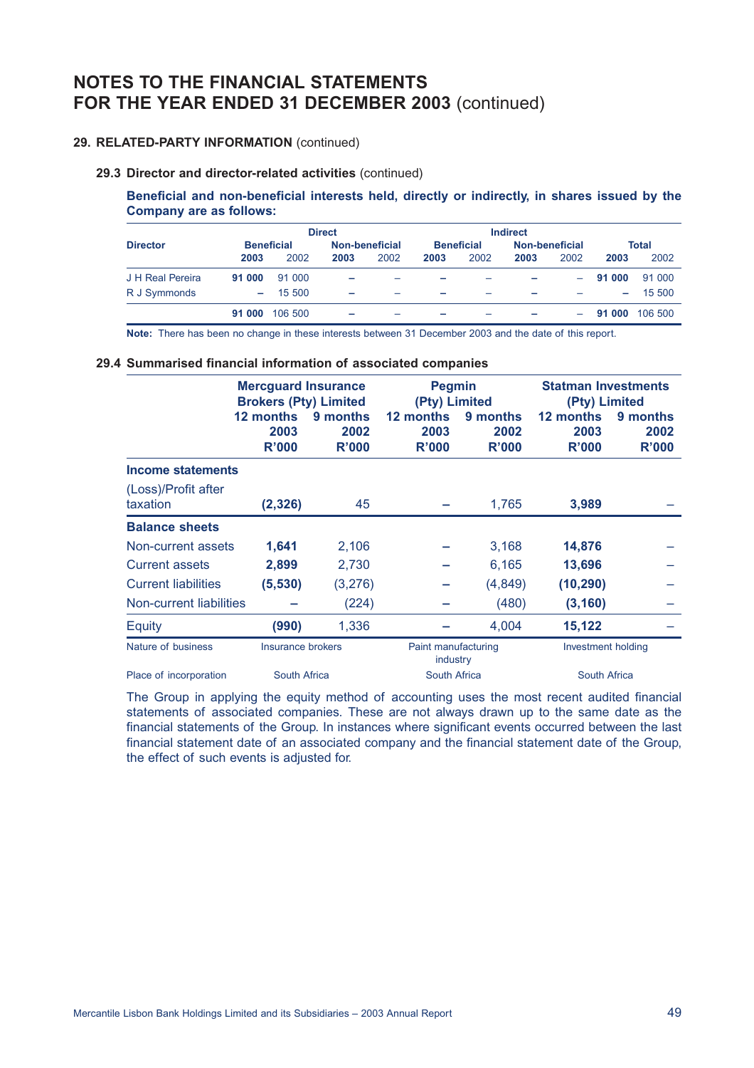# NOTES TO THE FINANCIAL STATEMENTS FOR THE YEAR ENDED 31 DECEMBER 2003 (continued)

## 29. RELATED-PARTY INFORMATION (continued)

### 29.3 Director and director-related activities (continued)

**Beneficial and non-beneficial interests held, directly or indirectly, in shares issued by the Company are as follows:**

| Director | Direct | | | | Indirect | | | | Total | |
|---|---|---|---|---|---|---|---|---|---|---|
| | Beneficial | | Non-beneficial | | Beneficial | | Non-beneficial | | | |
| | **2003** | 2002 | **2003** | 2002 | **2003** | 2002 | **2003** | 2002 | **2003** | 2002 |
| J H Real Pereira | **91 000** | 91 000 | **–** | – | **–** | – | **–** | – | **91 000** | 91 000 |
| R J Symmonds | **–** | 15 500 | **–** | – | **–** | – | **–** | – | **–** | 15 500 |
| | **91 000** | 106 500 | **–** | – | **–** | – | **–** | – | **91 000** | 106 500 |

**Note:** There has been no change in these interests between 31 December 2003 and the date of this report.

### 29.4 Summarised financial information of associated companies

| | Mercguard Insurance Brokers (Pty) Limited | | Pegmin (Pty) Limited | | Statman Investments (Pty) Limited | |
|---|---|---|---|---|---|---|
| | **12 months 2003 R'000** | **9 months 2002 R'000** | **12 months 2003 R'000** | **9 months 2002 R'000** | **12 months 2003 R'000** | **9 months 2002 R'000** |
| **Income statements** | | | | | | |
| (Loss)/Profit after taxation | **(2,326)** | 45 | **–** | 1,765 | **3,989** | – |
| **Balance sheets** | | | | | | |
| Non-current assets | **1,641** | 2,106 | **–** | 3,168 | **14,876** | – |
| Current assets | **2,899** | 2,730 | **–** | 6,165 | **13,696** | – |
| Current liabilities | **(5,530)** | (3,276) | **–** | (4,849) | **(10,290)** | – |
| Non-current liabilities | **–** | (224) | **–** | (480) | **(3,160)** | – |
| Equity | **(990)** | 1,336 | **–** | 4,004 | **15,122** | – |
| Nature of business | Insurance brokers | | Paint manufacturing industry | | Investment holding | |
| Place of incorporation | South Africa | | South Africa | | South Africa | |

The Group in applying the equity method of accounting uses the most recent audited financial statements of associated companies. These are not always drawn up to the same date as the financial statements of the Group. In instances where significant events occurred between the last financial statement date of an associated company and the financial statement date of the Group, the effect of such events is adjusted for.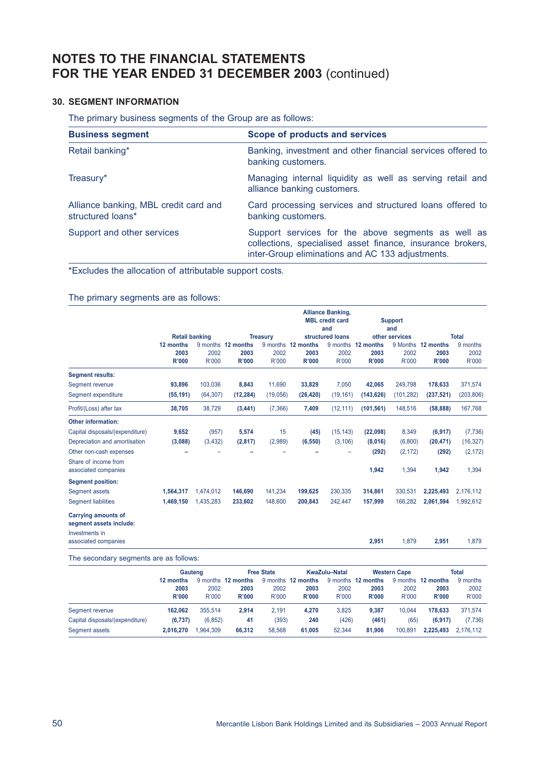# NOTES TO THE FINANCIAL STATEMENTS FOR THE YEAR ENDED 31 DECEMBER 2003 (continued)

## 30. SEGMENT INFORMATION

The primary business segments of the Group are as follows:

| Business segment | Scope of products and services |
|---|---|
| Retail banking* | Banking, investment and other financial services offered to banking customers. |
| Treasury* | Managing internal liquidity as well as serving retail and alliance banking customers. |
| Alliance banking, MBL credit card and structured loans* | Card processing services and structured loans offered to banking customers. |
| Support and other services | Support services for the above segments as well as collections, specialised asset finance, insurance brokers, inter-Group eliminations and AC 133 adjustments. |

*Excludes the allocation of attributable support costs.

The primary segments are as follows:

| | Retail banking | | Treasury | | Alliance Banking, MBL credit card and structured loans | | Support and other services | | Total | |
|---|---|---|---|---|---|---|---|---|---|---|
| | **12 months 2003 R'000** | 9 months 2002 R'000 | **12 months 2003 R'000** | 9 months 2002 R'000 | **12 months 2003 R'000** | 9 months 2002 R'000 | **12 months 2003 R'000** | 9 Months 2002 R'000 | **12 months 2003 R'000** | 9 months 2002 R'000 |
| **Segment results:** | | | | | | | | | | |
| Segment revenue | **93,896** | 103,036 | **8,843** | 11,690 | **33,829** | 7,050 | **42,065** | 249,798 | **178,633** | 371,574 |
| Segment expenditure | **(55,191)** | (64,307) | **(12,284)** | (19,056) | **(26,420)** | (19,161) | **(143,626)** | (101,282) | **(237,521)** | (203,806) |
| Profit/(Loss) after tax | **38,705** | 38,729 | **(3,441)** | (7,366) | **7,409** | (12,111) | **(101,561)** | 148,516 | **(58,888)** | 167,768 |
| **Other information:** | | | | | | | | | | |
| Capital disposals/(expenditure) | **9,652** | (957) | **5,574** | 15 | **(45)** | (15,143) | **(22,098)** | 8,349 | **(6,917)** | (7,736) |
| Depreciation and amortisation | **(3,088)** | (3,432) | **(2,817)** | (2,989) | **(6,550)** | (3,106) | **(8,016)** | (6,800) | **(20,471)** | (16,327) |
| Other non-cash expenses | **–** | – | **–** | – | **–** | – | **(292)** | (2,172) | **(292)** | (2,172) |
| Share of income from associated companies | | | | | | | **1,942** | 1,394 | **1,942** | 1,394 |
| **Segment position:** | | | | | | | | | | |
| Segment assets | **1,564,317** | 1,474,012 | **146,690** | 141,234 | **199,625** | 230,335 | **314,861** | 330,531 | **2,225,493** | 2,176,112 |
| Segment liabilities | **1,469,150** | 1,435,283 | **233,602** | 148,600 | **200,843** | 242,447 | **157,999** | 166,282 | **2,061,594** | 1,992,612 |
| **Carrying amounts of segment assets include:** | | | | | | | | | | |
| Investments in associated companies | | | | | | | **2,951** | 1,879 | **2,951** | 1,879 |

The secondary segments are as follows:

| | Gauteng | | Free State | | KwaZulu–Natal | | Western Cape | | Total | |
|---|---|---|---|---|---|---|---|---|---|---|
| | **12 months 2003 R'000** | 9 months 2002 R'000 | **12 months 2003 R'000** | 9 months 2002 R'000 | **12 months 2003 R'000** | 9 months 2002 R'000 | **12 months 2003 R'000** | 9 months 2002 R'000 | **12 months 2003 R'000** | 9 months 2002 R'000 |
| Segment revenue | **162,062** | 355,514 | **2,914** | 2,191 | **4,270** | 3,825 | **9,387** | 10,044 | **178,633** | 371,574 |
| Capital disposals/(expenditure) | **(6,737)** | (6,852) | **41** | (393) | **240** | (426) | **(461)** | (65) | **(6,917)** | (7,736) |
| Segment assets | **2,016,270** | 1,964,309 | **66,312** | 58,568 | **61,005** | 52,344 | **81,906** | 100,891 | **2,225,493** | 2,176,112 |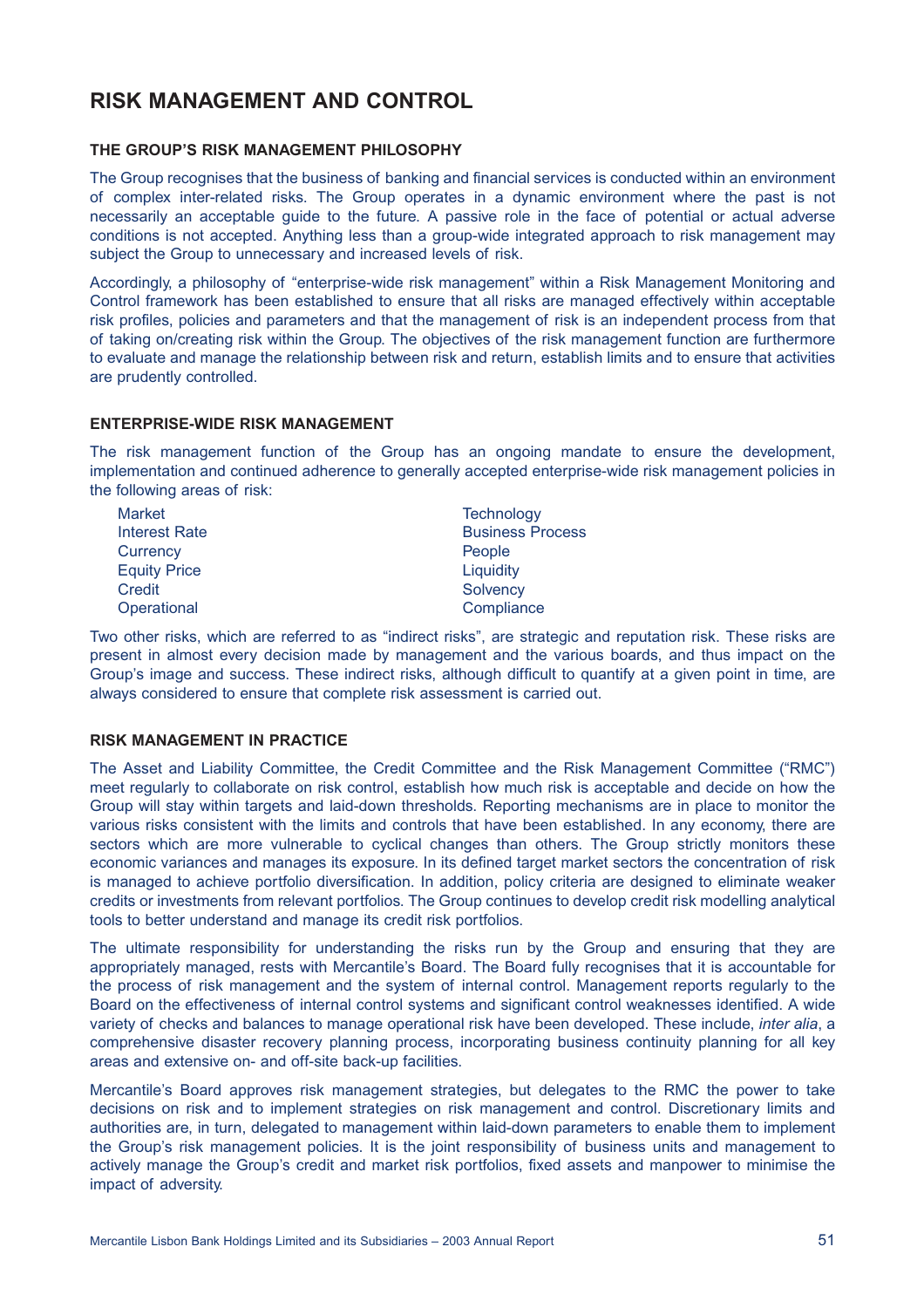# RISK MANAGEMENT AND CONTROL

### THE GROUP'S RISK MANAGEMENT PHILOSOPHY

The Group recognises that the business of banking and financial services is conducted within an environment of complex inter-related risks. The Group operates in a dynamic environment where the past is not necessarily an acceptable guide to the future. A passive role in the face of potential or actual adverse conditions is not accepted. Anything less than a group-wide integrated approach to risk management may subject the Group to unnecessary and increased levels of risk.

Accordingly, a philosophy of "enterprise-wide risk management" within a Risk Management Monitoring and Control framework has been established to ensure that all risks are managed effectively within acceptable risk profiles, policies and parameters and that the management of risk is an independent process from that of taking on/creating risk within the Group. The objectives of the risk management function are furthermore to evaluate and manage the relationship between risk and return, establish limits and to ensure that activities are prudently controlled.

### ENTERPRISE-WIDE RISK MANAGEMENT

The risk management function of the Group has an ongoing mandate to ensure the development, implementation and continued adherence to generally accepted enterprise-wide risk management policies in the following areas of risk:

- Market
- Interest Rate
- Currency
- Equity Price
- Credit
- Operational
- Technology
- Business Process
- People
- Liquidity
- Solvency
- Compliance

Two other risks, which are referred to as "indirect risks", are strategic and reputation risk. These risks are present in almost every decision made by management and the various boards, and thus impact on the Group's image and success. These indirect risks, although difficult to quantify at a given point in time, are always considered to ensure that complete risk assessment is carried out.

### RISK MANAGEMENT IN PRACTICE

The Asset and Liability Committee, the Credit Committee and the Risk Management Committee ("RMC") meet regularly to collaborate on risk control, establish how much risk is acceptable and decide on how the Group will stay within targets and laid-down thresholds. Reporting mechanisms are in place to monitor the various risks consistent with the limits and controls that have been established. In any economy, there are sectors which are more vulnerable to cyclical changes than others. The Group strictly monitors these economic variances and manages its exposure. In its defined target market sectors the concentration of risk is managed to achieve portfolio diversification. In addition, policy criteria are designed to eliminate weaker credits or investments from relevant portfolios. The Group continues to develop credit risk modelling analytical tools to better understand and manage its credit risk portfolios.

The ultimate responsibility for understanding the risks run by the Group and ensuring that they are appropriately managed, rests with Mercantile's Board. The Board fully recognises that it is accountable for the process of risk management and the system of internal control. Management reports regularly to the Board on the effectiveness of internal control systems and significant control weaknesses identified. A wide variety of checks and balances to manage operational risk have been developed. These include, *inter alia*, a comprehensive disaster recovery planning process, incorporating business continuity planning for all key areas and extensive on- and off-site back-up facilities.

Mercantile's Board approves risk management strategies, but delegates to the RMC the power to take decisions on risk and to implement strategies on risk management and control. Discretionary limits and authorities are, in turn, delegated to management within laid-down parameters to enable them to implement the Group's risk management policies. It is the joint responsibility of business units and management to actively manage the Group's credit and market risk portfolios, fixed assets and manpower to minimise the impact of adversity.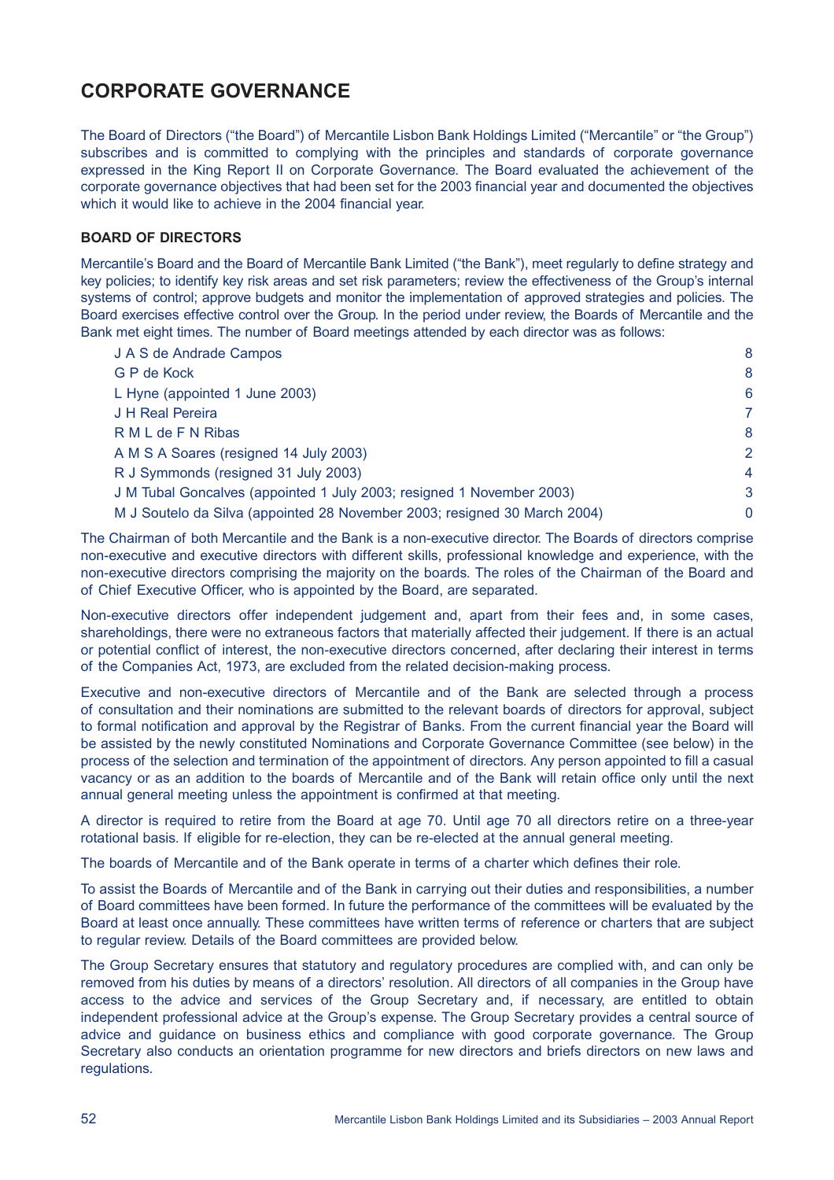# CORPORATE GOVERNANCE

The Board of Directors ("the Board") of Mercantile Lisbon Bank Holdings Limited ("Mercantile" or "the Group") subscribes and is committed to complying with the principles and standards of corporate governance expressed in the King Report II on Corporate Governance. The Board evaluated the achievement of the corporate governance objectives that had been set for the 2003 financial year and documented the objectives which it would like to achieve in the 2004 financial year.

### BOARD OF DIRECTORS

Mercantile's Board and the Board of Mercantile Bank Limited ("the Bank"), meet regularly to define strategy and key policies; to identify key risk areas and set risk parameters; review the effectiveness of the Group's internal systems of control; approve budgets and monitor the implementation of approved strategies and policies. The Board exercises effective control over the Group. In the period under review, the Boards of Mercantile and the Bank met eight times. The number of Board meetings attended by each director was as follows:

| | |
|---|---|
| J A S de Andrade Campos | 8 |
| G P de Kock | 8 |
| L Hyne (appointed 1 June 2003) | 6 |
| J H Real Pereira | 7 |
| R M L de F N Ribas | 8 |
| A M S A Soares (resigned 14 July 2003) | 2 |
| R J Symmonds (resigned 31 July 2003) | 4 |
| J M Tubal Goncalves (appointed 1 July 2003; resigned 1 November 2003) | 3 |
| M J Soutelo da Silva (appointed 28 November 2003; resigned 30 March 2004) | 0 |

The Chairman of both Mercantile and the Bank is a non-executive director. The Boards of directors comprise non-executive and executive directors with different skills, professional knowledge and experience, with the non-executive directors comprising the majority on the boards. The roles of the Chairman of the Board and of Chief Executive Officer, who is appointed by the Board, are separated.

Non-executive directors offer independent judgement and, apart from their fees and, in some cases, shareholdings, there were no extraneous factors that materially affected their judgement. If there is an actual or potential conflict of interest, the non-executive directors concerned, after declaring their interest in terms of the Companies Act, 1973, are excluded from the related decision-making process.

Executive and non-executive directors of Mercantile and of the Bank are selected through a process of consultation and their nominations are submitted to the relevant boards of directors for approval, subject to formal notification and approval by the Registrar of Banks. From the current financial year the Board will be assisted by the newly constituted Nominations and Corporate Governance Committee (see below) in the process of the selection and termination of the appointment of directors. Any person appointed to fill a casual vacancy or as an addition to the boards of Mercantile and of the Bank will retain office only until the next annual general meeting unless the appointment is confirmed at that meeting.

A director is required to retire from the Board at age 70. Until age 70 all directors retire on a three-year rotational basis. If eligible for re-election, they can be re-elected at the annual general meeting.

The boards of Mercantile and of the Bank operate in terms of a charter which defines their role.

To assist the Boards of Mercantile and of the Bank in carrying out their duties and responsibilities, a number of Board committees have been formed. In future the performance of the committees will be evaluated by the Board at least once annually. These committees have written terms of reference or charters that are subject to regular review. Details of the Board committees are provided below.

The Group Secretary ensures that statutory and regulatory procedures are complied with, and can only be removed from his duties by means of a directors' resolution. All directors of all companies in the Group have access to the advice and services of the Group Secretary and, if necessary, are entitled to obtain independent professional advice at the Group's expense. The Group Secretary provides a central source of advice and guidance on business ethics and compliance with good corporate governance. The Group Secretary also conducts an orientation programme for new directors and briefs directors on new laws and regulations.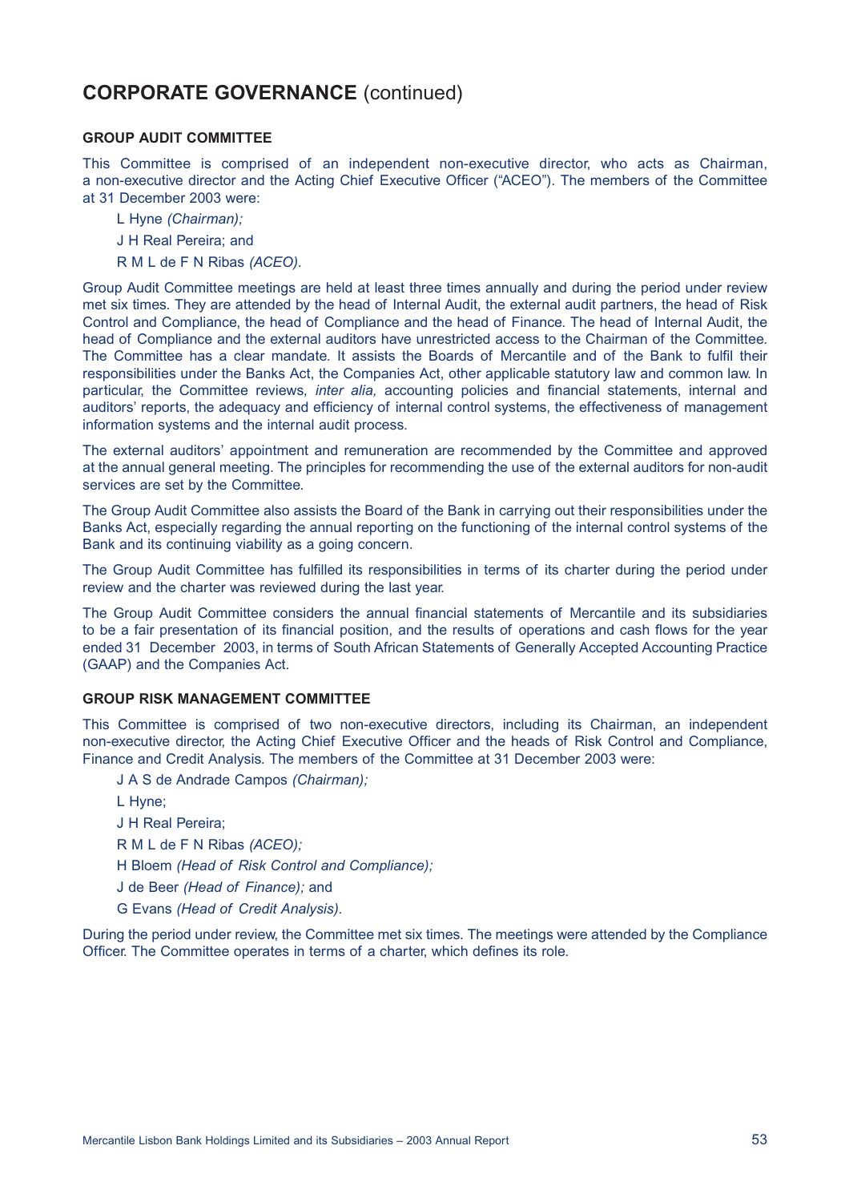# CORPORATE GOVERNANCE (continued)

### GROUP AUDIT COMMITTEE

This Committee is comprised of an independent non-executive director, who acts as Chairman, a non-executive director and the Acting Chief Executive Officer ("ACEO"). The members of the Committee at 31 December 2003 were:

L Hyne *(Chairman);*

J H Real Pereira; and

R M L de F N Ribas *(ACEO).*

Group Audit Committee meetings are held at least three times annually and during the period under review met six times. They are attended by the head of Internal Audit, the external audit partners, the head of Risk Control and Compliance, the head of Compliance and the head of Finance. The head of Internal Audit, the head of Compliance and the external auditors have unrestricted access to the Chairman of the Committee. The Committee has a clear mandate. It assists the Boards of Mercantile and of the Bank to fulfil their responsibilities under the Banks Act, the Companies Act, other applicable statutory law and common law. In particular, the Committee reviews*, inter alia,* accounting policies and financial statements, internal and auditors' reports, the adequacy and efficiency of internal control systems, the effectiveness of management information systems and the internal audit process.

The external auditors' appointment and remuneration are recommended by the Committee and approved at the annual general meeting. The principles for recommending the use of the external auditors for non-audit services are set by the Committee.

The Group Audit Committee also assists the Board of the Bank in carrying out their responsibilities under the Banks Act, especially regarding the annual reporting on the functioning of the internal control systems of the Bank and its continuing viability as a going concern.

The Group Audit Committee has fulfilled its responsibilities in terms of its charter during the period under review and the charter was reviewed during the last year.

The Group Audit Committee considers the annual financial statements of Mercantile and its subsidiaries to be a fair presentation of its financial position, and the results of operations and cash flows for the year ended 31 December 2003, in terms of South African Statements of Generally Accepted Accounting Practice (GAAP) and the Companies Act.

### GROUP RISK MANAGEMENT COMMITTEE

This Committee is comprised of two non-executive directors, including its Chairman, an independent non-executive director, the Acting Chief Executive Officer and the heads of Risk Control and Compliance, Finance and Credit Analysis. The members of the Committee at 31 December 2003 were:

J A S de Andrade Campos *(Chairman);*

L Hyne;

J H Real Pereira;

R M L de F N Ribas *(ACEO);*

H Bloem *(Head of Risk Control and Compliance);*

J de Beer *(Head of Finance);* and

G Evans *(Head of Credit Analysis).*

During the period under review, the Committee met six times. The meetings were attended by the Compliance Officer. The Committee operates in terms of a charter, which defines its role.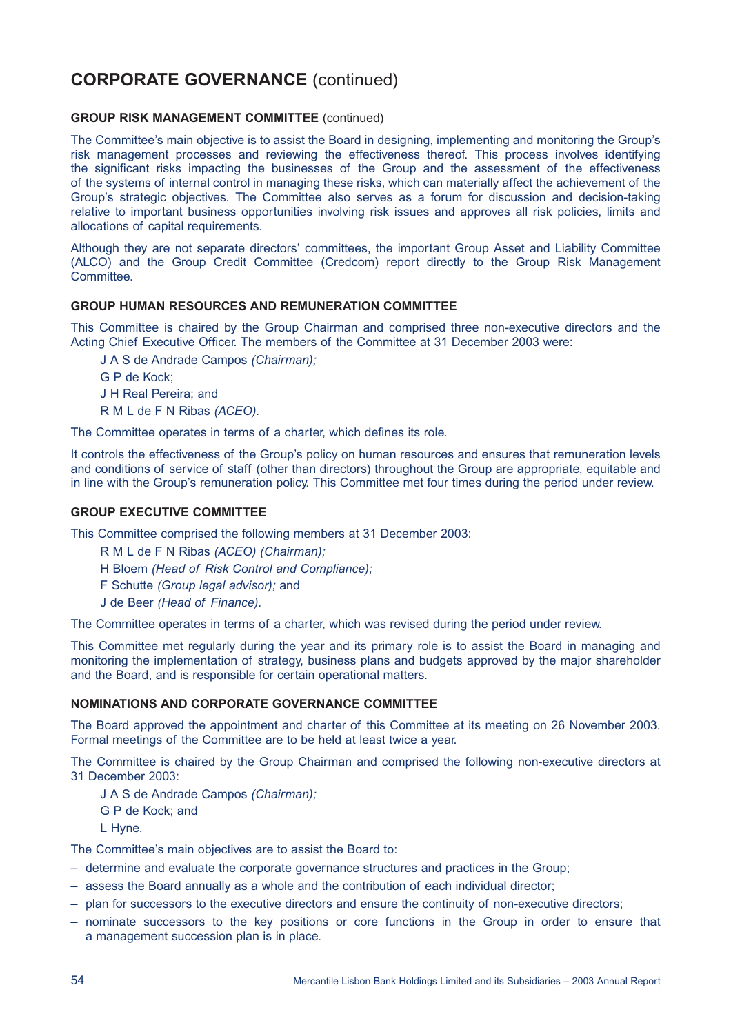# CORPORATE GOVERNANCE (continued)

### GROUP RISK MANAGEMENT COMMITTEE (continued)

The Committee's main objective is to assist the Board in designing, implementing and monitoring the Group's risk management processes and reviewing the effectiveness thereof. This process involves identifying the significant risks impacting the businesses of the Group and the assessment of the effectiveness of the systems of internal control in managing these risks, which can materially affect the achievement of the Group's strategic objectives. The Committee also serves as a forum for discussion and decision-taking relative to important business opportunities involving risk issues and approves all risk policies, limits and allocations of capital requirements.

Although they are not separate directors' committees, the important Group Asset and Liability Committee (ALCO) and the Group Credit Committee (Credcom) report directly to the Group Risk Management Committee.

### GROUP HUMAN RESOURCES AND REMUNERATION COMMITTEE

This Committee is chaired by the Group Chairman and comprised three non-executive directors and the Acting Chief Executive Officer. The members of the Committee at 31 December 2003 were:

J A S de Andrade Campos *(Chairman);*
G P de Kock;
J H Real Pereira; and
R M L de F N Ribas *(ACEO).*

The Committee operates in terms of a charter, which defines its role.

It controls the effectiveness of the Group's policy on human resources and ensures that remuneration levels and conditions of service of staff (other than directors) throughout the Group are appropriate, equitable and in line with the Group's remuneration policy. This Committee met four times during the period under review.

### GROUP EXECUTIVE COMMITTEE

This Committee comprised the following members at 31 December 2003:

R M L de F N Ribas *(ACEO) (Chairman);*
H Bloem *(Head of Risk Control and Compliance);*
F Schutte *(Group legal advisor);* and
J de Beer *(Head of Finance).*

The Committee operates in terms of a charter, which was revised during the period under review.

This Committee met regularly during the year and its primary role is to assist the Board in managing and monitoring the implementation of strategy, business plans and budgets approved by the major shareholder and the Board, and is responsible for certain operational matters.

### NOMINATIONS AND CORPORATE GOVERNANCE COMMITTEE

The Board approved the appointment and charter of this Committee at its meeting on 26 November 2003. Formal meetings of the Committee are to be held at least twice a year.

The Committee is chaired by the Group Chairman and comprised the following non-executive directors at 31 December 2003:

J A S de Andrade Campos *(Chairman);*
G P de Kock; and
L Hyne.

The Committee's main objectives are to assist the Board to:

- determine and evaluate the corporate governance structures and practices in the Group;
- assess the Board annually as a whole and the contribution of each individual director;
- plan for successors to the executive directors and ensure the continuity of non-executive directors;
- nominate successors to the key positions or core functions in the Group in order to ensure that a management succession plan is in place.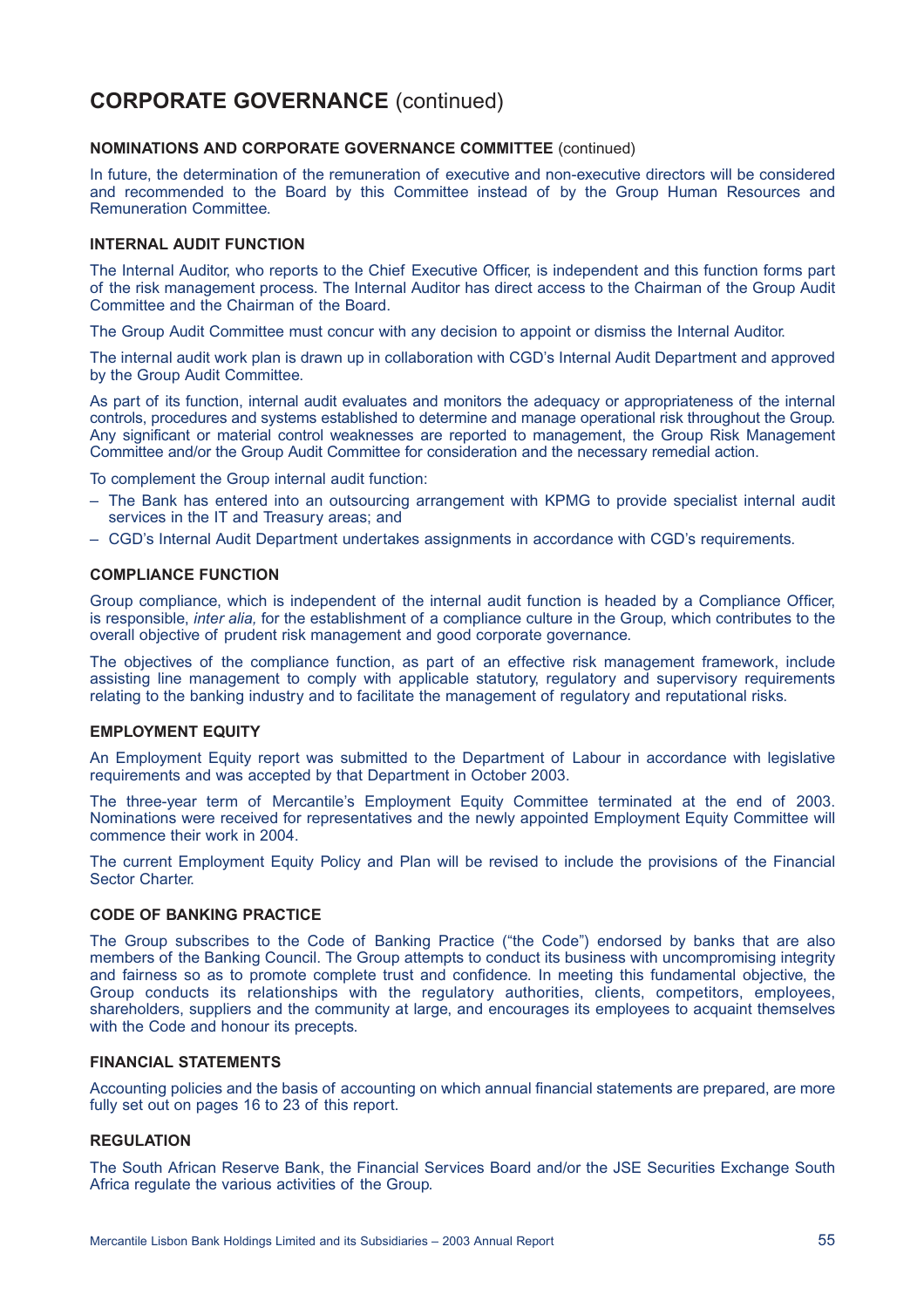# CORPORATE GOVERNANCE (continued)

### NOMINATIONS AND CORPORATE GOVERNANCE COMMITTEE (continued)

In future, the determination of the remuneration of executive and non-executive directors will be considered and recommended to the Board by this Committee instead of by the Group Human Resources and Remuneration Committee.

### INTERNAL AUDIT FUNCTION

The Internal Auditor, who reports to the Chief Executive Officer, is independent and this function forms part of the risk management process. The Internal Auditor has direct access to the Chairman of the Group Audit Committee and the Chairman of the Board.

The Group Audit Committee must concur with any decision to appoint or dismiss the Internal Auditor.

The internal audit work plan is drawn up in collaboration with CGD's Internal Audit Department and approved by the Group Audit Committee.

As part of its function, internal audit evaluates and monitors the adequacy or appropriateness of the internal controls, procedures and systems established to determine and manage operational risk throughout the Group. Any significant or material control weaknesses are reported to management, the Group Risk Management Committee and/or the Group Audit Committee for consideration and the necessary remedial action.

To complement the Group internal audit function:

- The Bank has entered into an outsourcing arrangement with KPMG to provide specialist internal audit services in the IT and Treasury areas; and
- CGD's Internal Audit Department undertakes assignments in accordance with CGD's requirements.

### COMPLIANCE FUNCTION

Group compliance, which is independent of the internal audit function is headed by a Compliance Officer, is responsible, *inter alia,* for the establishment of a compliance culture in the Group, which contributes to the overall objective of prudent risk management and good corporate governance.

The objectives of the compliance function, as part of an effective risk management framework, include assisting line management to comply with applicable statutory, regulatory and supervisory requirements relating to the banking industry and to facilitate the management of regulatory and reputational risks.

### EMPLOYMENT EQUITY

An Employment Equity report was submitted to the Department of Labour in accordance with legislative requirements and was accepted by that Department in October 2003.

The three-year term of Mercantile's Employment Equity Committee terminated at the end of 2003. Nominations were received for representatives and the newly appointed Employment Equity Committee will commence their work in 2004.

The current Employment Equity Policy and Plan will be revised to include the provisions of the Financial Sector Charter.

### CODE OF BANKING PRACTICE

The Group subscribes to the Code of Banking Practice ("the Code") endorsed by banks that are also members of the Banking Council. The Group attempts to conduct its business with uncompromising integrity and fairness so as to promote complete trust and confidence. In meeting this fundamental objective, the Group conducts its relationships with the regulatory authorities, clients, competitors, employees, shareholders, suppliers and the community at large, and encourages its employees to acquaint themselves with the Code and honour its precepts.

### FINANCIAL STATEMENTS

Accounting policies and the basis of accounting on which annual financial statements are prepared, are more fully set out on pages 16 to 23 of this report.

### REGULATION

The South African Reserve Bank, the Financial Services Board and/or the JSE Securities Exchange South Africa regulate the various activities of the Group.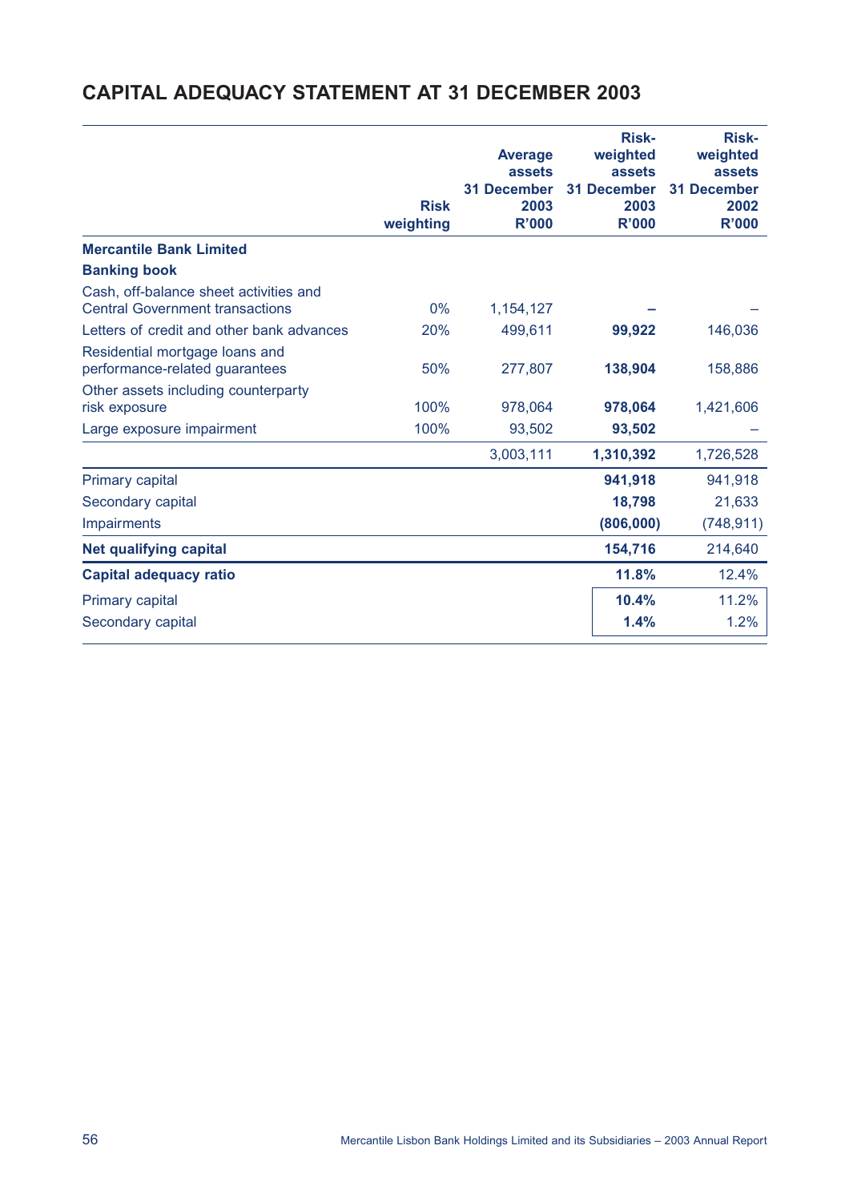# CAPITAL ADEQUACY STATEMENT AT 31 DECEMBER 2003

| | Risk weighting | Average assets 31 December 2003 R'000 | Risk-weighted assets 31 December 2003 R'000 | Risk-weighted assets 31 December 2002 R'000 |
|---|---|---|---|---|
| **Mercantile Bank Limited** | | | | |
| **Banking book** | | | | |
| Cash, off-balance sheet activities and Central Government transactions | 0% | 1,154,127 | **–** | – |
| Letters of credit and other bank advances | 20% | 499,611 | **99,922** | 146,036 |
| Residential mortgage loans and performance-related guarantees | 50% | 277,807 | **138,904** | 158,886 |
| Other assets including counterparty risk exposure | 100% | 978,064 | **978,064** | 1,421,606 |
| Large exposure impairment | 100% | 93,502 | **93,502** | – |
| | | 3,003,111 | **1,310,392** | 1,726,528 |
| Primary capital | | | **941,918** | 941,918 |
| Secondary capital | | | **18,798** | 21,633 |
| Impairments | | | **(806,000)** | (748,911) |
| **Net qualifying capital** | | | **154,716** | 214,640 |
| **Capital adequacy ratio** | | | **11.8%** | 12.4% |
| Primary capital | | | **10.4%** | 11.2% |
| Secondary capital | | | **1.4%** | 1.2% |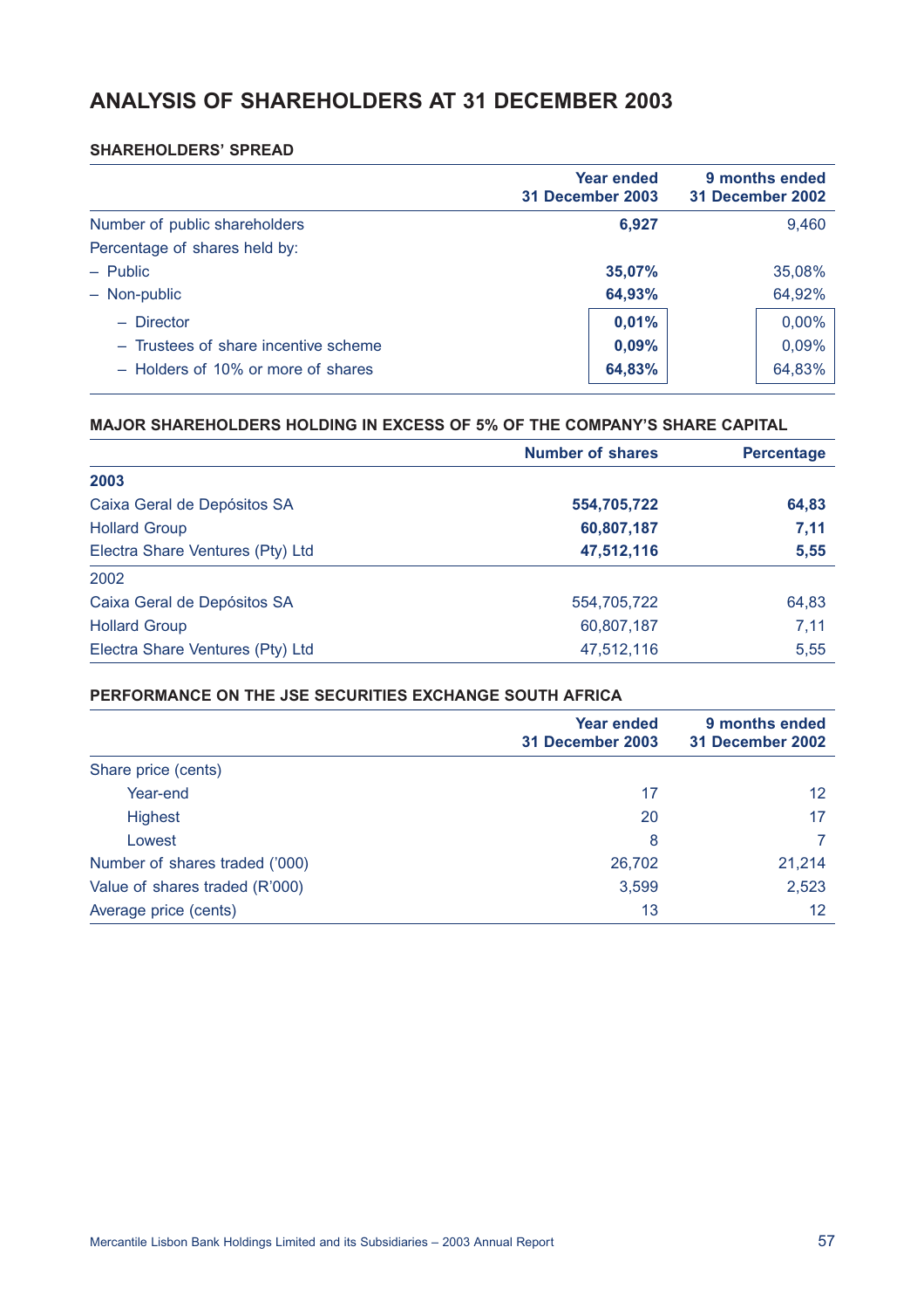# ANALYSIS OF SHAREHOLDERS AT 31 DECEMBER 2003

### SHAREHOLDERS' SPREAD

| | Year ended 31 December 2003 | 9 months ended 31 December 2002 |
|---|---|---|
| Number of public shareholders | **6,927** | 9,460 |
| Percentage of shares held by: | | |
| – Public | **35,07%** | 35,08% |
| – Non-public | **64,93%** | 64,92% |
| – Director | **0,01%** | 0,00% |
| – Trustees of share incentive scheme | **0,09%** | 0,09% |
| – Holders of 10% or more of shares | **64,83%** | 64,83% |

### MAJOR SHAREHOLDERS HOLDING IN EXCESS OF 5% OF THE COMPANY'S SHARE CAPITAL

| | Number of shares | Percentage |
|---|---|---|
| **2003** | | |
| Caixa Geral de Depósitos SA | **554,705,722** | **64,83** |
| Hollard Group | **60,807,187** | **7,11** |
| Electra Share Ventures (Pty) Ltd | **47,512,116** | **5,55** |
| 2002 | | |
| Caixa Geral de Depósitos SA | 554,705,722 | 64,83 |
| Hollard Group | 60,807,187 | 7,11 |
| Electra Share Ventures (Pty) Ltd | 47,512,116 | 5,55 |

### PERFORMANCE ON THE JSE SECURITIES EXCHANGE SOUTH AFRICA

| | Year ended 31 December 2003 | 9 months ended 31 December 2002 |
|---|---|---|
| Share price (cents) | | |
| Year-end | 17 | 12 |
| Highest | 20 | 17 |
| Lowest | 8 | 7 |
| Number of shares traded ('000) | 26,702 | 21,214 |
| Value of shares traded (R'000) | 3,599 | 2,523 |
| Average price (cents) | 13 | 12 |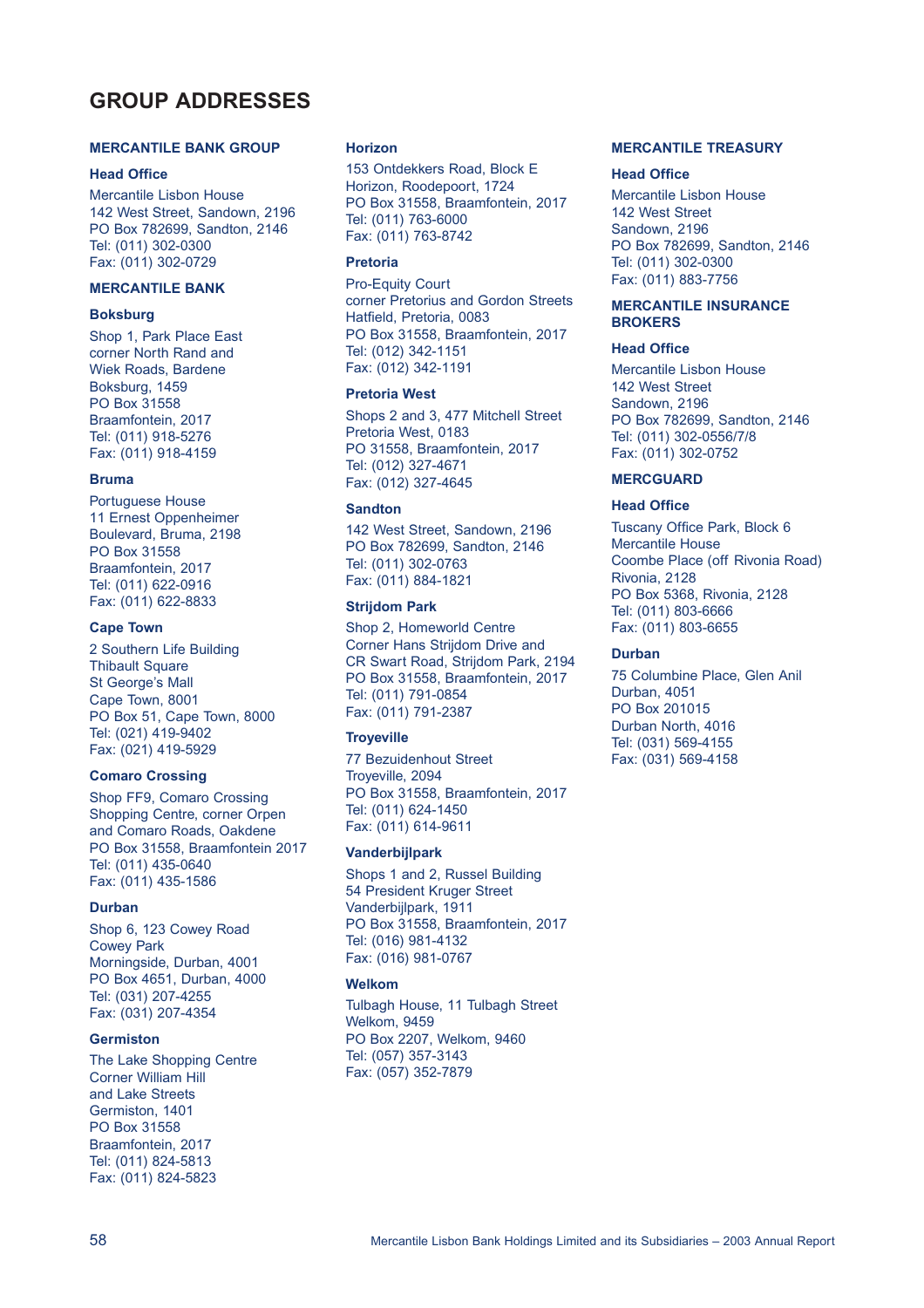# GROUP ADDRESSES

## MERCANTILE BANK GROUP

### Head Office

Mercantile Lisbon House
142 West Street, Sandown, 2196
PO Box 782699, Sandton, 2146
Tel: (011) 302-0300
Fax: (011) 302-0729

## MERCANTILE BANK

### Boksburg

Shop 1, Park Place East
corner North Rand and
Wiek Roads, Bardene
Boksburg, 1459
PO Box 31558
Braamfontein, 2017
Tel: (011) 918-5276
Fax: (011) 918-4159

### Bruma

Portuguese House
11 Ernest Oppenheimer
Boulevard, Bruma, 2198
PO Box 31558
Braamfontein, 2017
Tel: (011) 622-0916
Fax: (011) 622-8833

### Cape Town

2 Southern Life Building
Thibault Square
St George's Mall
Cape Town, 8001
PO Box 51, Cape Town, 8000
Tel: (021) 419-9402
Fax: (021) 419-5929

### Comaro Crossing

Shop FF9, Comaro Crossing
Shopping Centre, corner Orpen
and Comaro Roads, Oakdene
PO Box 31558, Braamfontein 2017
Tel: (011) 435-0640
Fax: (011) 435-1586

### Durban

Shop 6, 123 Cowey Road
Cowey Park
Morningside, Durban, 4001
PO Box 4651, Durban, 4000
Tel: (031) 207-4255
Fax: (031) 207-4354

### Germiston

The Lake Shopping Centre
Corner William Hill
and Lake Streets
Germiston, 1401
PO Box 31558
Braamfontein, 2017
Tel: (011) 824-5813
Fax: (011) 824-5823

### Horizon

153 Ontdekkers Road, Block E
Horizon, Roodepoort, 1724
PO Box 31558, Braamfontein, 2017
Tel: (011) 763-6000
Fax: (011) 763-8742

### Pretoria

Pro-Equity Court
corner Pretorius and Gordon Streets
Hatfield, Pretoria, 0083
PO Box 31558, Braamfontein, 2017
Tel: (012) 342-1151
Fax: (012) 342-1191

### Pretoria West

Shops 2 and 3, 477 Mitchell Street
Pretoria West, 0183
PO 31558, Braamfontein, 2017
Tel: (012) 327-4671
Fax: (012) 327-4645

### Sandton

142 West Street, Sandown, 2196
PO Box 782699, Sandton, 2146
Tel: (011) 302-0763
Fax: (011) 884-1821

### Strijdom Park

Shop 2, Homeworld Centre
Corner Hans Strijdom Drive and
CR Swart Road, Strijdom Park, 2194
PO Box 31558, Braamfontein, 2017
Tel: (011) 791-0854
Fax: (011) 791-2387

### Troyeville

77 Bezuidenhout Street
Troyeville, 2094
PO Box 31558, Braamfontein, 2017
Tel: (011) 624-1450
Fax: (011) 614-9611

### Vanderbijlpark

Shops 1 and 2, Russel Building
54 President Kruger Street
Vanderbijlpark, 1911
PO Box 31558, Braamfontein, 2017
Tel: (016) 981-4132
Fax: (016) 981-0767

### Welkom

Tulbagh House, 11 Tulbagh Street
Welkom, 9459
PO Box 2207, Welkom, 9460
Tel: (057) 357-3143
Fax: (057) 352-7879

## MERCANTILE TREASURY

### Head Office

Mercantile Lisbon House
142 West Street
Sandown, 2196
PO Box 782699, Sandton, 2146
Tel: (011) 302-0300
Fax: (011) 883-7756

## MERCANTILE INSURANCE BROKERS

### Head Office

Mercantile Lisbon House
142 West Street
Sandown, 2196
PO Box 782699, Sandton, 2146
Tel: (011) 302-0556/7/8
Fax: (011) 302-0752

## MERCGUARD

### Head Office

Tuscany Office Park, Block 6
Mercantile House
Coombe Place (off Rivonia Road)
Rivonia, 2128
PO Box 5368, Rivonia, 2128
Tel: (011) 803-6666
Fax: (011) 803-6655

### Durban

75 Columbine Place, Glen Anil
Durban, 4051
PO Box 201015
Durban North, 4016
Tel: (031) 569-4155
Fax: (031) 569-4158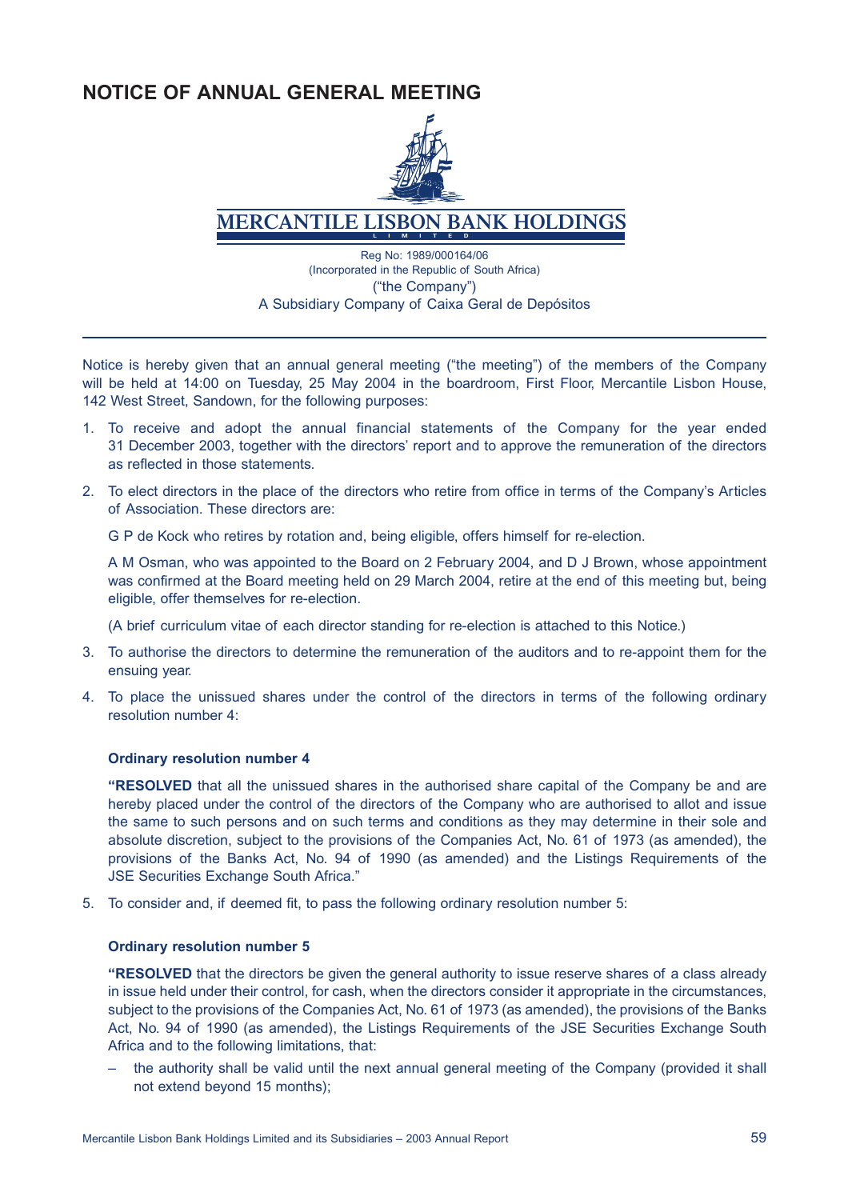# NOTICE OF ANNUAL GENERAL MEETING

**MERCANTILE LISBON BANK HOLDINGS**
LIMITED

Reg No: 1989/000164/06
(Incorporated in the Republic of South Africa)
("the Company")
A Subsidiary Company of Caixa Geral de Depósitos

Notice is hereby given that an annual general meeting ("the meeting") of the members of the Company will be held at 14:00 on Tuesday, 25 May 2004 in the boardroom, First Floor, Mercantile Lisbon House, 142 West Street, Sandown, for the following purposes:

1. To receive and adopt the annual financial statements of the Company for the year ended 31 December 2003, together with the directors' report and to approve the remuneration of the directors as reflected in those statements.

2. To elect directors in the place of the directors who retire from office in terms of the Company's Articles of Association. These directors are:

   G P de Kock who retires by rotation and, being eligible, offers himself for re-election.

   A M Osman, who was appointed to the Board on 2 February 2004, and D J Brown, whose appointment was confirmed at the Board meeting held on 29 March 2004, retire at the end of this meeting but, being eligible, offer themselves for re-election.

   (A brief curriculum vitae of each director standing for re-election is attached to this Notice.)

3. To authorise the directors to determine the remuneration of the auditors and to re-appoint them for the ensuing year.

4. To place the unissued shares under the control of the directors in terms of the following ordinary resolution number 4:

   **Ordinary resolution number 4**

   **"RESOLVED** that all the unissued shares in the authorised share capital of the Company be and are hereby placed under the control of the directors of the Company who are authorised to allot and issue the same to such persons and on such terms and conditions as they may determine in their sole and absolute discretion, subject to the provisions of the Companies Act, No. 61 of 1973 (as amended), the provisions of the Banks Act, No. 94 of 1990 (as amended) and the Listings Requirements of the JSE Securities Exchange South Africa."

5. To consider and, if deemed fit, to pass the following ordinary resolution number 5:

   **Ordinary resolution number 5**

   **"RESOLVED** that the directors be given the general authority to issue reserve shares of a class already in issue held under their control, for cash, when the directors consider it appropriate in the circumstances, subject to the provisions of the Companies Act, No. 61 of 1973 (as amended), the provisions of the Banks Act, No. 94 of 1990 (as amended), the Listings Requirements of the JSE Securities Exchange South Africa and to the following limitations, that:

   – the authority shall be valid until the next annual general meeting of the Company (provided it shall not extend beyond 15 months);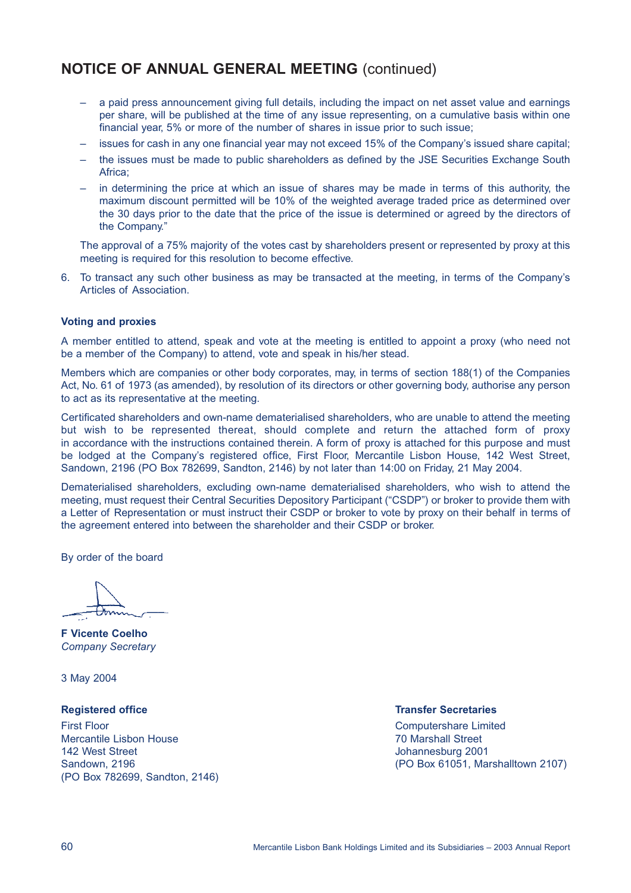## NOTICE OF ANNUAL GENERAL MEETING (continued)

- a paid press announcement giving full details, including the impact on net asset value and earnings per share, will be published at the time of any issue representing, on a cumulative basis within one financial year, 5% or more of the number of shares in issue prior to such issue;
- issues for cash in any one financial year may not exceed 15% of the Company's issued share capital;
- the issues must be made to public shareholders as defined by the JSE Securities Exchange South Africa;
- in determining the price at which an issue of shares may be made in terms of this authority, the maximum discount permitted will be 10% of the weighted average traded price as determined over the 30 days prior to the date that the price of the issue is determined or agreed by the directors of the Company."

The approval of a 75% majority of the votes cast by shareholders present or represented by proxy at this meeting is required for this resolution to become effective.

6. To transact any such other business as may be transacted at the meeting, in terms of the Company's Articles of Association.

**Voting and proxies**

A member entitled to attend, speak and vote at the meeting is entitled to appoint a proxy (who need not be a member of the Company) to attend, vote and speak in his/her stead.

Members which are companies or other body corporates, may, in terms of section 188(1) of the Companies Act, No. 61 of 1973 (as amended), by resolution of its directors or other governing body, authorise any person to act as its representative at the meeting.

Certificated shareholders and own-name dematerialised shareholders, who are unable to attend the meeting but wish to be represented thereat, should complete and return the attached form of proxy in accordance with the instructions contained therein. A form of proxy is attached for this purpose and must be lodged at the Company's registered office, First Floor, Mercantile Lisbon House, 142 West Street, Sandown, 2196 (PO Box 782699, Sandton, 2146) by not later than 14:00 on Friday, 21 May 2004.

Dematerialised shareholders, excluding own-name dematerialised shareholders, who wish to attend the meeting, must request their Central Securities Depository Participant ("CSDP") or broker to provide them with a Letter of Representation or must instruct their CSDP or broker to vote by proxy on their behalf in terms of the agreement entered into between the shareholder and their CSDP or broker.

By order of the board

**F Vicente Coelho**
*Company Secretary*

3 May 2004

**Registered office**
First Floor
Mercantile Lisbon House
142 West Street
Sandown, 2196
(PO Box 782699, Sandton, 2146)

**Transfer Secretaries**
Computershare Limited
70 Marshall Street
Johannesburg 2001
(PO Box 61051, Marshalltown 2107)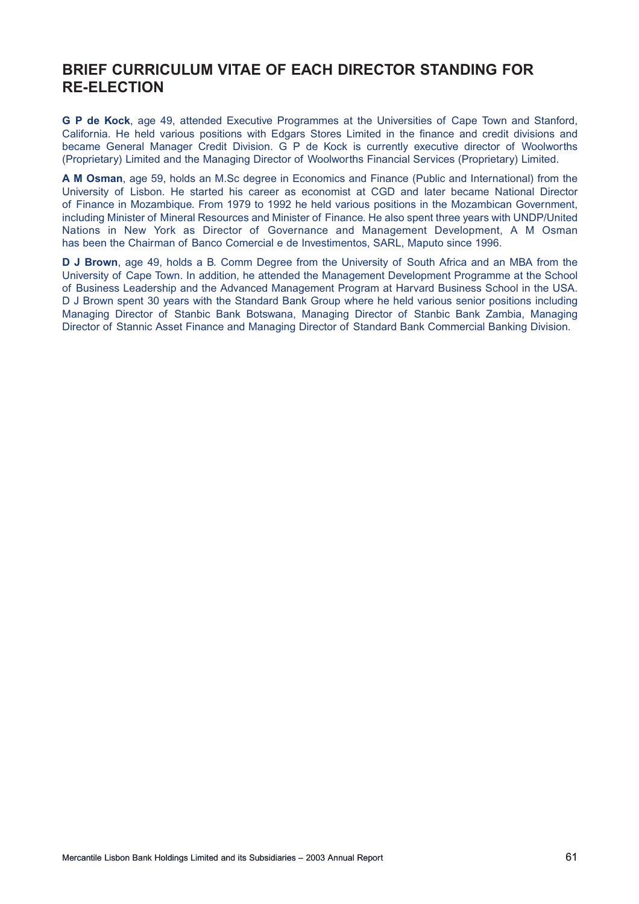# BRIEF CURRICULUM VITAE OF EACH DIRECTOR STANDING FOR RE-ELECTION

**G P de Kock**, age 49, attended Executive Programmes at the Universities of Cape Town and Stanford, California. He held various positions with Edgars Stores Limited in the finance and credit divisions and became General Manager Credit Division. G P de Kock is currently executive director of Woolworths (Proprietary) Limited and the Managing Director of Woolworths Financial Services (Proprietary) Limited.

**A M Osman**, age 59, holds an M.Sc degree in Economics and Finance (Public and International) from the University of Lisbon. He started his career as economist at CGD and later became National Director of Finance in Mozambique. From 1979 to 1992 he held various positions in the Mozambican Government, including Minister of Mineral Resources and Minister of Finance. He also spent three years with UNDP/United Nations in New York as Director of Governance and Management Development, A M Osman has been the Chairman of Banco Comercial e de Investimentos, SARL, Maputo since 1996.

**D J Brown**, age 49, holds a B. Comm Degree from the University of South Africa and an MBA from the University of Cape Town. In addition, he attended the Management Development Programme at the School of Business Leadership and the Advanced Management Program at Harvard Business School in the USA. D J Brown spent 30 years with the Standard Bank Group where he held various senior positions including Managing Director of Stanbic Bank Botswana, Managing Director of Stanbic Bank Zambia, Managing Director of Stannic Asset Finance and Managing Director of Standard Bank Commercial Banking Division.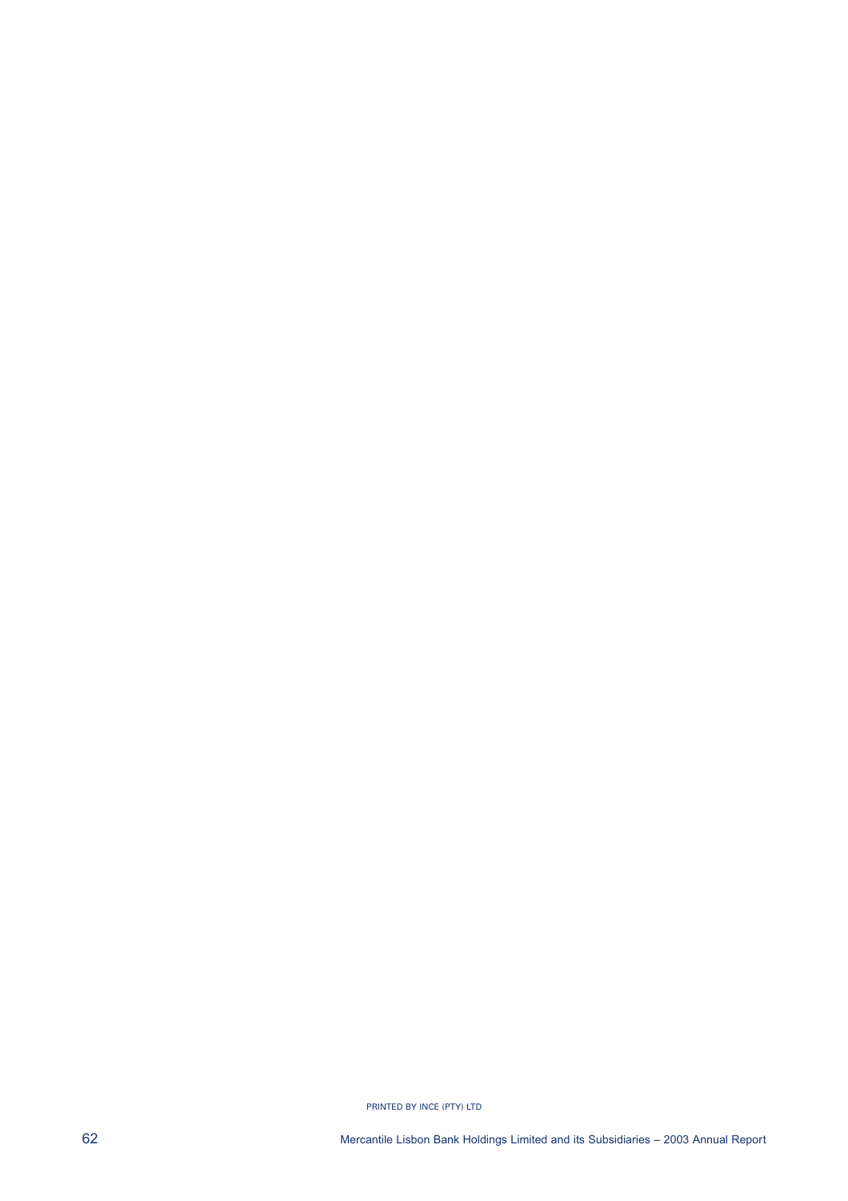PRINTED BY INCE (PTY) LTD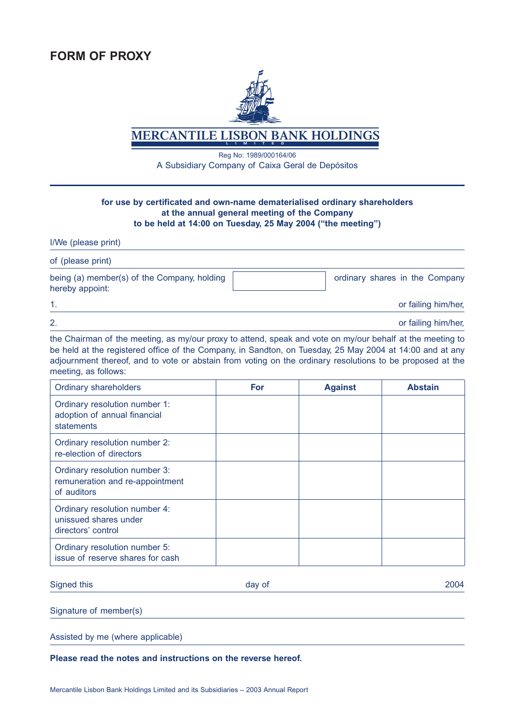# FORM OF PROXY

**MERCANTILE LISBON BANK HOLDINGS**
LIMITED

Reg No: 1989/000164/06

A Subsidiary Company of Caixa Geral de Depósitos

---

**for use by certificated and own-name dematerialised ordinary shareholders at the annual general meeting of the Company to be held at 14:00 on Tuesday, 25 May 2004 ("the meeting")**

I/We (please print) ______________________________________________

of (please print) ______________________________________________

being (a) member(s) of the Company, holding [ __________ ] ordinary shares in the Company hereby appoint:

1. ______________________________________________ or failing him/her,

2. ______________________________________________ or failing him/her,

the Chairman of the meeting, as my/our proxy to attend, speak and vote on my/our behalf at the meeting to be held at the registered office of the Company, in Sandton, on Tuesday, 25 May 2004 at 14:00 and at any adjournment thereof, and to vote or abstain from voting on the ordinary resolutions to be proposed at the meeting, as follows:

| Ordinary shareholders | For | Against | Abstain |
|---|---|---|---|
| Ordinary resolution number 1: adoption of annual financial statements | | | |
| Ordinary resolution number 2: re-election of directors | | | |
| Ordinary resolution number 3: remuneration and re-appointment of auditors | | | |
| Ordinary resolution number 4: unissued shares under directors' control | | | |
| Ordinary resolution number 5: issue of reserve shares for cash | | | |

Signed this ______________ day of ______________ 2004

Signature of member(s) ______________________________________________

Assisted by me (where applicable) ______________________________________________

**Please read the notes and instructions on the reverse hereof.**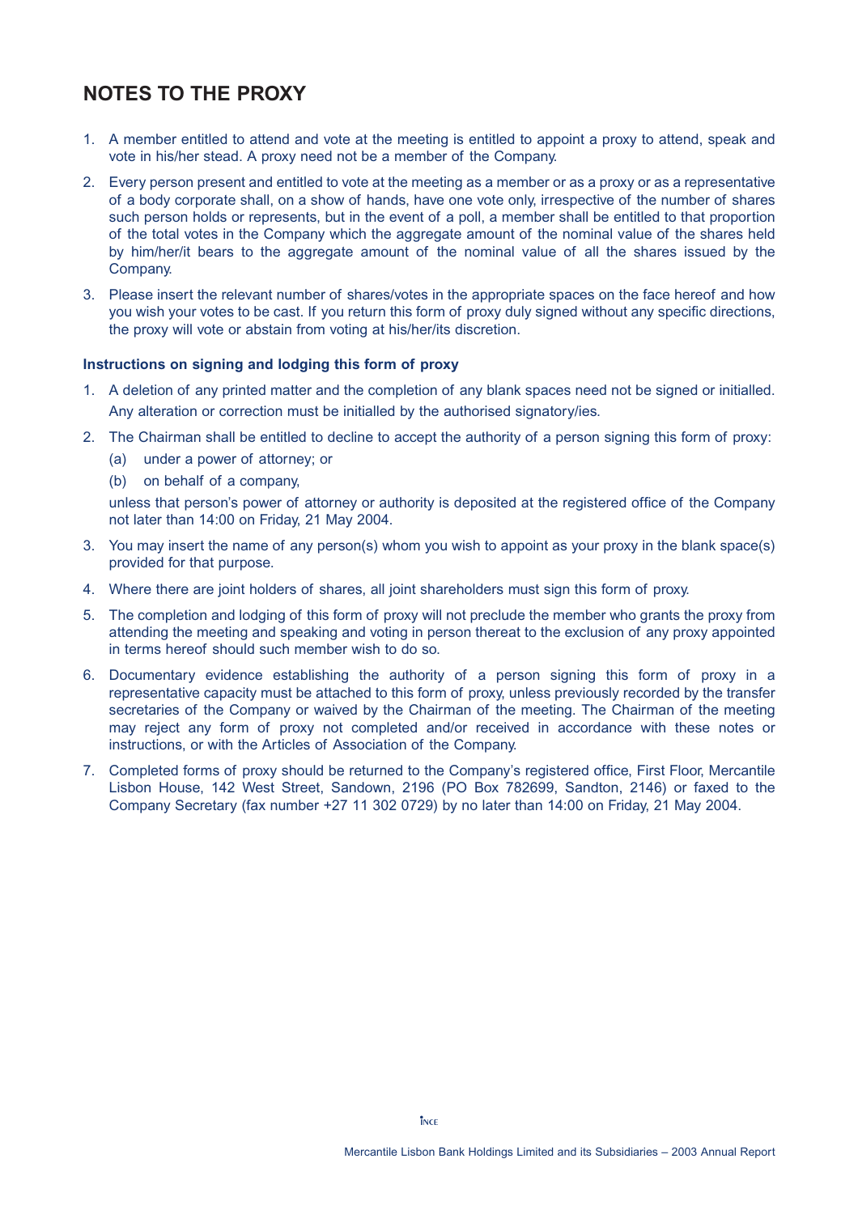# NOTES TO THE PROXY

1. A member entitled to attend and vote at the meeting is entitled to appoint a proxy to attend, speak and vote in his/her stead. A proxy need not be a member of the Company.
2. Every person present and entitled to vote at the meeting as a member or as a proxy or as a representative of a body corporate shall, on a show of hands, have one vote only, irrespective of the number of shares such person holds or represents, but in the event of a poll, a member shall be entitled to that proportion of the total votes in the Company which the aggregate amount of the nominal value of the shares held by him/her/it bears to the aggregate amount of the nominal value of all the shares issued by the Company.
3. Please insert the relevant number of shares/votes in the appropriate spaces on the face hereof and how you wish your votes to be cast. If you return this form of proxy duly signed without any specific directions, the proxy will vote or abstain from voting at his/her/its discretion.

**Instructions on signing and lodging this form of proxy**

1. A deletion of any printed matter and the completion of any blank spaces need not be signed or initialled. Any alteration or correction must be initialled by the authorised signatory/ies.
2. The Chairman shall be entitled to decline to accept the authority of a person signing this form of proxy:
   (a) under a power of attorney; or
   (b) on behalf of a company,

   unless that person's power of attorney or authority is deposited at the registered office of the Company not later than 14:00 on Friday, 21 May 2004.
3. You may insert the name of any person(s) whom you wish to appoint as your proxy in the blank space(s) provided for that purpose.
4. Where there are joint holders of shares, all joint shareholders must sign this form of proxy.
5. The completion and lodging of this form of proxy will not preclude the member who grants the proxy from attending the meeting and speaking and voting in person thereat to the exclusion of any proxy appointed in terms hereof should such member wish to do so.
6. Documentary evidence establishing the authority of a person signing this form of proxy in a representative capacity must be attached to this form of proxy, unless previously recorded by the transfer secretaries of the Company or waived by the Chairman of the meeting. The Chairman of the meeting may reject any form of proxy not completed and/or received in accordance with these notes or instructions, or with the Articles of Association of the Company.
7. Completed forms of proxy should be returned to the Company's registered office, First Floor, Mercantile Lisbon House, 142 West Street, Sandown, 2196 (PO Box 782699, Sandton, 2146) or faxed to the Company Secretary (fax number +27 11 302 0729) by no later than 14:00 on Friday, 21 May 2004.